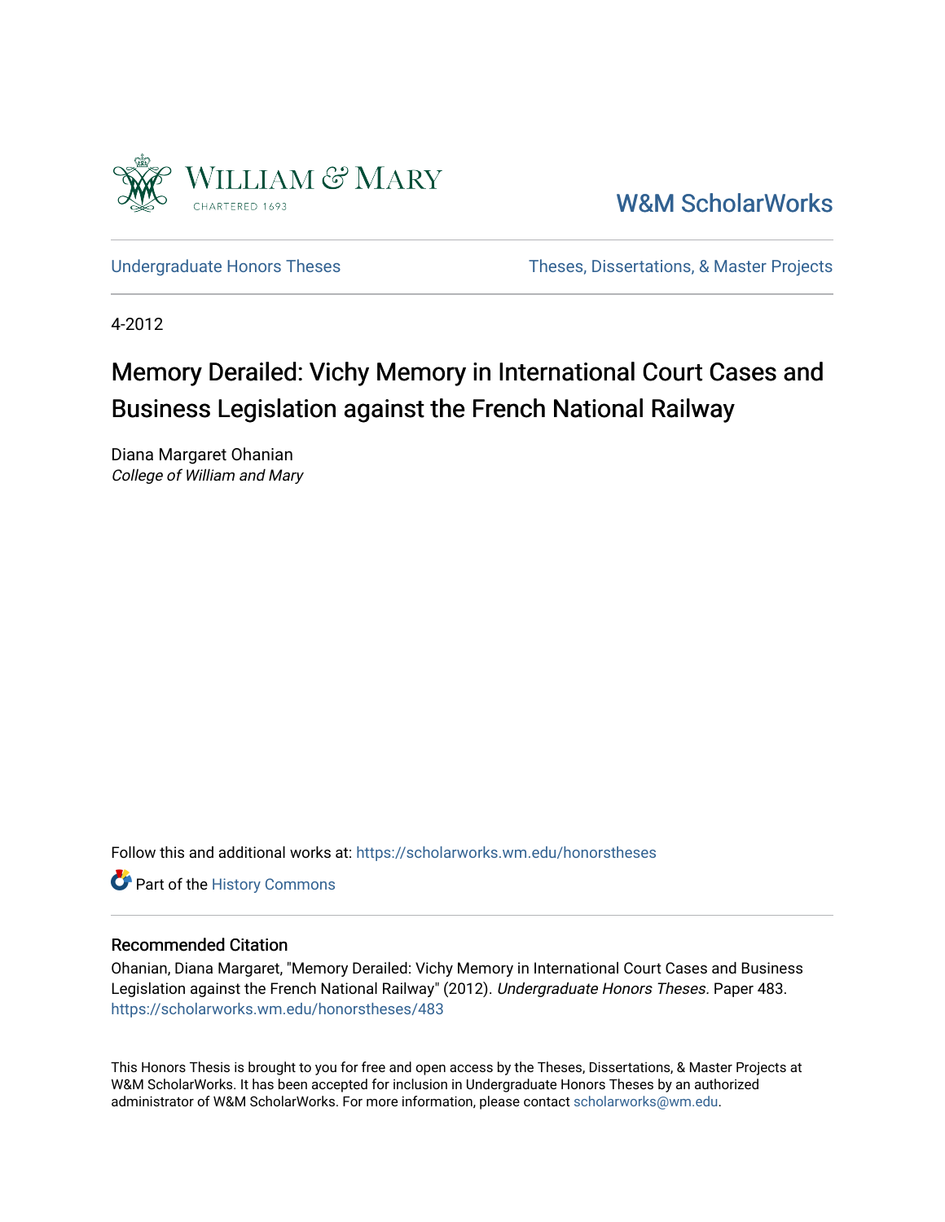William & Mary
CHARTERED 1693

W&M ScholarWorks

Undergraduate Honors Theses | Theses, Dissertations, & Master Projects

4-2012

# Memory Derailed: Vichy Memory in International Court Cases and Business Legislation against the French National Railway

Diana Margaret Ohanian
*College of William and Mary*

Follow this and additional works at: https://scholarworks.wm.edu/honorstheses

Part of the History Commons

## Recommended Citation

Ohanian, Diana Margaret, "Memory Derailed: Vichy Memory in International Court Cases and Business Legislation against the French National Railway" (2012). *Undergraduate Honors Theses.* Paper 483.
https://scholarworks.wm.edu/honorstheses/483

This Honors Thesis is brought to you for free and open access by the Theses, Dissertations, & Master Projects at W&M ScholarWorks. It has been accepted for inclusion in Undergraduate Honors Theses by an authorized administrator of W&M ScholarWorks. For more information, please contact scholarworks@wm.edu.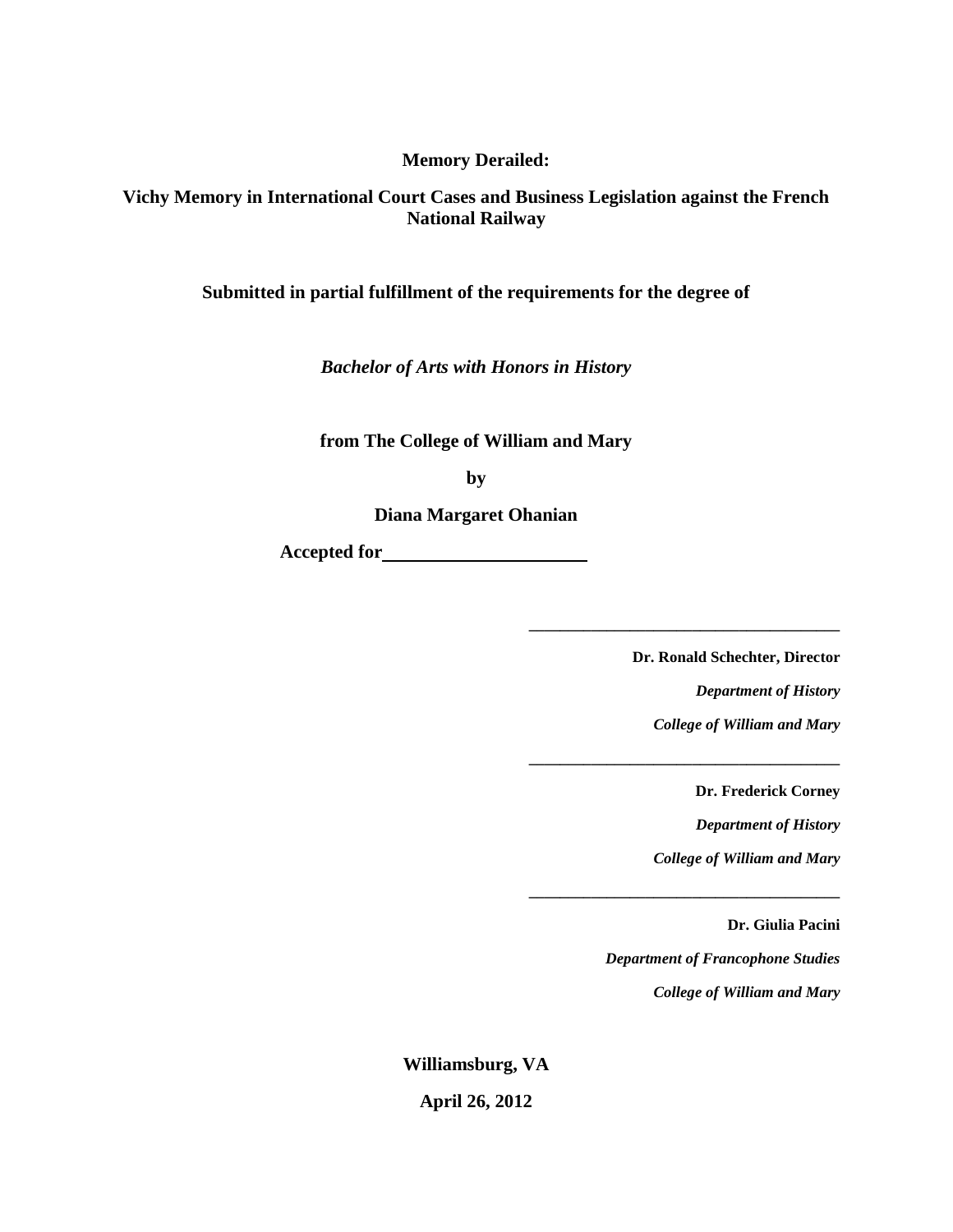**Memory Derailed:**

**Vichy Memory in International Court Cases and Business Legislation against the French National Railway**

**Submitted in partial fulfillment of the requirements for the degree of**

***Bachelor of Arts with Honors in History***

**from The College of William and Mary**

**by**

**Diana Margaret Ohanian**

**Accepted for** ______________________

______________________________________

**Dr. Ronald Schechter, Director**

***Department of History***

***College of William and Mary***

______________________________________

**Dr. Frederick Corney**

***Department of History***

***College of William and Mary***

______________________________________

**Dr. Giulia Pacini**

***Department of Francophone Studies***

***College of William and Mary***

**Williamsburg, VA**

**April 26, 2012**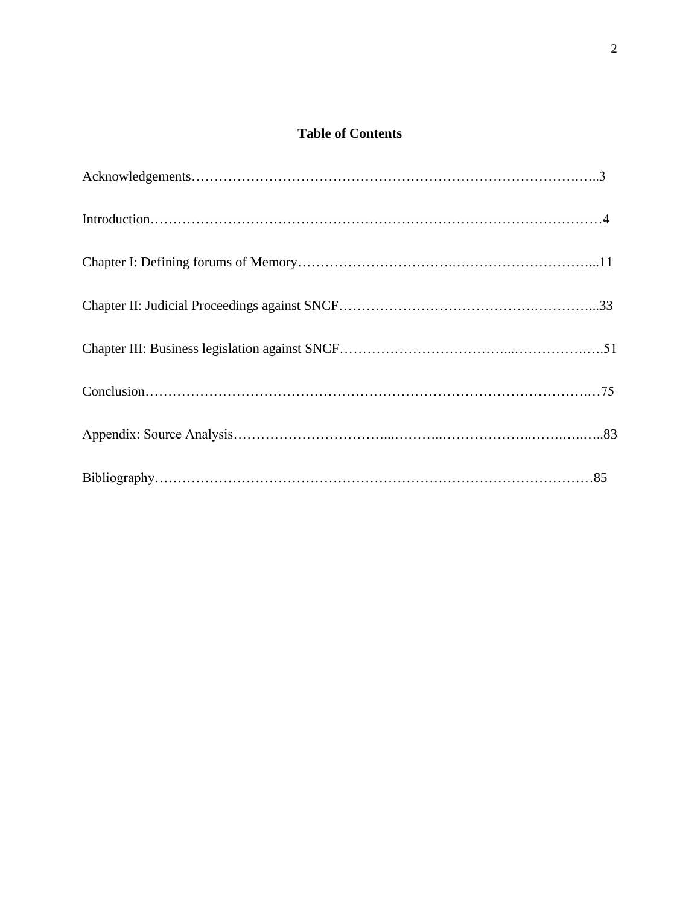# Table of Contents

Acknowledgements……………………………………………………………………………..…..3

Introduction……………………………………………………………………………….………4

Chapter I: Defining forums of Memory………………………….…………………………...11

Chapter II: Judicial Proceedings against SNCF………………………………….…………...33

Chapter III: Business legislation against SNCF……….………………………...…………….….51

Conclusion……………………………………………………………………………………..…75

Appendix: Source Analysis……………………………...………..………………..…….…..…..83

Bibliography………………………………………………………………………………………85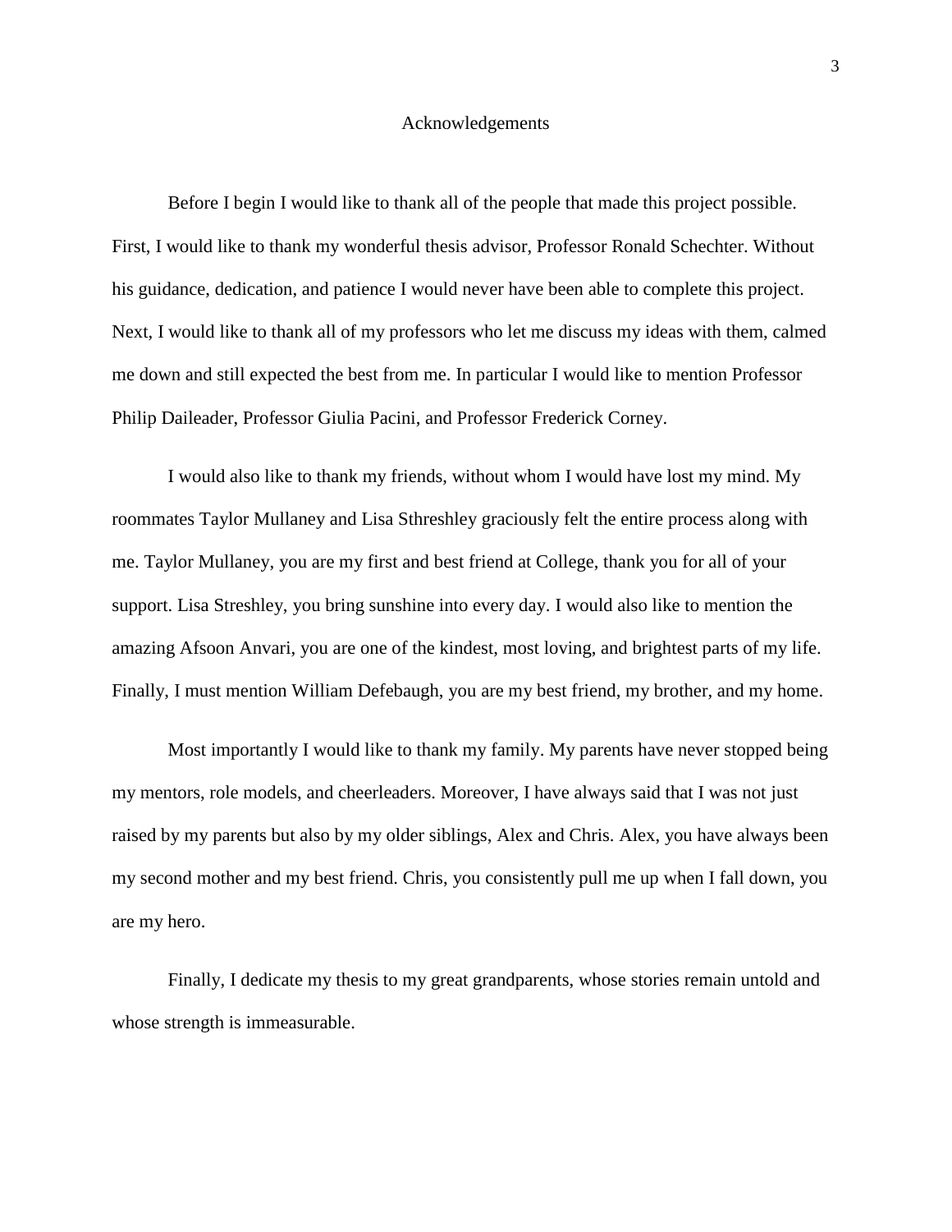# Acknowledgements

Before I begin I would like to thank all of the people that made this project possible. First, I would like to thank my wonderful thesis advisor, Professor Ronald Schechter. Without his guidance, dedication, and patience I would never have been able to complete this project. Next, I would like to thank all of my professors who let me discuss my ideas with them, calmed me down and still expected the best from me. In particular I would like to mention Professor Philip Daileader, Professor Giulia Pacini, and Professor Frederick Corney.

I would also like to thank my friends, without whom I would have lost my mind. My roommates Taylor Mullaney and Lisa Sthreshley graciously felt the entire process along with me. Taylor Mullaney, you are my first and best friend at College, thank you for all of your support. Lisa Streshley, you bring sunshine into every day. I would also like to mention the amazing Afsoon Anvari, you are one of the kindest, most loving, and brightest parts of my life. Finally, I must mention William Defebaugh, you are my best friend, my brother, and my home.

Most importantly I would like to thank my family. My parents have never stopped being my mentors, role models, and cheerleaders. Moreover, I have always said that I was not just raised by my parents but also by my older siblings, Alex and Chris. Alex, you have always been my second mother and my best friend. Chris, you consistently pull me up when I fall down, you are my hero.

Finally, I dedicate my thesis to my great grandparents, whose stories remain untold and whose strength is immeasurable.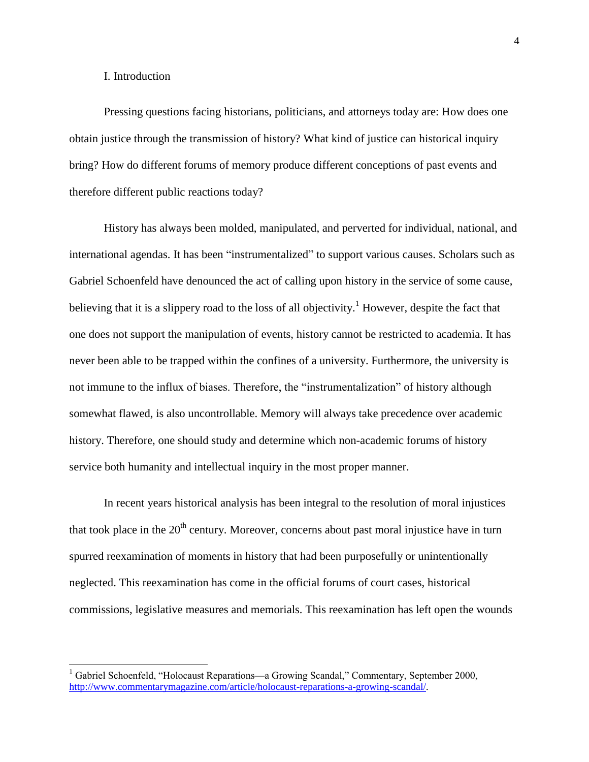## I. Introduction

Pressing questions facing historians, politicians, and attorneys today are: How does one obtain justice through the transmission of history? What kind of justice can historical inquiry bring? How do different forums of memory produce different conceptions of past events and therefore different public reactions today?

History has always been molded, manipulated, and perverted for individual, national, and international agendas. It has been "instrumentalized" to support various causes. Scholars such as Gabriel Schoenfeld have denounced the act of calling upon history in the service of some cause, believing that it is a slippery road to the loss of all objectivity.[1] However, despite the fact that one does not support the manipulation of events, history cannot be restricted to academia. It has never been able to be trapped within the confines of a university. Furthermore, the university is not immune to the influx of biases. Therefore, the "instrumentalization" of history although somewhat flawed, is also uncontrollable. Memory will always take precedence over academic history. Therefore, one should study and determine which non-academic forums of history service both humanity and intellectual inquiry in the most proper manner.

In recent years historical analysis has been integral to the resolution of moral injustices that took place in the 20th century. Moreover, concerns about past moral injustice have in turn spurred reexamination of moments in history that had been purposefully or unintentionally neglected. This reexamination has come in the official forums of court cases, historical commissions, legislative measures and memorials. This reexamination has left open the wounds

---

[1] Gabriel Schoenfeld, "Holocaust Reparations—a Growing Scandal," Commentary, September 2000, http://www.commentarymagazine.com/article/holocaust-reparations-a-growing-scandal/.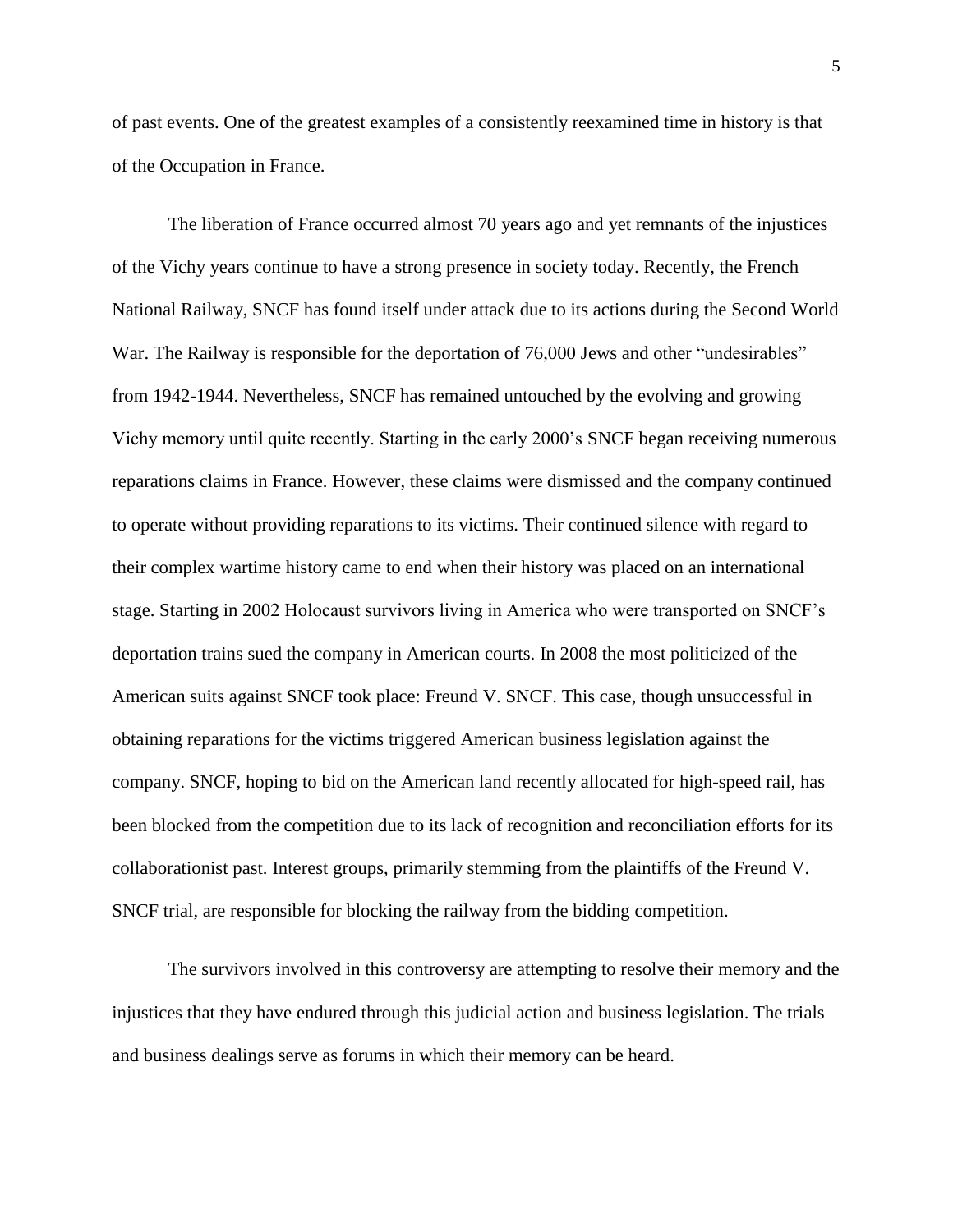of past events. One of the greatest examples of a consistently reexamined time in history is that of the Occupation in France.

The liberation of France occurred almost 70 years ago and yet remnants of the injustices of the Vichy years continue to have a strong presence in society today. Recently, the French National Railway, SNCF has found itself under attack due to its actions during the Second World War. The Railway is responsible for the deportation of 76,000 Jews and other "undesirables" from 1942-1944. Nevertheless, SNCF has remained untouched by the evolving and growing Vichy memory until quite recently. Starting in the early 2000's SNCF began receiving numerous reparations claims in France. However, these claims were dismissed and the company continued to operate without providing reparations to its victims. Their continued silence with regard to their complex wartime history came to end when their history was placed on an international stage. Starting in 2002 Holocaust survivors living in America who were transported on SNCF's deportation trains sued the company in American courts. In 2008 the most politicized of the American suits against SNCF took place: Freund V. SNCF. This case, though unsuccessful in obtaining reparations for the victims triggered American business legislation against the company. SNCF, hoping to bid on the American land recently allocated for high-speed rail, has been blocked from the competition due to its lack of recognition and reconciliation efforts for its collaborationist past. Interest groups, primarily stemming from the plaintiffs of the Freund V. SNCF trial, are responsible for blocking the railway from the bidding competition.

The survivors involved in this controversy are attempting to resolve their memory and the injustices that they have endured through this judicial action and business legislation. The trials and business dealings serve as forums in which their memory can be heard.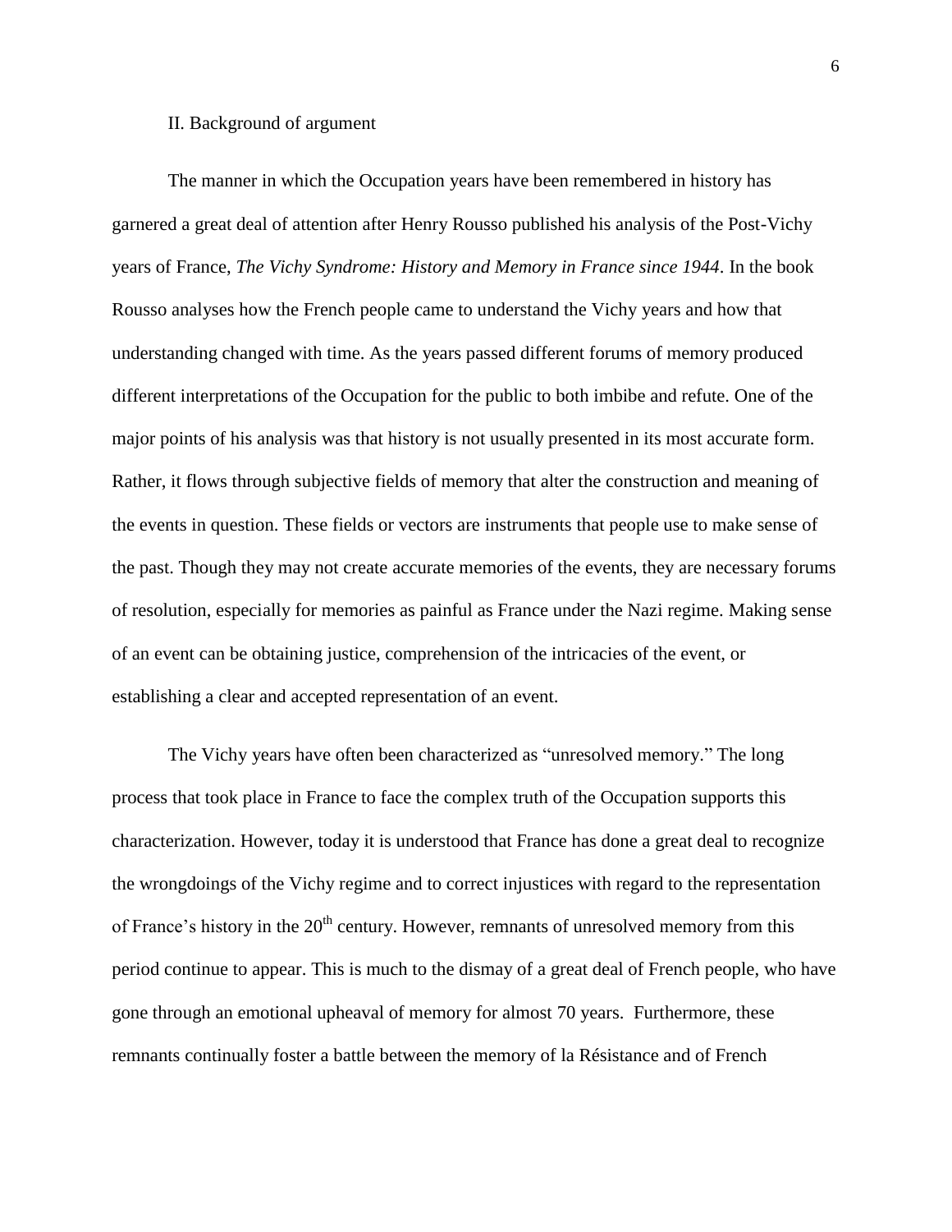## II. Background of argument

The manner in which the Occupation years have been remembered in history has garnered a great deal of attention after Henry Rousso published his analysis of the Post-Vichy years of France, *The Vichy Syndrome: History and Memory in France since 1944*. In the book Rousso analyses how the French people came to understand the Vichy years and how that understanding changed with time. As the years passed different forums of memory produced different interpretations of the Occupation for the public to both imbibe and refute. One of the major points of his analysis was that history is not usually presented in its most accurate form. Rather, it flows through subjective fields of memory that alter the construction and meaning of the events in question. These fields or vectors are instruments that people use to make sense of the past. Though they may not create accurate memories of the events, they are necessary forums of resolution, especially for memories as painful as France under the Nazi regime. Making sense of an event can be obtaining justice, comprehension of the intricacies of the event, or establishing a clear and accepted representation of an event.

The Vichy years have often been characterized as "unresolved memory." The long process that took place in France to face the complex truth of the Occupation supports this characterization. However, today it is understood that France has done a great deal to recognize the wrongdoings of the Vichy regime and to correct injustices with regard to the representation of France's history in the 20th century. However, remnants of unresolved memory from this period continue to appear. This is much to the dismay of a great deal of French people, who have gone through an emotional upheaval of memory for almost 70 years. Furthermore, these remnants continually foster a battle between the memory of la Résistance and of French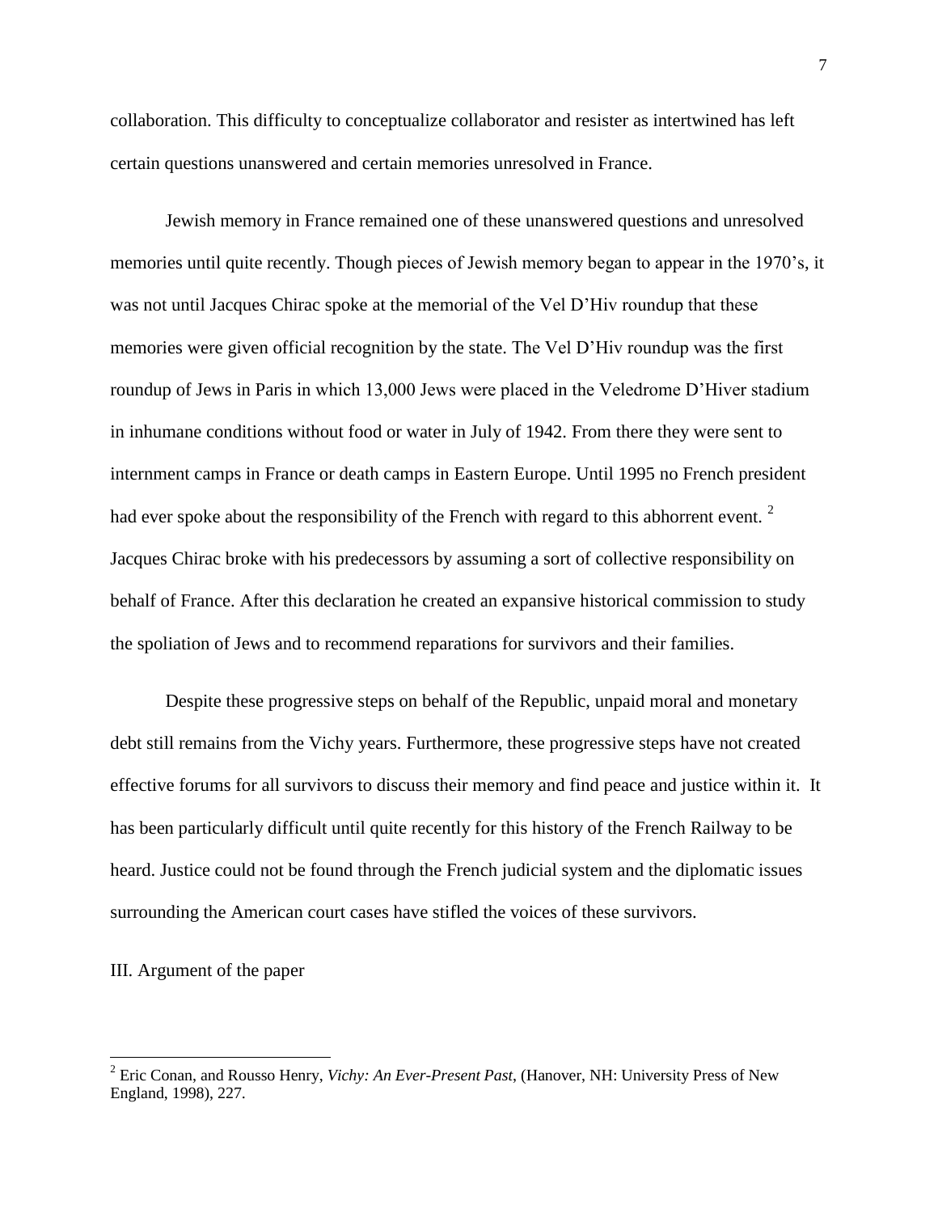collaboration. This difficulty to conceptualize collaborator and resister as intertwined has left certain questions unanswered and certain memories unresolved in France.

Jewish memory in France remained one of these unanswered questions and unresolved memories until quite recently. Though pieces of Jewish memory began to appear in the 1970's, it was not until Jacques Chirac spoke at the memorial of the Vel D'Hiv roundup that these memories were given official recognition by the state. The Vel D'Hiv roundup was the first roundup of Jews in Paris in which 13,000 Jews were placed in the Veledrome D'Hiver stadium in inhumane conditions without food or water in July of 1942. From there they were sent to internment camps in France or death camps in Eastern Europe. Until 1995 no French president had ever spoke about the responsibility of the French with regard to this abhorrent event. [2] Jacques Chirac broke with his predecessors by assuming a sort of collective responsibility on behalf of France. After this declaration he created an expansive historical commission to study the spoliation of Jews and to recommend reparations for survivors and their families.

Despite these progressive steps on behalf of the Republic, unpaid moral and monetary debt still remains from the Vichy years. Furthermore, these progressive steps have not created effective forums for all survivors to discuss their memory and find peace and justice within it. It has been particularly difficult until quite recently for this history of the French Railway to be heard. Justice could not be found through the French judicial system and the diplomatic issues surrounding the American court cases have stifled the voices of these survivors.

## III. Argument of the paper

---

[2] Eric Conan, and Rousso Henry, *Vichy: An Ever-Present Past*, (Hanover, NH: University Press of New England, 1998), 227.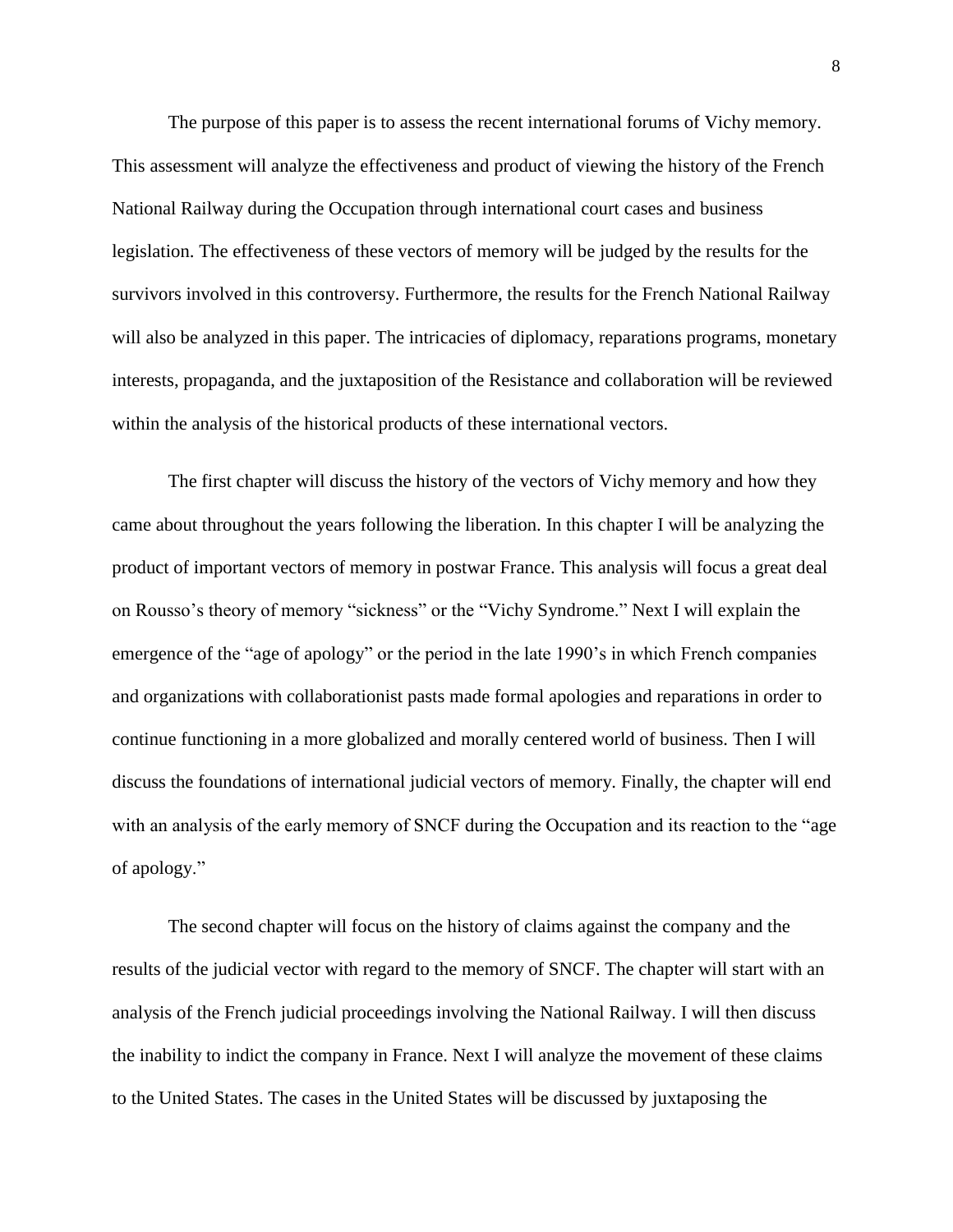The purpose of this paper is to assess the recent international forums of Vichy memory. This assessment will analyze the effectiveness and product of viewing the history of the French National Railway during the Occupation through international court cases and business legislation. The effectiveness of these vectors of memory will be judged by the results for the survivors involved in this controversy. Furthermore, the results for the French National Railway will also be analyzed in this paper. The intricacies of diplomacy, reparations programs, monetary interests, propaganda, and the juxtaposition of the Resistance and collaboration will be reviewed within the analysis of the historical products of these international vectors.

The first chapter will discuss the history of the vectors of Vichy memory and how they came about throughout the years following the liberation. In this chapter I will be analyzing the product of important vectors of memory in postwar France. This analysis will focus a great deal on Rousso's theory of memory "sickness" or the "Vichy Syndrome." Next I will explain the emergence of the "age of apology" or the period in the late 1990's in which French companies and organizations with collaborationist pasts made formal apologies and reparations in order to continue functioning in a more globalized and morally centered world of business. Then I will discuss the foundations of international judicial vectors of memory. Finally, the chapter will end with an analysis of the early memory of SNCF during the Occupation and its reaction to the "age of apology."

The second chapter will focus on the history of claims against the company and the results of the judicial vector with regard to the memory of SNCF. The chapter will start with an analysis of the French judicial proceedings involving the National Railway. I will then discuss the inability to indict the company in France. Next I will analyze the movement of these claims to the United States. The cases in the United States will be discussed by juxtaposing the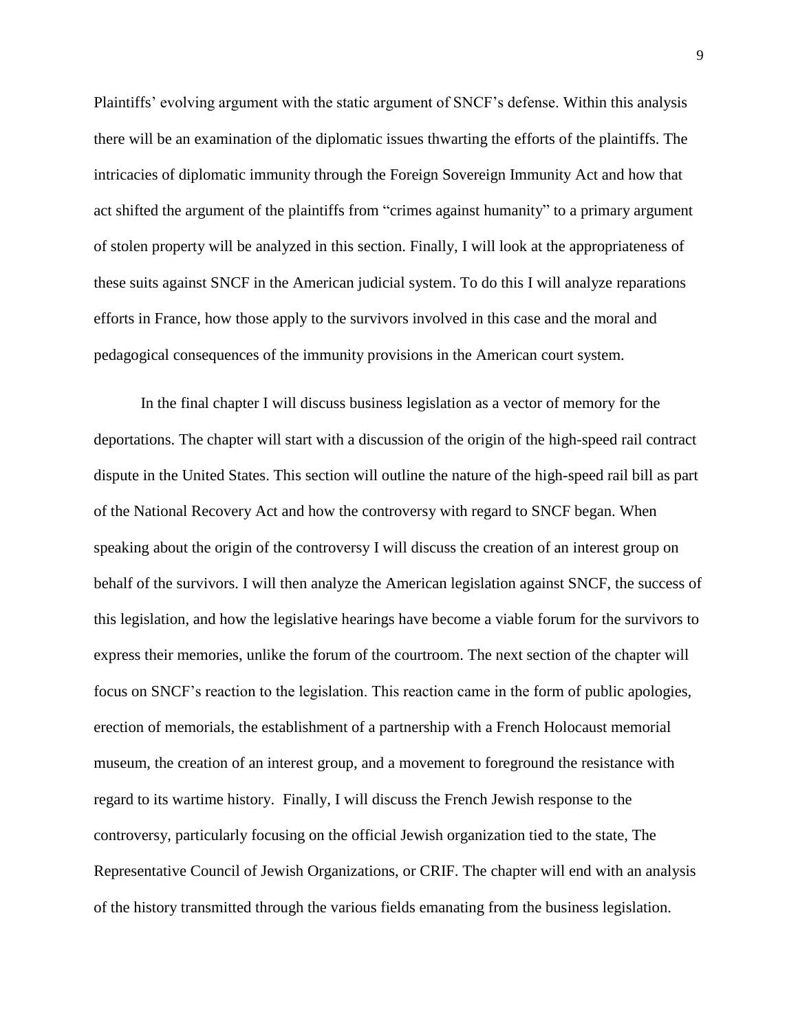Plaintiffs' evolving argument with the static argument of SNCF's defense. Within this analysis there will be an examination of the diplomatic issues thwarting the efforts of the plaintiffs. The intricacies of diplomatic immunity through the Foreign Sovereign Immunity Act and how that act shifted the argument of the plaintiffs from "crimes against humanity" to a primary argument of stolen property will be analyzed in this section. Finally, I will look at the appropriateness of these suits against SNCF in the American judicial system. To do this I will analyze reparations efforts in France, how those apply to the survivors involved in this case and the moral and pedagogical consequences of the immunity provisions in the American court system.

In the final chapter I will discuss business legislation as a vector of memory for the deportations. The chapter will start with a discussion of the origin of the high-speed rail contract dispute in the United States. This section will outline the nature of the high-speed rail bill as part of the National Recovery Act and how the controversy with regard to SNCF began. When speaking about the origin of the controversy I will discuss the creation of an interest group on behalf of the survivors. I will then analyze the American legislation against SNCF, the success of this legislation, and how the legislative hearings have become a viable forum for the survivors to express their memories, unlike the forum of the courtroom. The next section of the chapter will focus on SNCF's reaction to the legislation. This reaction came in the form of public apologies, erection of memorials, the establishment of a partnership with a French Holocaust memorial museum, the creation of an interest group, and a movement to foreground the resistance with regard to its wartime history. Finally, I will discuss the French Jewish response to the controversy, particularly focusing on the official Jewish organization tied to the state, The Representative Council of Jewish Organizations, or CRIF. The chapter will end with an analysis of the history transmitted through the various fields emanating from the business legislation.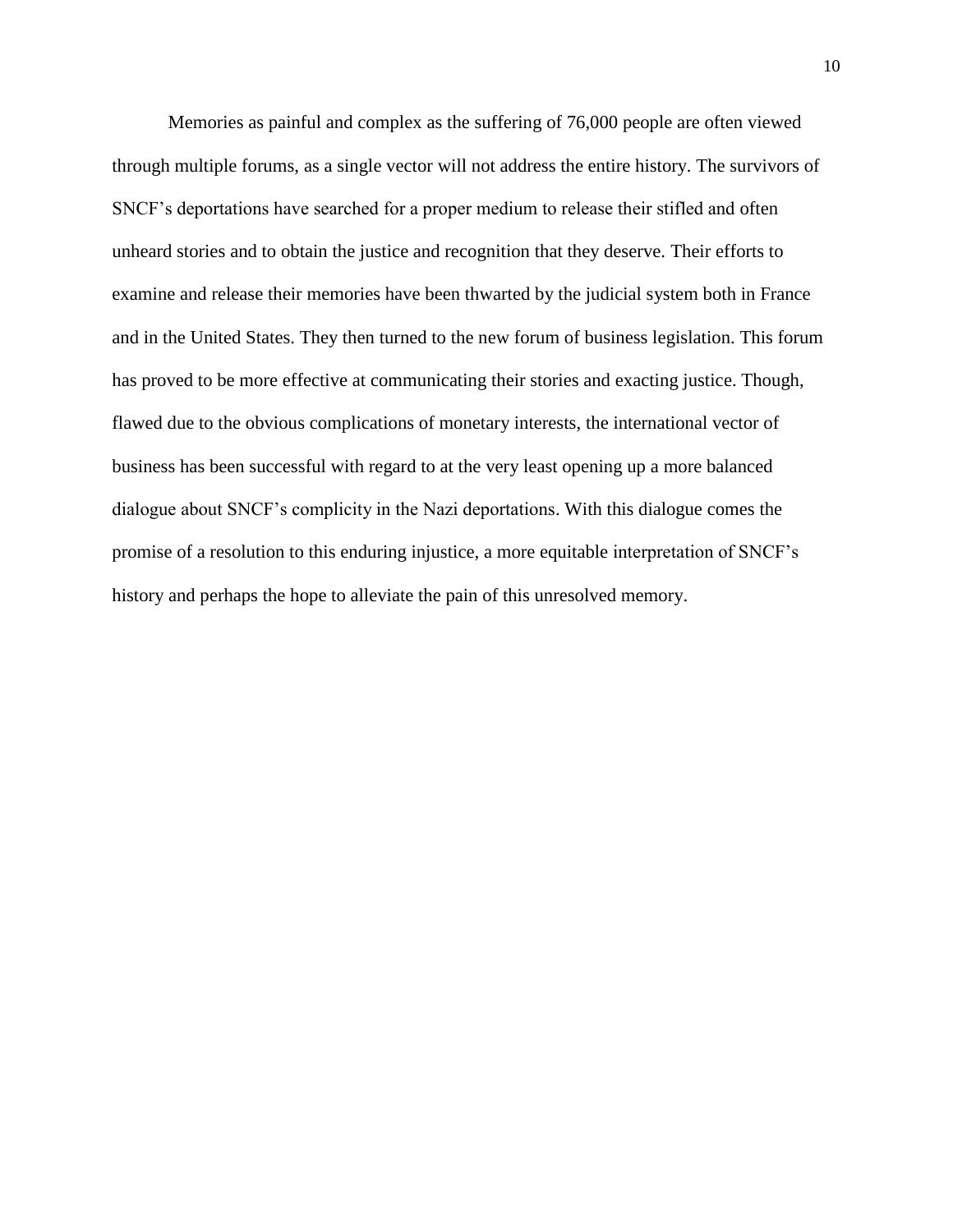Memories as painful and complex as the suffering of 76,000 people are often viewed through multiple forums, as a single vector will not address the entire history. The survivors of SNCF's deportations have searched for a proper medium to release their stifled and often unheard stories and to obtain the justice and recognition that they deserve. Their efforts to examine and release their memories have been thwarted by the judicial system both in France and in the United States. They then turned to the new forum of business legislation. This forum has proved to be more effective at communicating their stories and exacting justice. Though, flawed due to the obvious complications of monetary interests, the international vector of business has been successful with regard to at the very least opening up a more balanced dialogue about SNCF's complicity in the Nazi deportations. With this dialogue comes the promise of a resolution to this enduring injustice, a more equitable interpretation of SNCF's history and perhaps the hope to alleviate the pain of this unresolved memory.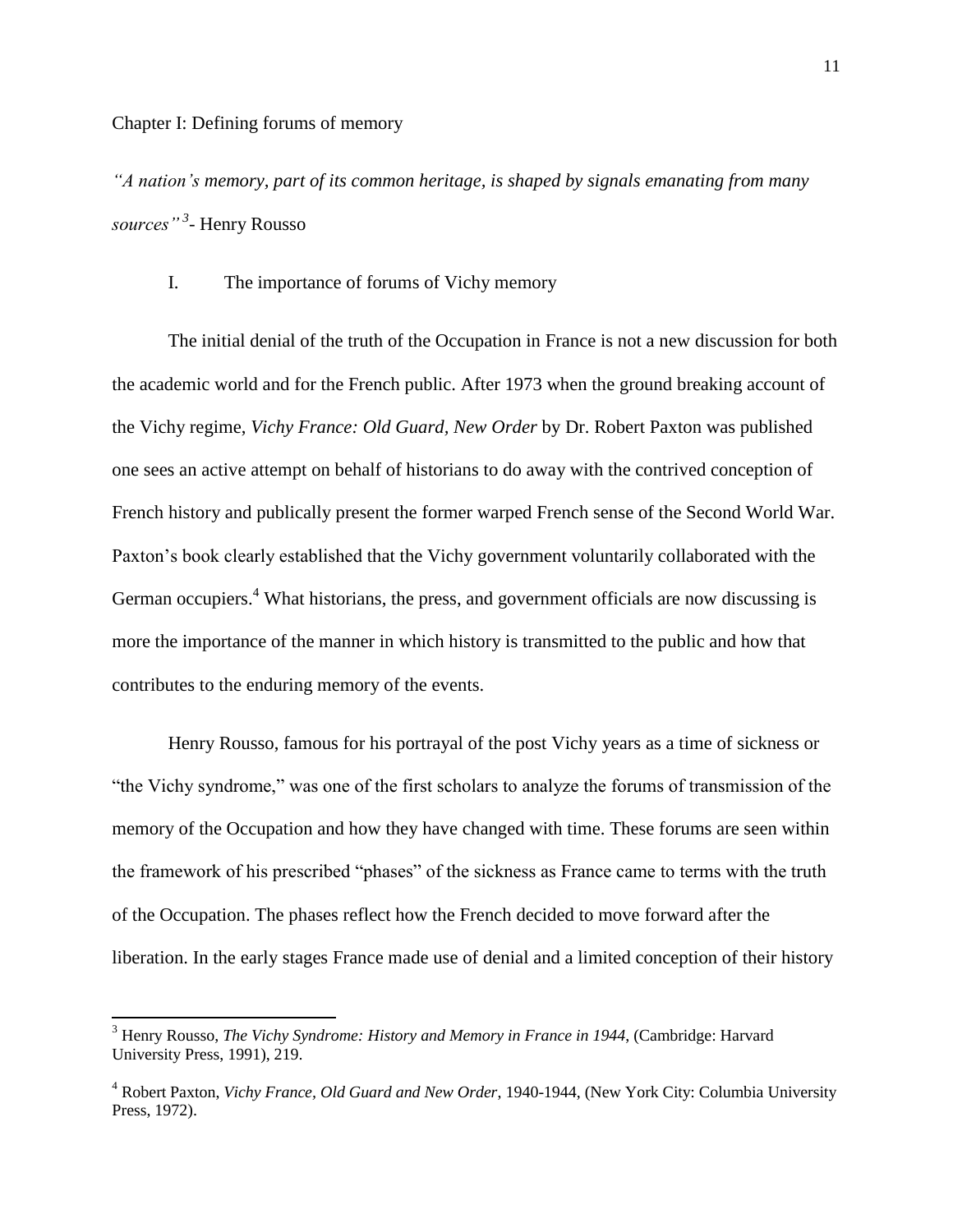## Chapter I: Defining forums of memory

*"A nation's memory, part of its common heritage, is shaped by signals emanating from many sources"*[3]- Henry Rousso

### I. The importance of forums of Vichy memory

The initial denial of the truth of the Occupation in France is not a new discussion for both the academic world and for the French public. After 1973 when the ground breaking account of the Vichy regime, *Vichy France: Old Guard, New Order* by Dr. Robert Paxton was published one sees an active attempt on behalf of historians to do away with the contrived conception of French history and publically present the former warped French sense of the Second World War. Paxton's book clearly established that the Vichy government voluntarily collaborated with the German occupiers.[4] What historians, the press, and government officials are now discussing is more the importance of the manner in which history is transmitted to the public and how that contributes to the enduring memory of the events.

Henry Rousso, famous for his portrayal of the post Vichy years as a time of sickness or "the Vichy syndrome," was one of the first scholars to analyze the forums of transmission of the memory of the Occupation and how they have changed with time. These forums are seen within the framework of his prescribed "phases" of the sickness as France came to terms with the truth of the Occupation. The phases reflect how the French decided to move forward after the liberation. In the early stages France made use of denial and a limited conception of their history

---

[3] Henry Rousso, *The Vichy Syndrome: History and Memory in France in 1944*, (Cambridge: Harvard University Press, 1991), 219.

[4] Robert Paxton, *Vichy France, Old Guard and New Order*, 1940-1944, (New York City: Columbia University Press, 1972).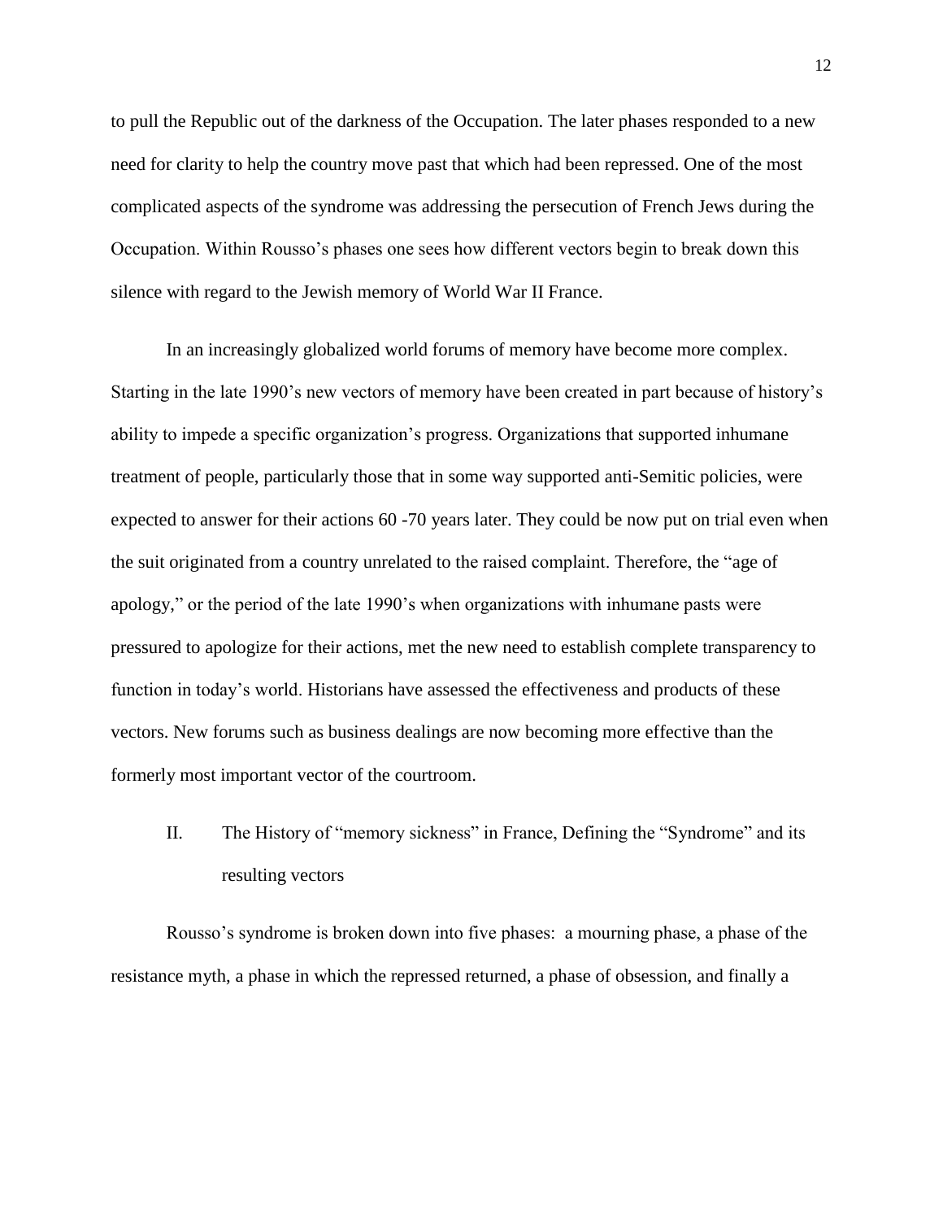to pull the Republic out of the darkness of the Occupation. The later phases responded to a new need for clarity to help the country move past that which had been repressed. One of the most complicated aspects of the syndrome was addressing the persecution of French Jews during the Occupation. Within Rousso's phases one sees how different vectors begin to break down this silence with regard to the Jewish memory of World War II France.

In an increasingly globalized world forums of memory have become more complex. Starting in the late 1990's new vectors of memory have been created in part because of history's ability to impede a specific organization's progress. Organizations that supported inhumane treatment of people, particularly those that in some way supported anti-Semitic policies, were expected to answer for their actions 60 -70 years later. They could be now put on trial even when the suit originated from a country unrelated to the raised complaint. Therefore, the "age of apology," or the period of the late 1990's when organizations with inhumane pasts were pressured to apologize for their actions, met the new need to establish complete transparency to function in today's world. Historians have assessed the effectiveness and products of these vectors. New forums such as business dealings are now becoming more effective than the formerly most important vector of the courtroom.

## II. The History of "memory sickness" in France, Defining the "Syndrome" and its resulting vectors

Rousso's syndrome is broken down into five phases: a mourning phase, a phase of the resistance myth, a phase in which the repressed returned, a phase of obsession, and finally a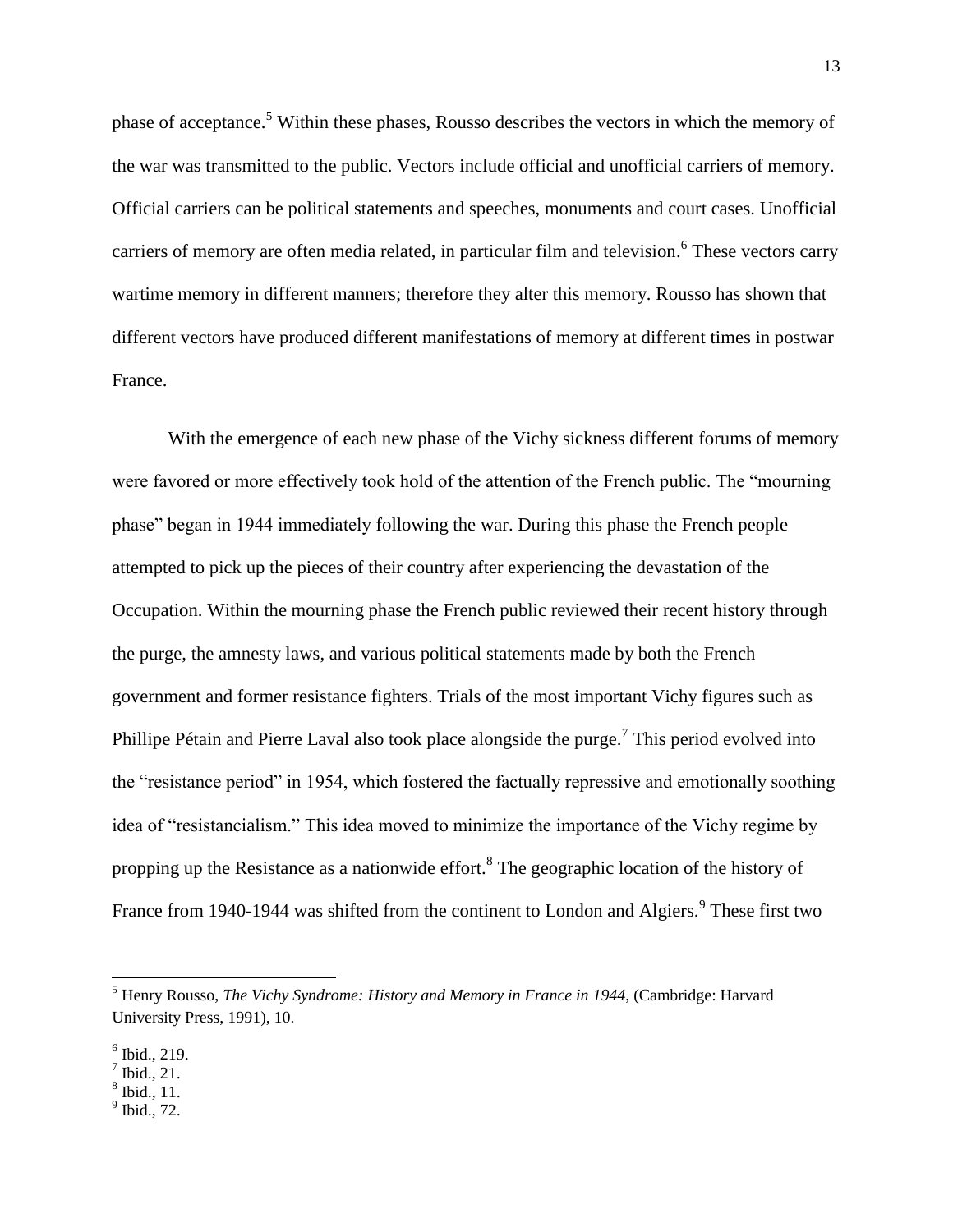phase of acceptance.[5] Within these phases, Rousso describes the vectors in which the memory of the war was transmitted to the public. Vectors include official and unofficial carriers of memory. Official carriers can be political statements and speeches, monuments and court cases. Unofficial carriers of memory are often media related, in particular film and television.[6] These vectors carry wartime memory in different manners; therefore they alter this memory. Rousso has shown that different vectors have produced different manifestations of memory at different times in postwar France.

With the emergence of each new phase of the Vichy sickness different forums of memory were favored or more effectively took hold of the attention of the French public. The "mourning phase" began in 1944 immediately following the war. During this phase the French people attempted to pick up the pieces of their country after experiencing the devastation of the Occupation. Within the mourning phase the French public reviewed their recent history through the purge, the amnesty laws, and various political statements made by both the French government and former resistance fighters. Trials of the most important Vichy figures such as Phillipe Pétain and Pierre Laval also took place alongside the purge.[7] This period evolved into the "resistance period" in 1954, which fostered the factually repressive and emotionally soothing idea of "resistancialism." This idea moved to minimize the importance of the Vichy regime by propping up the Resistance as a nationwide effort.[8] The geographic location of the history of France from 1940-1944 was shifted from the continent to London and Algiers.[9] These first two

---

[5] Henry Rousso, *The Vichy Syndrome: History and Memory in France in 1944*, (Cambridge: Harvard University Press, 1991), 10.

[6] Ibid., 219.

[7] Ibid., 21.

[8] Ibid., 11.

[9] Ibid., 72.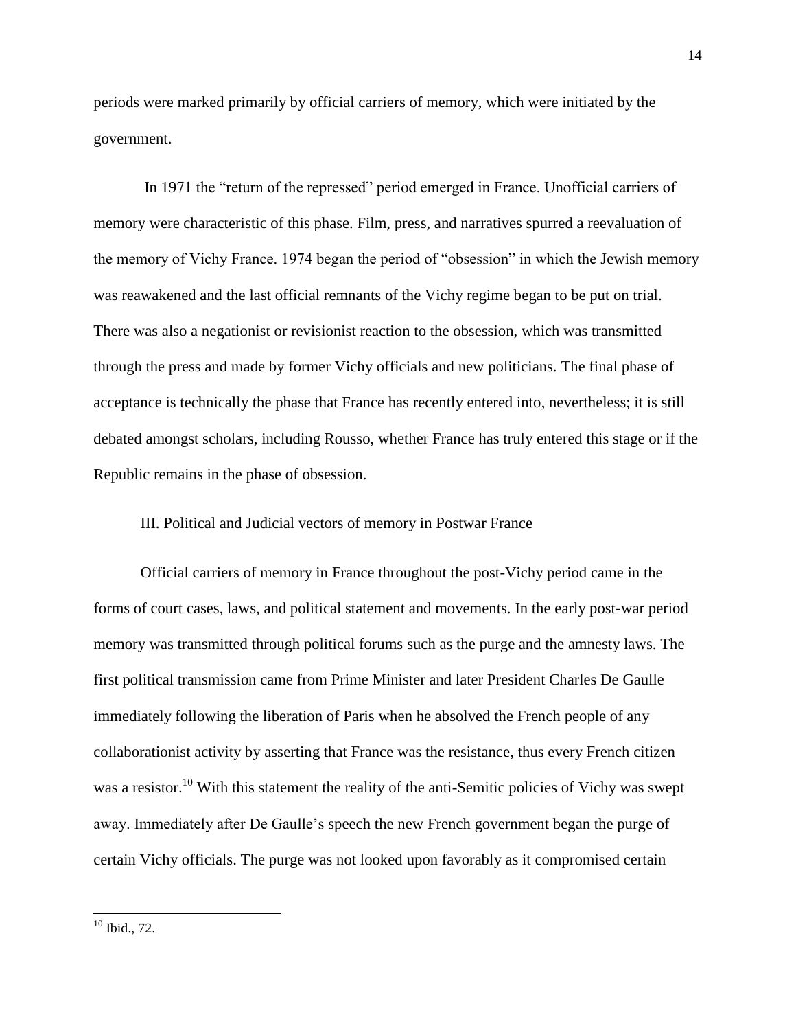periods were marked primarily by official carriers of memory, which were initiated by the government.

In 1971 the "return of the repressed" period emerged in France. Unofficial carriers of memory were characteristic of this phase. Film, press, and narratives spurred a reevaluation of the memory of Vichy France. 1974 began the period of "obsession" in which the Jewish memory was reawakened and the last official remnants of the Vichy regime began to be put on trial. There was also a negationist or revisionist reaction to the obsession, which was transmitted through the press and made by former Vichy officials and new politicians. The final phase of acceptance is technically the phase that France has recently entered into, nevertheless; it is still debated amongst scholars, including Rousso, whether France has truly entered this stage or if the Republic remains in the phase of obsession.

## III. Political and Judicial vectors of memory in Postwar France

Official carriers of memory in France throughout the post-Vichy period came in the forms of court cases, laws, and political statement and movements. In the early post-war period memory was transmitted through political forums such as the purge and the amnesty laws. The first political transmission came from Prime Minister and later President Charles De Gaulle immediately following the liberation of Paris when he absolved the French people of any collaborationist activity by asserting that France was the resistance, thus every French citizen was a resistor.[10] With this statement the reality of the anti-Semitic policies of Vichy was swept away. Immediately after De Gaulle's speech the new French government began the purge of certain Vichy officials. The purge was not looked upon favorably as it compromised certain

---

[10] Ibid., 72.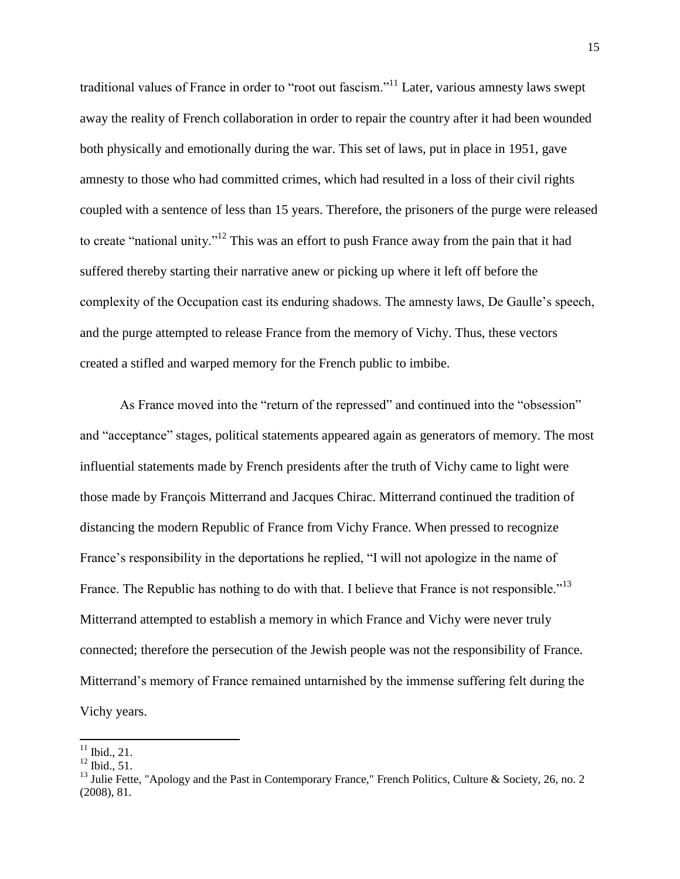traditional values of France in order to "root out fascism."[11] Later, various amnesty laws swept away the reality of French collaboration in order to repair the country after it had been wounded both physically and emotionally during the war. This set of laws, put in place in 1951, gave amnesty to those who had committed crimes, which had resulted in a loss of their civil rights coupled with a sentence of less than 15 years. Therefore, the prisoners of the purge were released to create "national unity."[12] This was an effort to push France away from the pain that it had suffered thereby starting their narrative anew or picking up where it left off before the complexity of the Occupation cast its enduring shadows. The amnesty laws, De Gaulle's speech, and the purge attempted to release France from the memory of Vichy. Thus, these vectors created a stifled and warped memory for the French public to imbibe.

As France moved into the "return of the repressed" and continued into the "obsession" and "acceptance" stages, political statements appeared again as generators of memory. The most influential statements made by French presidents after the truth of Vichy came to light were those made by François Mitterrand and Jacques Chirac. Mitterrand continued the tradition of distancing the modern Republic of France from Vichy France. When pressed to recognize France's responsibility in the deportations he replied, "I will not apologize in the name of France. The Republic has nothing to do with that. I believe that France is not responsible."[13] Mitterrand attempted to establish a memory in which France and Vichy were never truly connected; therefore the persecution of the Jewish people was not the responsibility of France. Mitterrand's memory of France remained untarnished by the immense suffering felt during the Vichy years.

---

[11] Ibid., 21.

[12] Ibid., 51.

[13] Julie Fette, "Apology and the Past in Contemporary France," French Politics, Culture & Society, 26, no. 2 (2008), 81.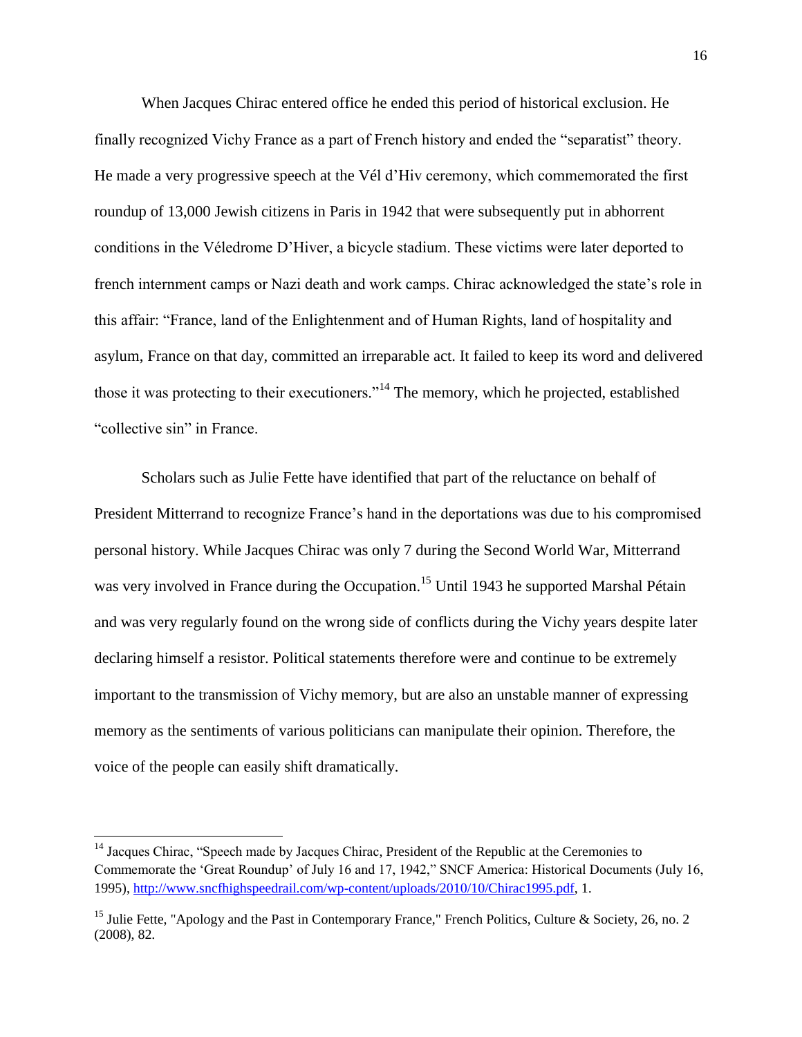When Jacques Chirac entered office he ended this period of historical exclusion. He finally recognized Vichy France as a part of French history and ended the "separatist" theory. He made a very progressive speech at the Vél d'Hiv ceremony, which commemorated the first roundup of 13,000 Jewish citizens in Paris in 1942 that were subsequently put in abhorrent conditions in the Véledrome D'Hiver, a bicycle stadium. These victims were later deported to french internment camps or Nazi death and work camps. Chirac acknowledged the state's role in this affair: "France, land of the Enlightenment and of Human Rights, land of hospitality and asylum, France on that day, committed an irreparable act. It failed to keep its word and delivered those it was protecting to their executioners."[14] The memory, which he projected, established "collective sin" in France.

Scholars such as Julie Fette have identified that part of the reluctance on behalf of President Mitterrand to recognize France's hand in the deportations was due to his compromised personal history. While Jacques Chirac was only 7 during the Second World War, Mitterrand was very involved in France during the Occupation.[15] Until 1943 he supported Marshal Pétain and was very regularly found on the wrong side of conflicts during the Vichy years despite later declaring himself a resistor. Political statements therefore were and continue to be extremely important to the transmission of Vichy memory, but are also an unstable manner of expressing memory as the sentiments of various politicians can manipulate their opinion. Therefore, the voice of the people can easily shift dramatically.

---

[14] Jacques Chirac, "Speech made by Jacques Chirac, President of the Republic at the Ceremonies to Commemorate the 'Great Roundup' of July 16 and 17, 1942," SNCF America: Historical Documents (July 16, 1995), http://www.sncfhighspeedrail.com/wp-content/uploads/2010/10/Chirac1995.pdf, 1.

[15] Julie Fette, "Apology and the Past in Contemporary France," French Politics, Culture & Society, 26, no. 2 (2008), 82.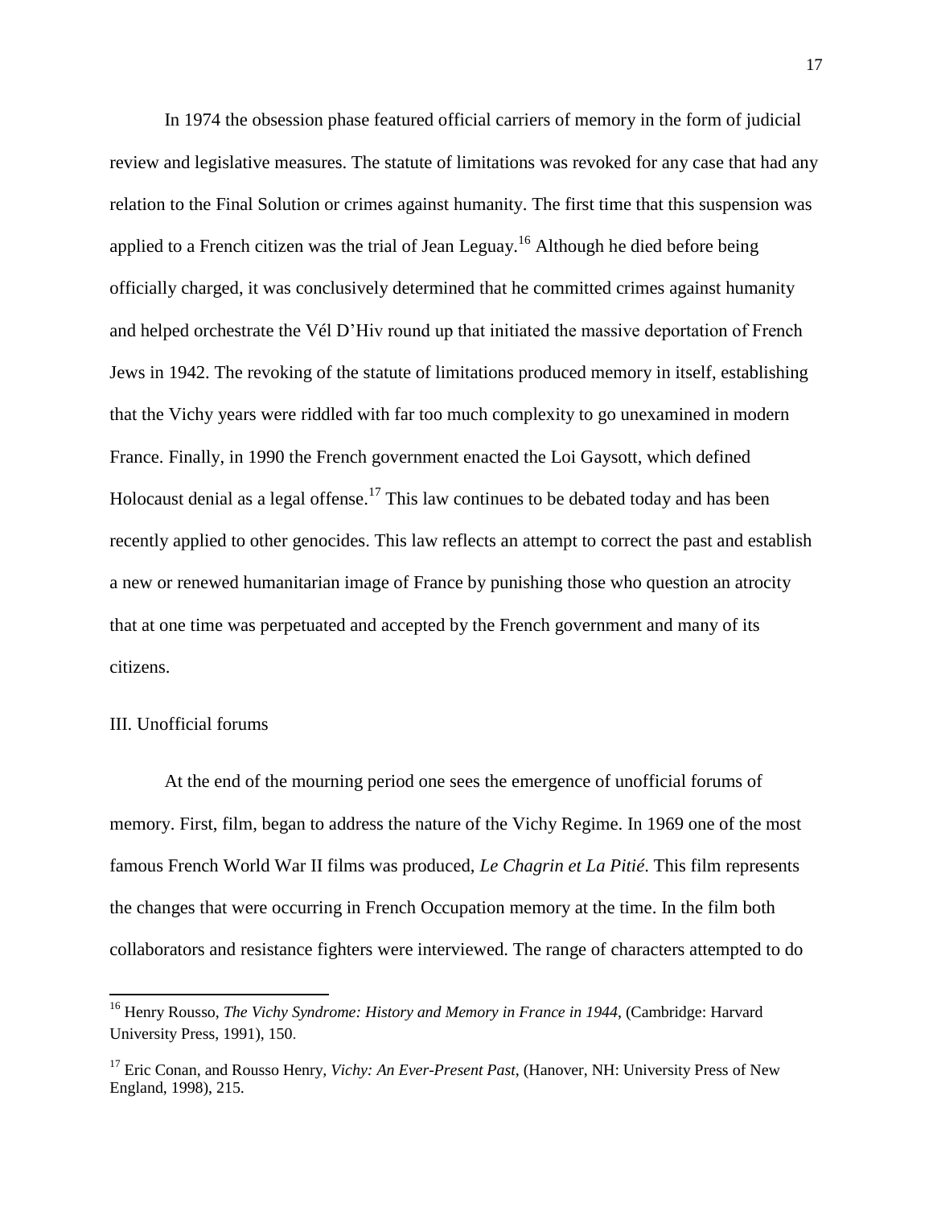In 1974 the obsession phase featured official carriers of memory in the form of judicial review and legislative measures. The statute of limitations was revoked for any case that had any relation to the Final Solution or crimes against humanity. The first time that this suspension was applied to a French citizen was the trial of Jean Leguay.[16] Although he died before being officially charged, it was conclusively determined that he committed crimes against humanity and helped orchestrate the Vél D'Hiv round up that initiated the massive deportation of French Jews in 1942. The revoking of the statute of limitations produced memory in itself, establishing that the Vichy years were riddled with far too much complexity to go unexamined in modern France. Finally, in 1990 the French government enacted the Loi Gaysott, which defined Holocaust denial as a legal offense.[17] This law continues to be debated today and has been recently applied to other genocides. This law reflects an attempt to correct the past and establish a new or renewed humanitarian image of France by punishing those who question an atrocity that at one time was perpetuated and accepted by the French government and many of its citizens.

## III. Unofficial forums

At the end of the mourning period one sees the emergence of unofficial forums of memory. First, film, began to address the nature of the Vichy Regime. In 1969 one of the most famous French World War II films was produced, *Le Chagrin et La Pitié*. This film represents the changes that were occurring in French Occupation memory at the time. In the film both collaborators and resistance fighters were interviewed. The range of characters attempted to do

---

[16] Henry Rousso, *The Vichy Syndrome: History and Memory in France in 1944*, (Cambridge: Harvard University Press, 1991), 150.

[17] Eric Conan, and Rousso Henry, *Vichy: An Ever-Present Past*, (Hanover, NH: University Press of New England, 1998), 215.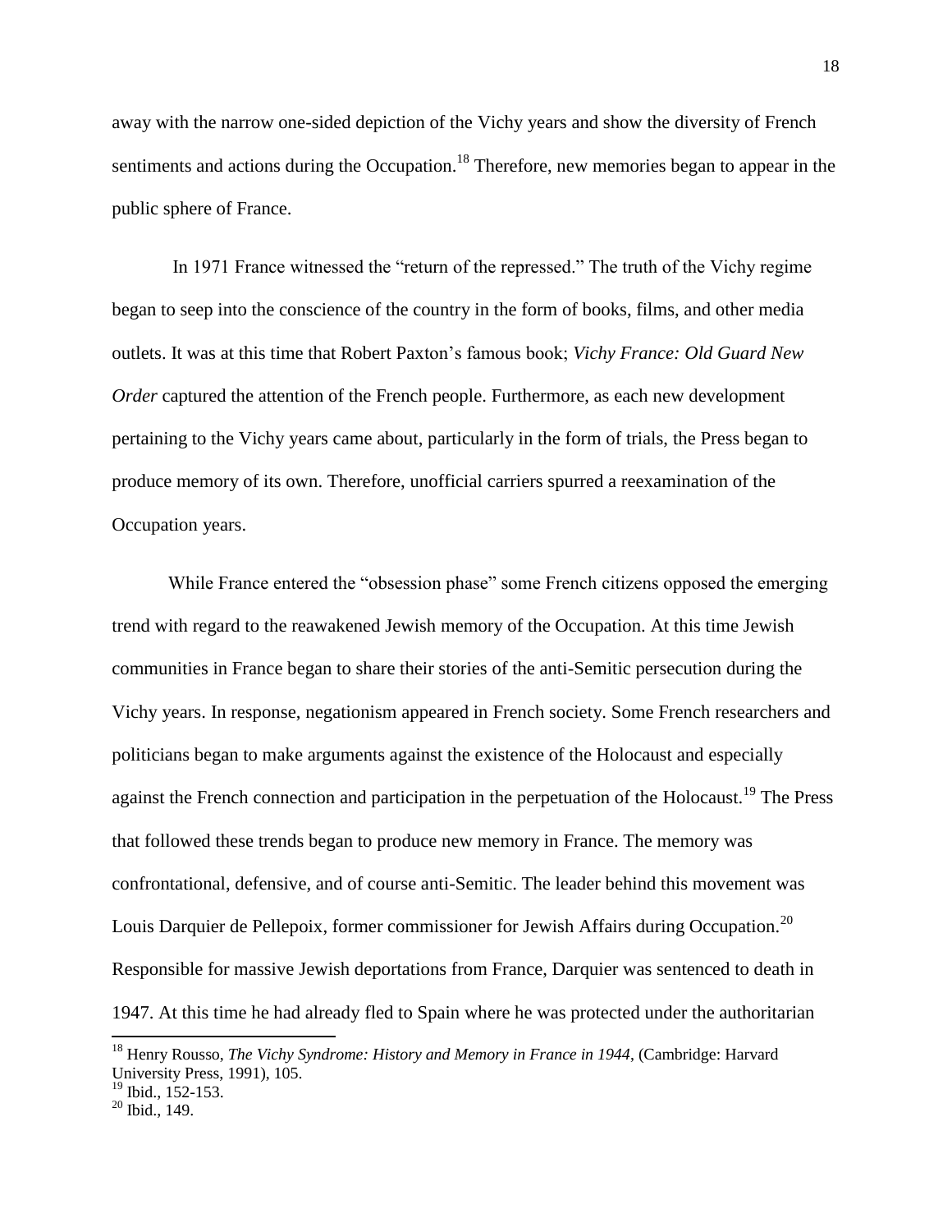away with the narrow one-sided depiction of the Vichy years and show the diversity of French sentiments and actions during the Occupation.[18] Therefore, new memories began to appear in the public sphere of France.

In 1971 France witnessed the "return of the repressed." The truth of the Vichy regime began to seep into the conscience of the country in the form of books, films, and other media outlets. It was at this time that Robert Paxton's famous book; *Vichy France: Old Guard New Order* captured the attention of the French people. Furthermore, as each new development pertaining to the Vichy years came about, particularly in the form of trials, the Press began to produce memory of its own. Therefore, unofficial carriers spurred a reexamination of the Occupation years.

While France entered the "obsession phase" some French citizens opposed the emerging trend with regard to the reawakened Jewish memory of the Occupation. At this time Jewish communities in France began to share their stories of the anti-Semitic persecution during the Vichy years. In response, negationism appeared in French society. Some French researchers and politicians began to make arguments against the existence of the Holocaust and especially against the French connection and participation in the perpetuation of the Holocaust.[19] The Press that followed these trends began to produce new memory in France. The memory was confrontational, defensive, and of course anti-Semitic. The leader behind this movement was Louis Darquier de Pellepoix, former commissioner for Jewish Affairs during Occupation.[20] Responsible for massive Jewish deportations from France, Darquier was sentenced to death in 1947. At this time he had already fled to Spain where he was protected under the authoritarian

---

[18] Henry Rousso, *The Vichy Syndrome: History and Memory in France in 1944*, (Cambridge: Harvard University Press, 1991), 105.

[19] Ibid., 152-153.

[20] Ibid., 149.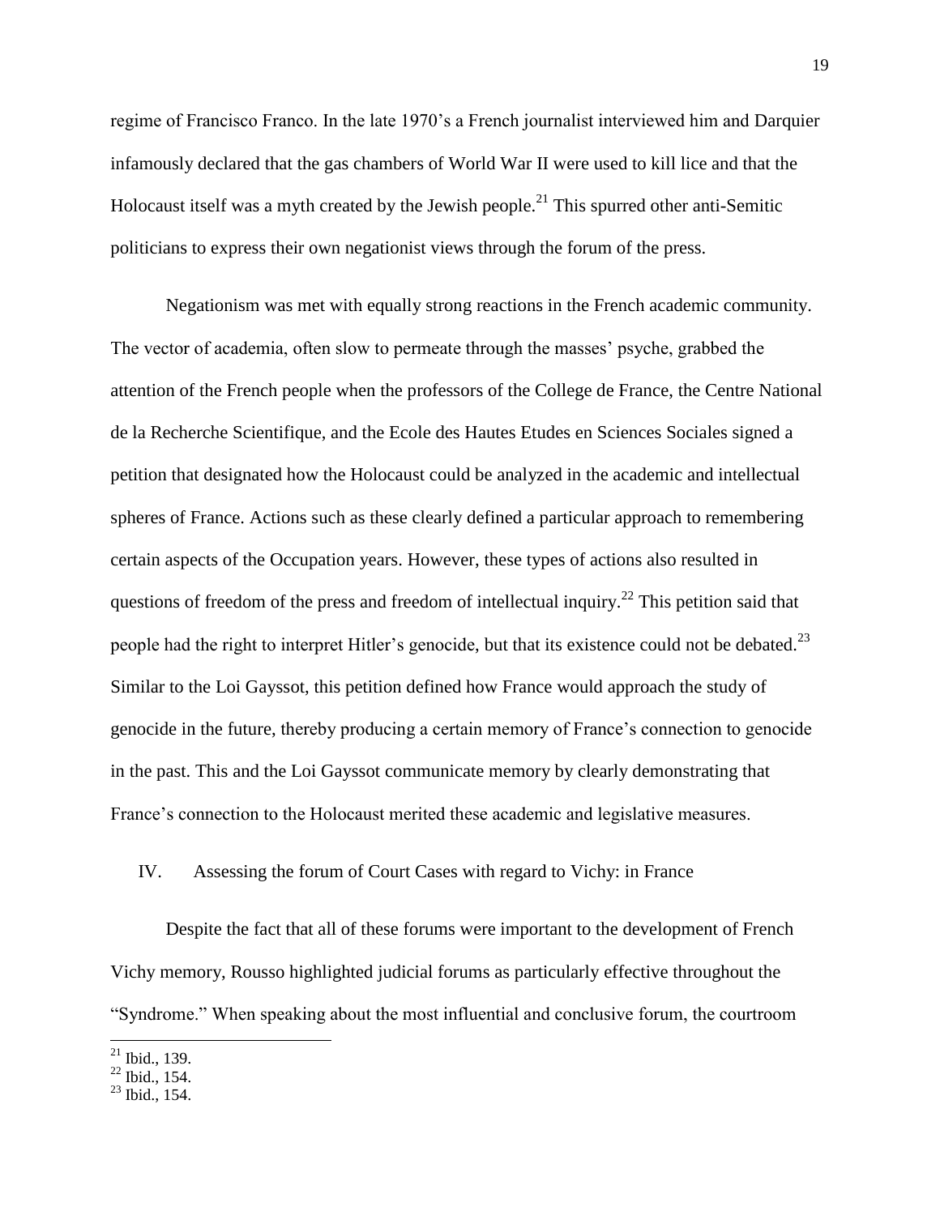regime of Francisco Franco. In the late 1970's a French journalist interviewed him and Darquier infamously declared that the gas chambers of World War II were used to kill lice and that the Holocaust itself was a myth created by the Jewish people.[21] This spurred other anti-Semitic politicians to express their own negationist views through the forum of the press.

Negationism was met with equally strong reactions in the French academic community. The vector of academia, often slow to permeate through the masses' psyche, grabbed the attention of the French people when the professors of the College de France, the Centre National de la Recherche Scientifique, and the Ecole des Hautes Etudes en Sciences Sociales signed a petition that designated how the Holocaust could be analyzed in the academic and intellectual spheres of France. Actions such as these clearly defined a particular approach to remembering certain aspects of the Occupation years. However, these types of actions also resulted in questions of freedom of the press and freedom of intellectual inquiry.[22] This petition said that people had the right to interpret Hitler's genocide, but that its existence could not be debated.[23] Similar to the Loi Gayssot, this petition defined how France would approach the study of genocide in the future, thereby producing a certain memory of France's connection to genocide in the past. This and the Loi Gayssot communicate memory by clearly demonstrating that France's connection to the Holocaust merited these academic and legislative measures.

## IV. Assessing the forum of Court Cases with regard to Vichy: in France

Despite the fact that all of these forums were important to the development of French Vichy memory, Rousso highlighted judicial forums as particularly effective throughout the "Syndrome." When speaking about the most influential and conclusive forum, the courtroom

---

[21] Ibid., 139.

[22] Ibid., 154.

[23] Ibid., 154.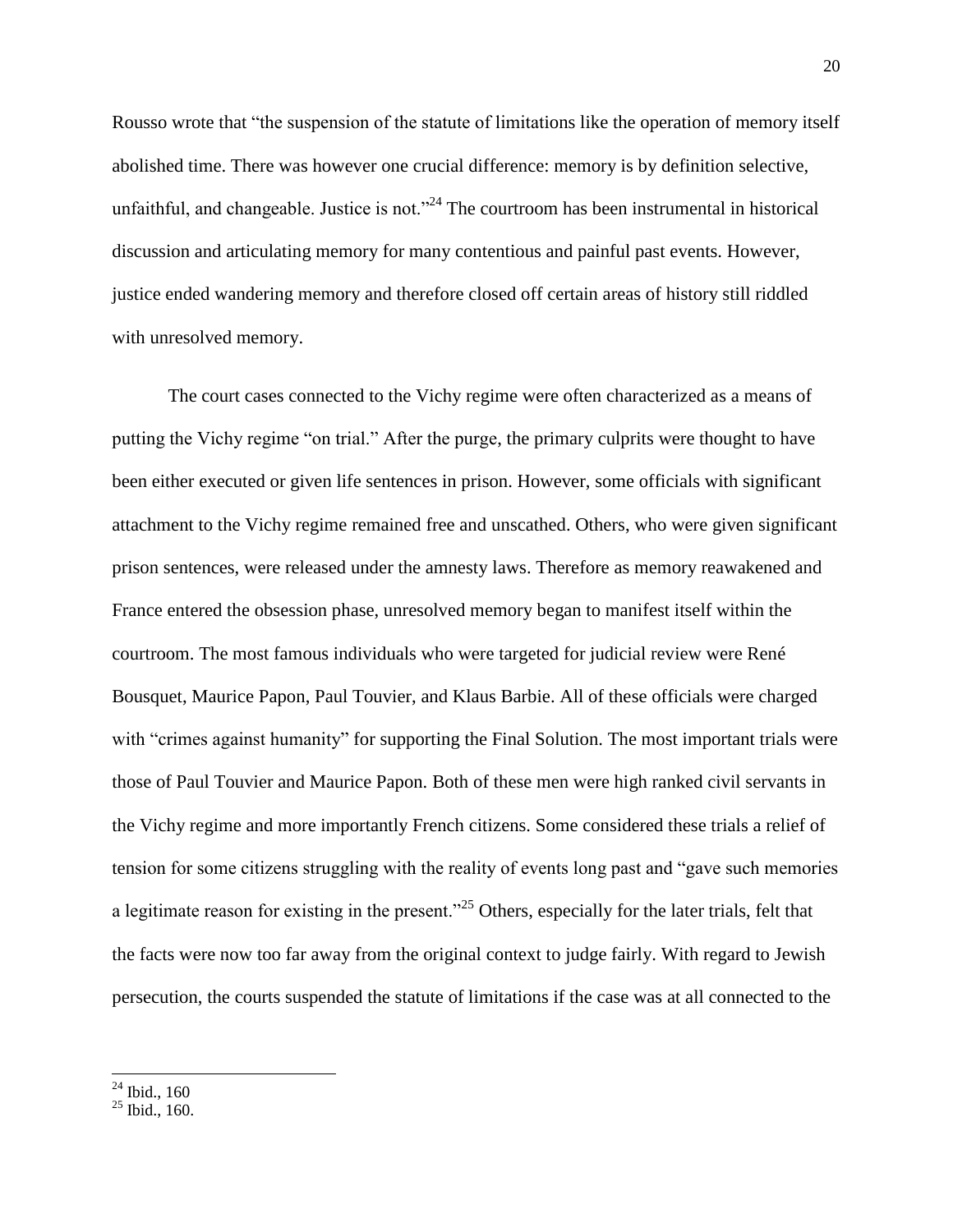Rousso wrote that "the suspension of the statute of limitations like the operation of memory itself abolished time. There was however one crucial difference: memory is by definition selective, unfaithful, and changeable. Justice is not."[24] The courtroom has been instrumental in historical discussion and articulating memory for many contentious and painful past events. However, justice ended wandering memory and therefore closed off certain areas of history still riddled with unresolved memory.

The court cases connected to the Vichy regime were often characterized as a means of putting the Vichy regime "on trial." After the purge, the primary culprits were thought to have been either executed or given life sentences in prison. However, some officials with significant attachment to the Vichy regime remained free and unscathed. Others, who were given significant prison sentences, were released under the amnesty laws. Therefore as memory reawakened and France entered the obsession phase, unresolved memory began to manifest itself within the courtroom. The most famous individuals who were targeted for judicial review were René Bousquet, Maurice Papon, Paul Touvier, and Klaus Barbie. All of these officials were charged with "crimes against humanity" for supporting the Final Solution. The most important trials were those of Paul Touvier and Maurice Papon. Both of these men were high ranked civil servants in the Vichy regime and more importantly French citizens. Some considered these trials a relief of tension for some citizens struggling with the reality of events long past and "gave such memories a legitimate reason for existing in the present."[25] Others, especially for the later trials, felt that the facts were now too far away from the original context to judge fairly. With regard to Jewish persecution, the courts suspended the statute of limitations if the case was at all connected to the

---

[24] Ibid., 160

[25] Ibid., 160.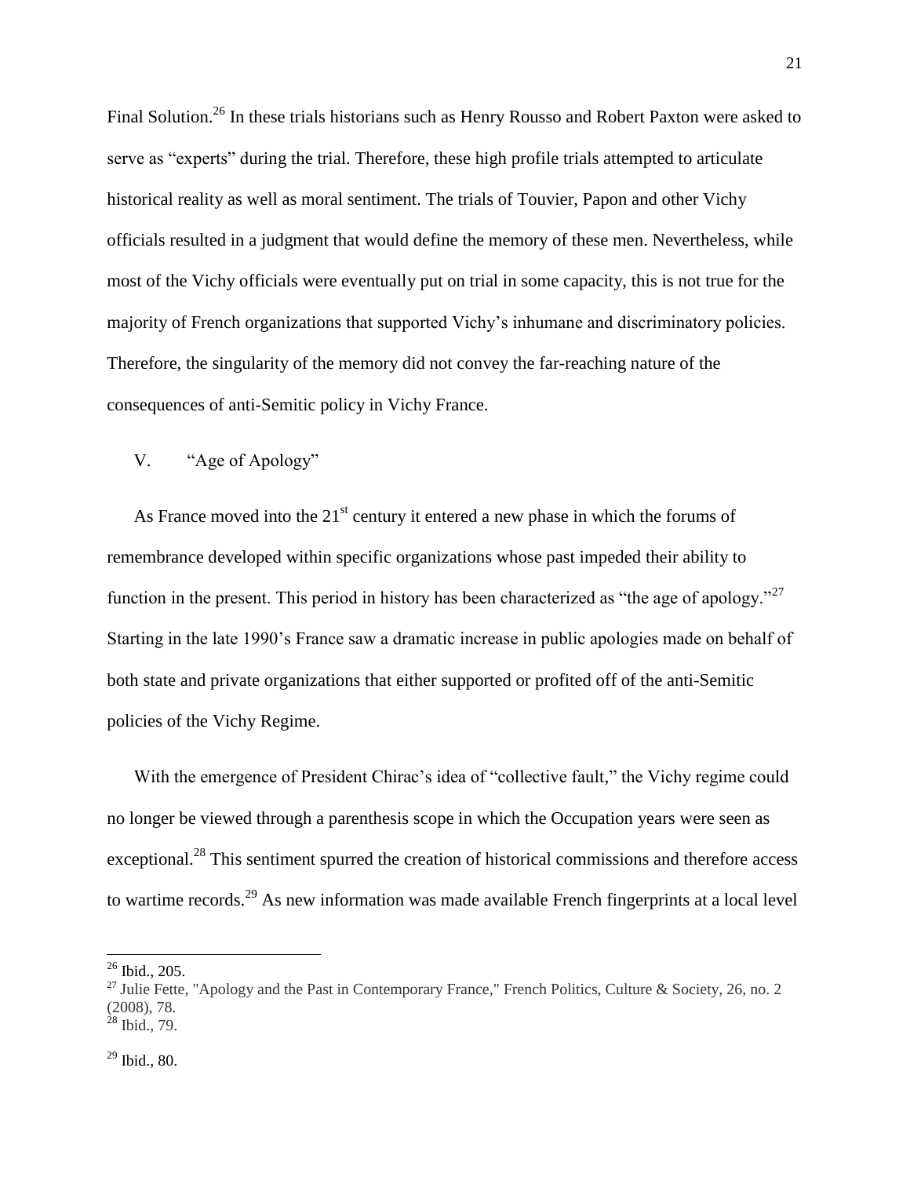Final Solution.[26] In these trials historians such as Henry Rousso and Robert Paxton were asked to serve as "experts" during the trial. Therefore, these high profile trials attempted to articulate historical reality as well as moral sentiment. The trials of Touvier, Papon and other Vichy officials resulted in a judgment that would define the memory of these men. Nevertheless, while most of the Vichy officials were eventually put on trial in some capacity, this is not true for the majority of French organizations that supported Vichy's inhumane and discriminatory policies. Therefore, the singularity of the memory did not convey the far-reaching nature of the consequences of anti-Semitic policy in Vichy France.

## V. "Age of Apology"

As France moved into the 21st century it entered a new phase in which the forums of remembrance developed within specific organizations whose past impeded their ability to function in the present. This period in history has been characterized as "the age of apology."[27] Starting in the late 1990's France saw a dramatic increase in public apologies made on behalf of both state and private organizations that either supported or profited off of the anti-Semitic policies of the Vichy Regime.

With the emergence of President Chirac's idea of "collective fault," the Vichy regime could no longer be viewed through a parenthesis scope in which the Occupation years were seen as exceptional.[28] This sentiment spurred the creation of historical commissions and therefore access to wartime records.[29] As new information was made available French fingerprints at a local level

---

[26] Ibid., 205.

[27] Julie Fette, "Apology and the Past in Contemporary France," French Politics, Culture & Society, 26, no. 2 (2008), 78.

[28] Ibid., 79.

[29] Ibid., 80.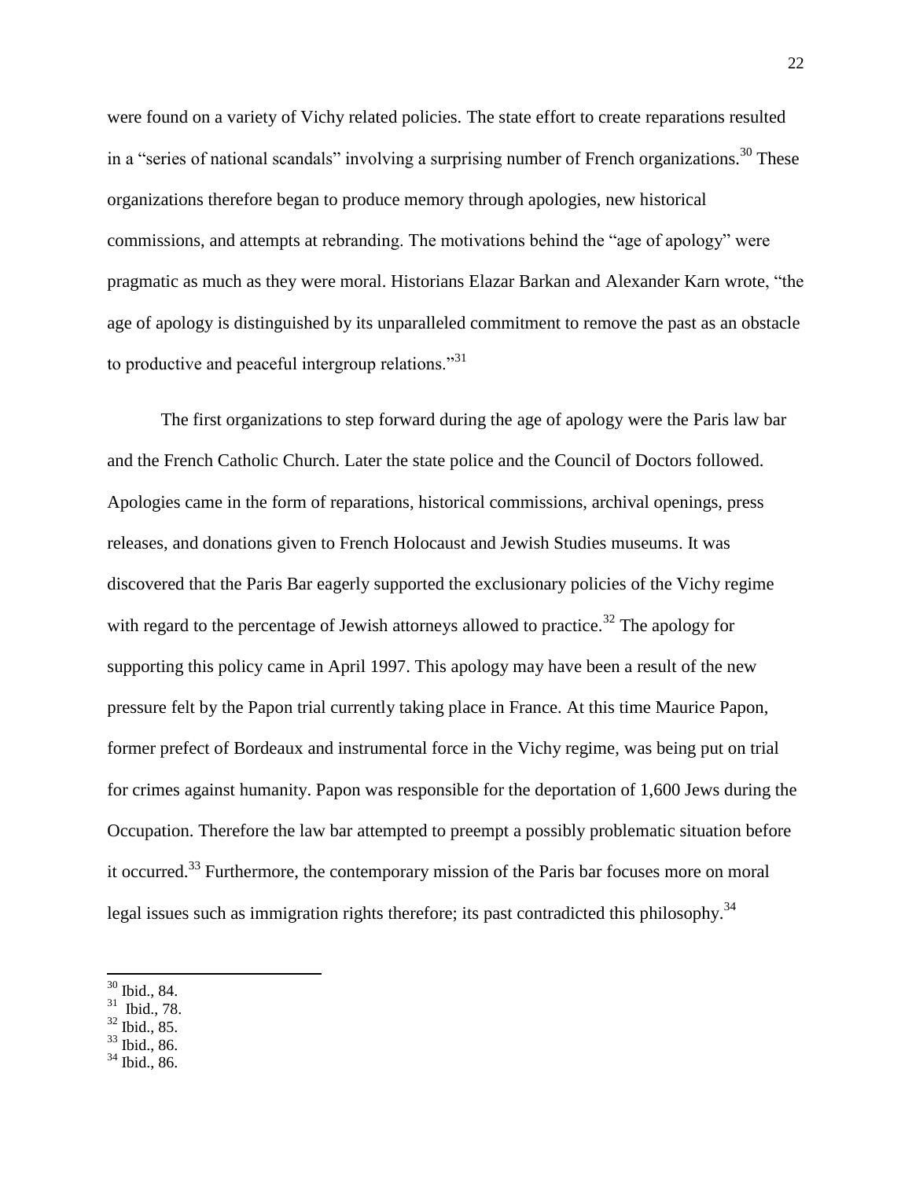were found on a variety of Vichy related policies. The state effort to create reparations resulted in a "series of national scandals" involving a surprising number of French organizations.[30] These organizations therefore began to produce memory through apologies, new historical commissions, and attempts at rebranding. The motivations behind the "age of apology" were pragmatic as much as they were moral. Historians Elazar Barkan and Alexander Karn wrote, "the age of apology is distinguished by its unparalleled commitment to remove the past as an obstacle to productive and peaceful intergroup relations."[31]

The first organizations to step forward during the age of apology were the Paris law bar and the French Catholic Church. Later the state police and the Council of Doctors followed. Apologies came in the form of reparations, historical commissions, archival openings, press releases, and donations given to French Holocaust and Jewish Studies museums. It was discovered that the Paris Bar eagerly supported the exclusionary policies of the Vichy regime with regard to the percentage of Jewish attorneys allowed to practice.[32] The apology for supporting this policy came in April 1997. This apology may have been a result of the new pressure felt by the Papon trial currently taking place in France. At this time Maurice Papon, former prefect of Bordeaux and instrumental force in the Vichy regime, was being put on trial for crimes against humanity. Papon was responsible for the deportation of 1,600 Jews during the Occupation. Therefore the law bar attempted to preempt a possibly problematic situation before it occurred.[33] Furthermore, the contemporary mission of the Paris bar focuses more on moral legal issues such as immigration rights therefore; its past contradicted this philosophy.[34]

---

[30] Ibid., 84.
[31] Ibid., 78.
[32] Ibid., 85.
[33] Ibid., 86.
[34] Ibid., 86.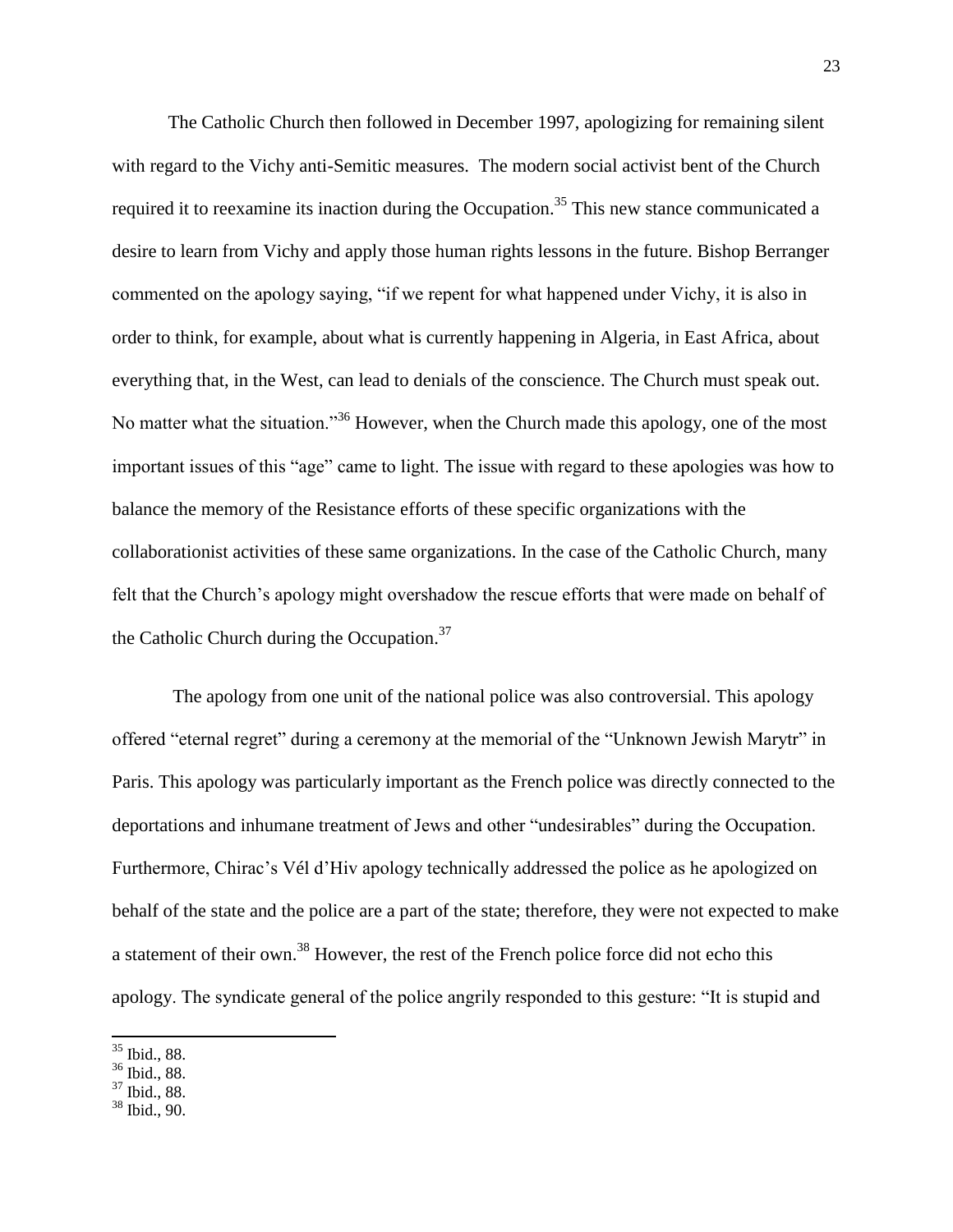The Catholic Church then followed in December 1997, apologizing for remaining silent with regard to the Vichy anti-Semitic measures. The modern social activist bent of the Church required it to reexamine its inaction during the Occupation.[35] This new stance communicated a desire to learn from Vichy and apply those human rights lessons in the future. Bishop Berranger commented on the apology saying, "if we repent for what happened under Vichy, it is also in order to think, for example, about what is currently happening in Algeria, in East Africa, about everything that, in the West, can lead to denials of the conscience. The Church must speak out. No matter what the situation."[36] However, when the Church made this apology, one of the most important issues of this "age" came to light. The issue with regard to these apologies was how to balance the memory of the Resistance efforts of these specific organizations with the collaborationist activities of these same organizations. In the case of the Catholic Church, many felt that the Church's apology might overshadow the rescue efforts that were made on behalf of the Catholic Church during the Occupation.[37]

The apology from one unit of the national police was also controversial. This apology offered "eternal regret" during a ceremony at the memorial of the "Unknown Jewish Marytr" in Paris. This apology was particularly important as the French police was directly connected to the deportations and inhumane treatment of Jews and other "undesirables" during the Occupation. Furthermore, Chirac's Vél d'Hiv apology technically addressed the police as he apologized on behalf of the state and the police are a part of the state; therefore, they were not expected to make a statement of their own.[38] However, the rest of the French police force did not echo this apology. The syndicate general of the police angrily responded to this gesture: "It is stupid and

---

[35] Ibid., 88.
[36] Ibid., 88.
[37] Ibid., 88.
[38] Ibid., 90.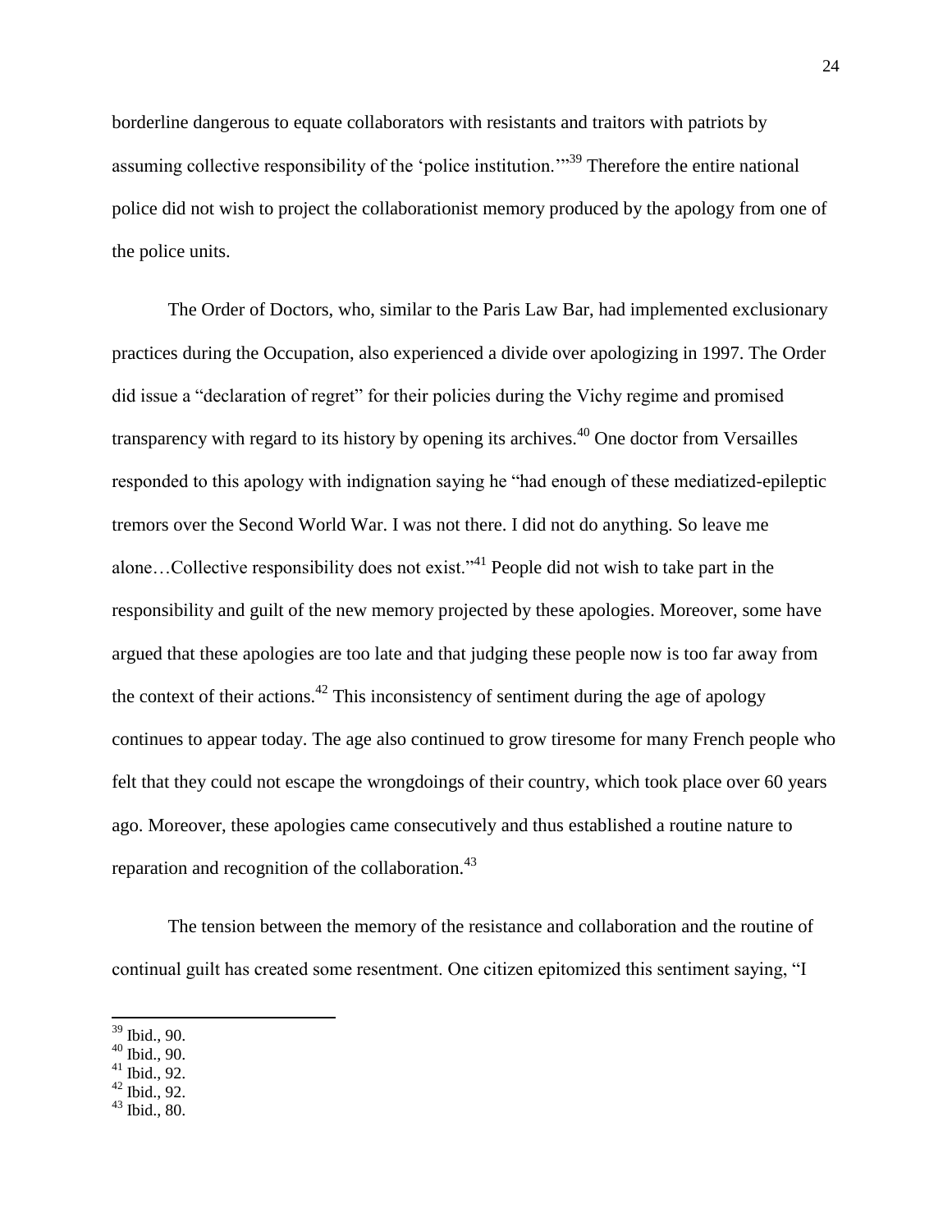borderline dangerous to equate collaborators with resistants and traitors with patriots by assuming collective responsibility of the 'police institution.'"[39] Therefore the entire national police did not wish to project the collaborationist memory produced by the apology from one of the police units.

The Order of Doctors, who, similar to the Paris Law Bar, had implemented exclusionary practices during the Occupation, also experienced a divide over apologizing in 1997. The Order did issue a "declaration of regret" for their policies during the Vichy regime and promised transparency with regard to its history by opening its archives.[40] One doctor from Versailles responded to this apology with indignation saying he "had enough of these mediatized-epileptic tremors over the Second World War. I was not there. I did not do anything. So leave me alone…Collective responsibility does not exist."[41] People did not wish to take part in the responsibility and guilt of the new memory projected by these apologies. Moreover, some have argued that these apologies are too late and that judging these people now is too far away from the context of their actions.[42] This inconsistency of sentiment during the age of apology continues to appear today. The age also continued to grow tiresome for many French people who felt that they could not escape the wrongdoings of their country, which took place over 60 years ago. Moreover, these apologies came consecutively and thus established a routine nature to reparation and recognition of the collaboration.[43]

The tension between the memory of the resistance and collaboration and the routine of continual guilt has created some resentment. One citizen epitomized this sentiment saying, "I

---

[39] Ibid., 90.
[40] Ibid., 90.
[41] Ibid., 92.
[42] Ibid., 92.
[43] Ibid., 80.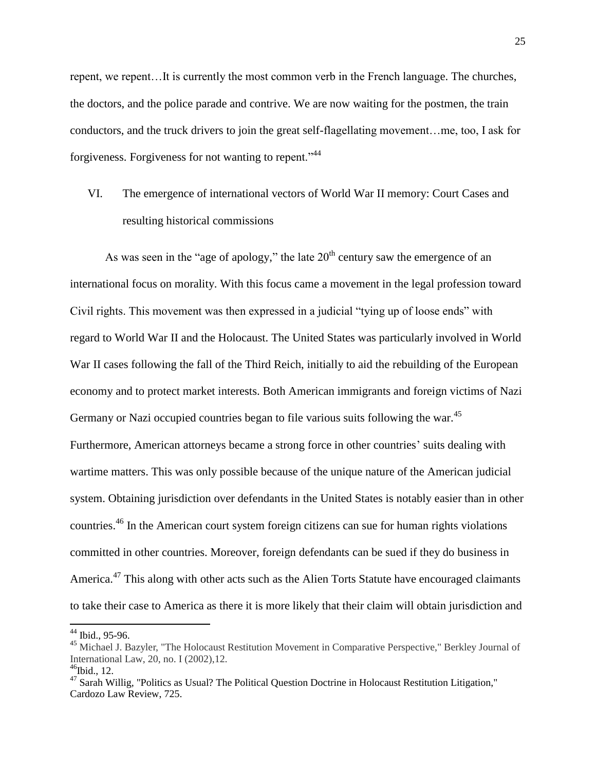repent, we repent…It is currently the most common verb in the French language. The churches, the doctors, and the police parade and contrive. We are now waiting for the postmen, the train conductors, and the truck drivers to join the great self-flagellating movement…me, too, I ask for forgiveness. Forgiveness for not wanting to repent."[44]

## VI. The emergence of international vectors of World War II memory: Court Cases and resulting historical commissions

As was seen in the "age of apology," the late 20th century saw the emergence of an international focus on morality. With this focus came a movement in the legal profession toward Civil rights. This movement was then expressed in a judicial "tying up of loose ends" with regard to World War II and the Holocaust. The United States was particularly involved in World War II cases following the fall of the Third Reich, initially to aid the rebuilding of the European economy and to protect market interests. Both American immigrants and foreign victims of Nazi Germany or Nazi occupied countries began to file various suits following the war.[45] Furthermore, American attorneys became a strong force in other countries' suits dealing with wartime matters. This was only possible because of the unique nature of the American judicial system. Obtaining jurisdiction over defendants in the United States is notably easier than in other countries.[46] In the American court system foreign citizens can sue for human rights violations committed in other countries. Moreover, foreign defendants can be sued if they do business in America.[47] This along with other acts such as the Alien Torts Statute have encouraged claimants to take their case to America as there it is more likely that their claim will obtain jurisdiction and

---

[44] Ibid., 95-96.

[45] Michael J. Bazyler, "The Holocaust Restitution Movement in Comparative Perspective," Berkley Journal of International Law, 20, no. I (2002),12.

[46] Ibid., 12.

[47] Sarah Willig, "Politics as Usual? The Political Question Doctrine in Holocaust Restitution Litigation," Cardozo Law Review, 725.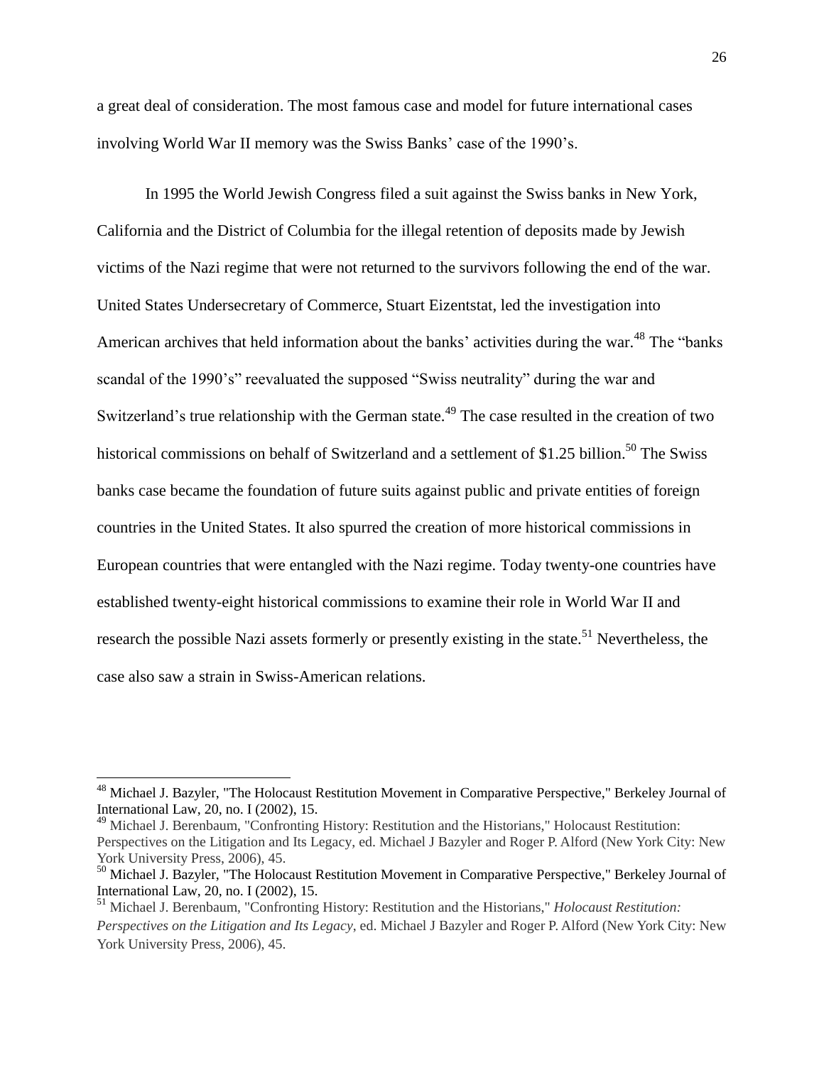a great deal of consideration. The most famous case and model for future international cases involving World War II memory was the Swiss Banks' case of the 1990's.

In 1995 the World Jewish Congress filed a suit against the Swiss banks in New York, California and the District of Columbia for the illegal retention of deposits made by Jewish victims of the Nazi regime that were not returned to the survivors following the end of the war. United States Undersecretary of Commerce, Stuart Eizentstat, led the investigation into American archives that held information about the banks' activities during the war.[48] The "banks scandal of the 1990's" reevaluated the supposed "Swiss neutrality" during the war and Switzerland's true relationship with the German state.[49] The case resulted in the creation of two historical commissions on behalf of Switzerland and a settlement of $1.25 billion.[50] The Swiss banks case became the foundation of future suits against public and private entities of foreign countries in the United States. It also spurred the creation of more historical commissions in European countries that were entangled with the Nazi regime. Today twenty-one countries have established twenty-eight historical commissions to examine their role in World War II and research the possible Nazi assets formerly or presently existing in the state.[51] Nevertheless, the case also saw a strain in Swiss-American relations.

---

[48] Michael J. Bazyler, "The Holocaust Restitution Movement in Comparative Perspective," Berkeley Journal of International Law, 20, no. I (2002), 15.

[49] Michael J. Berenbaum, "Confronting History: Restitution and the Historians," Holocaust Restitution: Perspectives on the Litigation and Its Legacy, ed. Michael J Bazyler and Roger P. Alford (New York City: New York University Press, 2006), 45.

[50] Michael J. Bazyler, "The Holocaust Restitution Movement in Comparative Perspective," Berkeley Journal of International Law, 20, no. I (2002), 15.

[51] Michael J. Berenbaum, "Confronting History: Restitution and the Historians," *Holocaust Restitution: Perspectives on the Litigation and Its Legacy*, ed. Michael J Bazyler and Roger P. Alford (New York City: New York University Press, 2006), 45.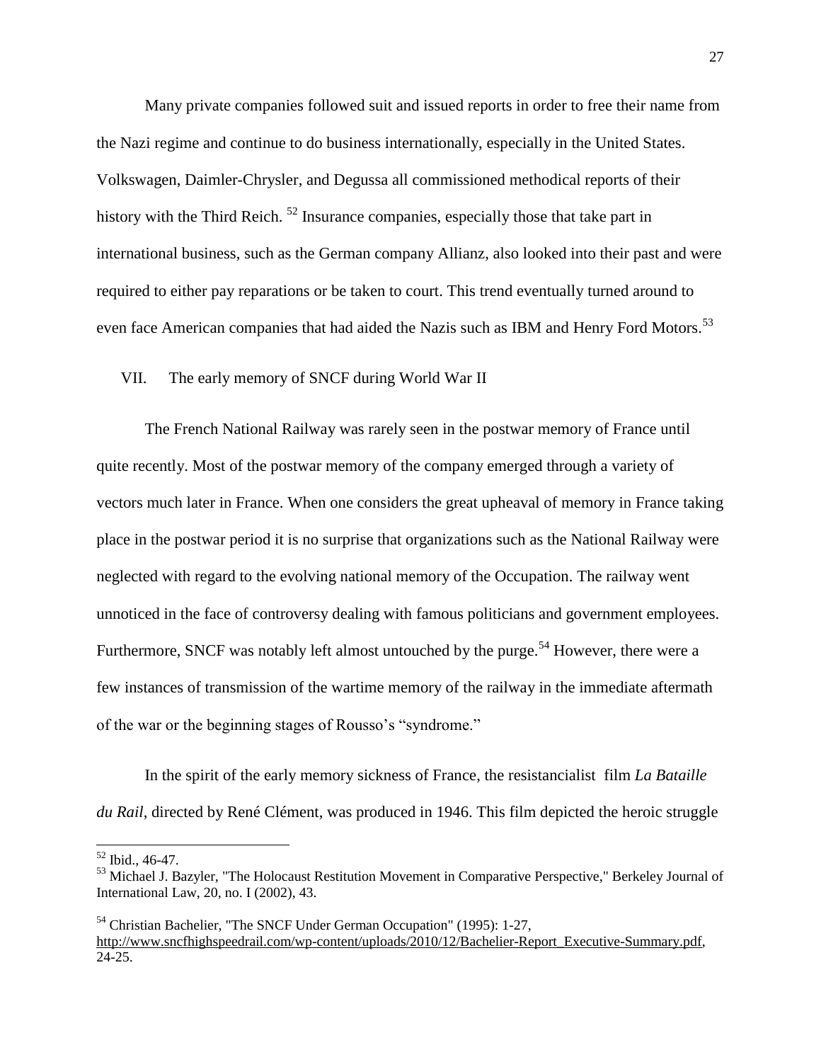Many private companies followed suit and issued reports in order to free their name from the Nazi regime and continue to do business internationally, especially in the United States. Volkswagen, Daimler-Chrysler, and Degussa all commissioned methodical reports of their history with the Third Reich. [52] Insurance companies, especially those that take part in international business, such as the German company Allianz, also looked into their past and were required to either pay reparations or be taken to court. This trend eventually turned around to even face American companies that had aided the Nazis such as IBM and Henry Ford Motors.[53]

## VII. The early memory of SNCF during World War II

The French National Railway was rarely seen in the postwar memory of France until quite recently. Most of the postwar memory of the company emerged through a variety of vectors much later in France. When one considers the great upheaval of memory in France taking place in the postwar period it is no surprise that organizations such as the National Railway were neglected with regard to the evolving national memory of the Occupation. The railway went unnoticed in the face of controversy dealing with famous politicians and government employees. Furthermore, SNCF was notably left almost untouched by the purge.[54] However, there were a few instances of transmission of the wartime memory of the railway in the immediate aftermath of the war or the beginning stages of Rousso's "syndrome."

In the spirit of the early memory sickness of France, the resistancialist film *La Bataille du Rail*, directed by René Clément, was produced in 1946. This film depicted the heroic struggle

---

[52] Ibid., 46-47.

[53] Michael J. Bazyler, "The Holocaust Restitution Movement in Comparative Perspective," Berkeley Journal of International Law, 20, no. I (2002), 43.

[54] Christian Bachelier, "The SNCF Under German Occupation" (1995): 1-27, http://www.sncfhighspeedrail.com/wp-content/uploads/2010/12/Bachelier-Report_Executive-Summary.pdf, 24-25.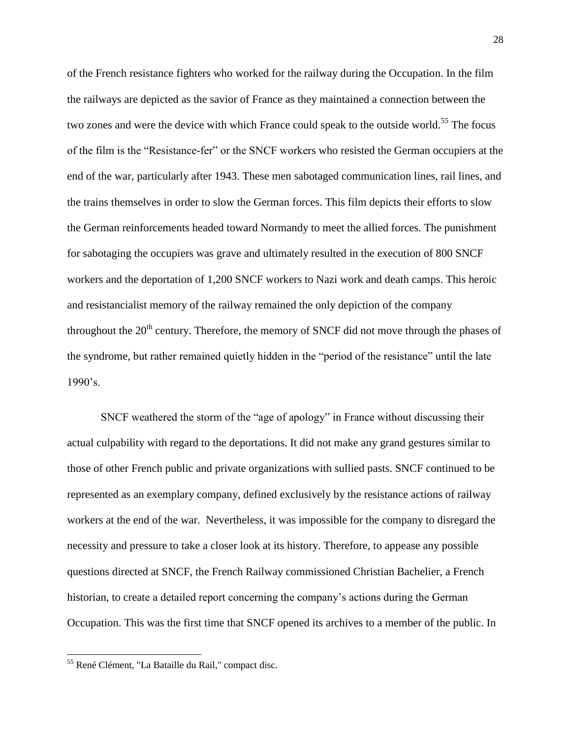of the French resistance fighters who worked for the railway during the Occupation. In the film the railways are depicted as the savior of France as they maintained a connection between the two zones and were the device with which France could speak to the outside world.[55] The focus of the film is the "Resistance-fer" or the SNCF workers who resisted the German occupiers at the end of the war, particularly after 1943. These men sabotaged communication lines, rail lines, and the trains themselves in order to slow the German forces. This film depicts their efforts to slow the German reinforcements headed toward Normandy to meet the allied forces. The punishment for sabotaging the occupiers was grave and ultimately resulted in the execution of 800 SNCF workers and the deportation of 1,200 SNCF workers to Nazi work and death camps. This heroic and resistancialist memory of the railway remained the only depiction of the company throughout the 20th century. Therefore, the memory of SNCF did not move through the phases of the syndrome, but rather remained quietly hidden in the "period of the resistance" until the late 1990's.

SNCF weathered the storm of the "age of apology" in France without discussing their actual culpability with regard to the deportations. It did not make any grand gestures similar to those of other French public and private organizations with sullied pasts. SNCF continued to be represented as an exemplary company, defined exclusively by the resistance actions of railway workers at the end of the war. Nevertheless, it was impossible for the company to disregard the necessity and pressure to take a closer look at its history. Therefore, to appease any possible questions directed at SNCF, the French Railway commissioned Christian Bachelier, a French historian, to create a detailed report concerning the company's actions during the German Occupation. This was the first time that SNCF opened its archives to a member of the public. In

---

[55] René Clément, "La Bataille du Rail," compact disc.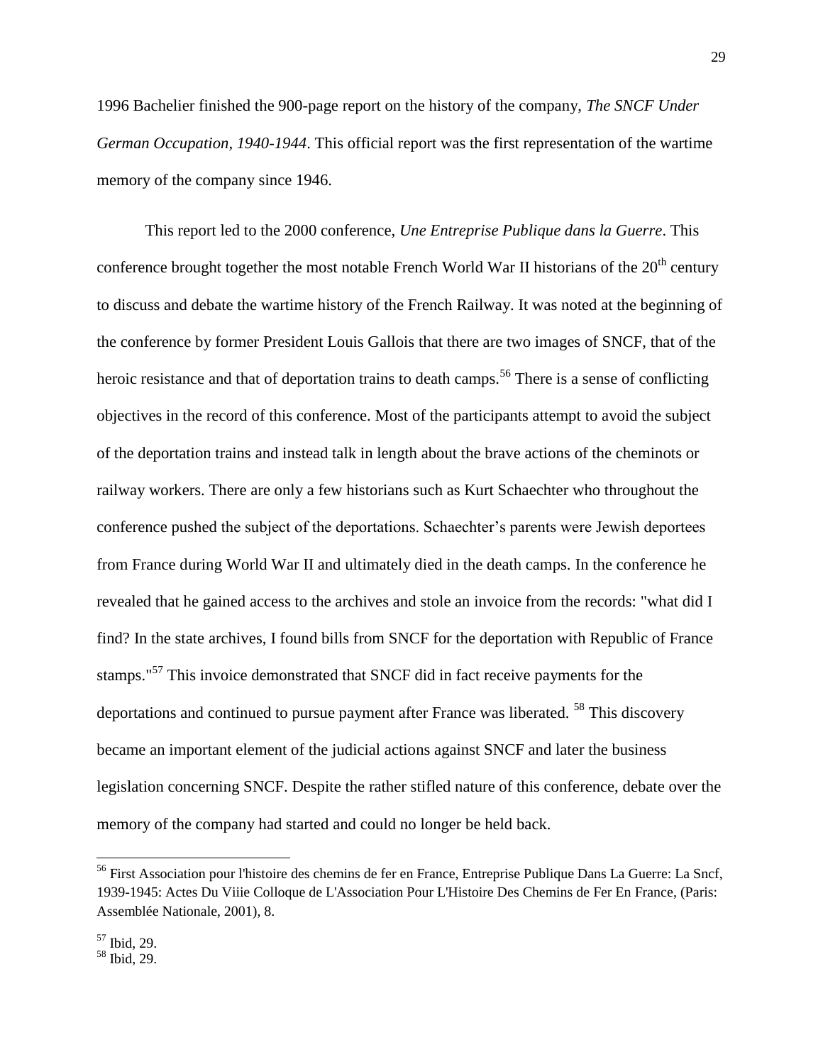1996 Bachelier finished the 900-page report on the history of the company, *The SNCF Under German Occupation, 1940-1944*. This official report was the first representation of the wartime memory of the company since 1946.

This report led to the 2000 conference, *Une Entreprise Publique dans la Guerre*. This conference brought together the most notable French World War II historians of the 20th century to discuss and debate the wartime history of the French Railway. It was noted at the beginning of the conference by former President Louis Gallois that there are two images of SNCF, that of the heroic resistance and that of deportation trains to death camps.[56] There is a sense of conflicting objectives in the record of this conference. Most of the participants attempt to avoid the subject of the deportation trains and instead talk in length about the brave actions of the cheminots or railway workers. There are only a few historians such as Kurt Schaechter who throughout the conference pushed the subject of the deportations. Schaechter's parents were Jewish deportees from France during World War II and ultimately died in the death camps. In the conference he revealed that he gained access to the archives and stole an invoice from the records: "what did I find? In the state archives, I found bills from SNCF for the deportation with Republic of France stamps."[57] This invoice demonstrated that SNCF did in fact receive payments for the deportations and continued to pursue payment after France was liberated. [58] This discovery became an important element of the judicial actions against SNCF and later the business legislation concerning SNCF. Despite the rather stifled nature of this conference, debate over the memory of the company had started and could no longer be held back.

---

[56] First Association pour l'histoire des chemins de fer en France, Entreprise Publique Dans La Guerre: La Sncf, 1939-1945: Actes Du Viiie Colloque de L'Association Pour L'Histoire Des Chemins de Fer En France, (Paris: Assemblée Nationale, 2001), 8.

[57] Ibid, 29.

[58] Ibid, 29.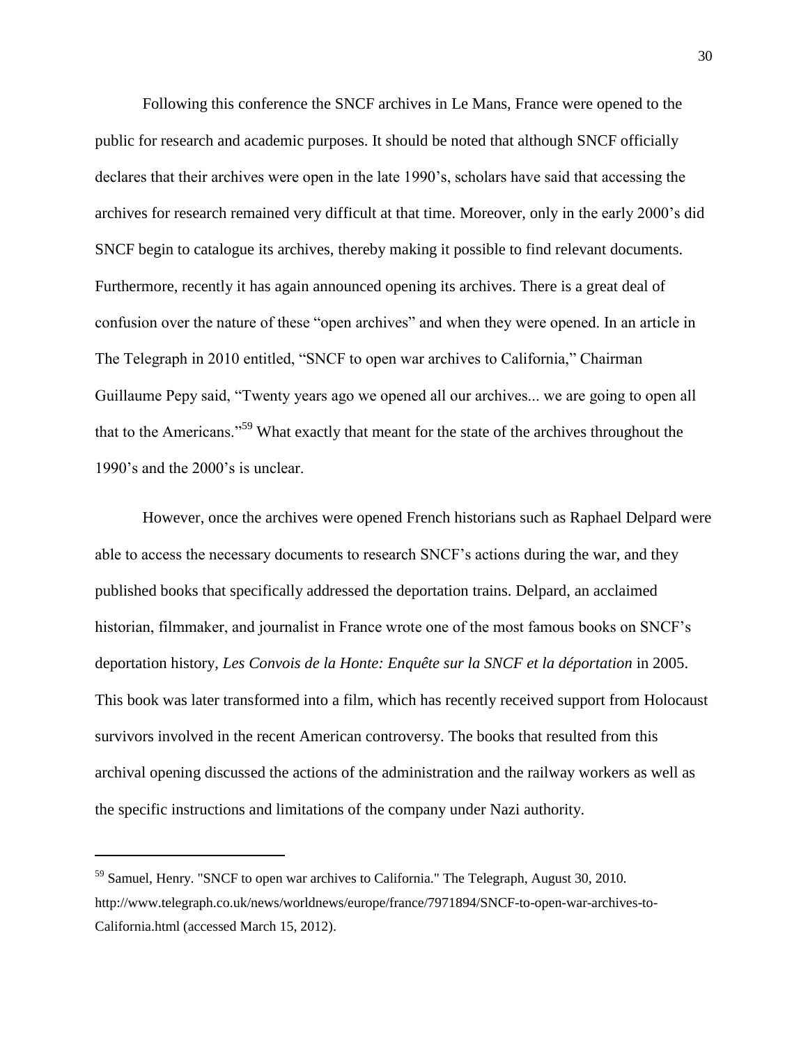Following this conference the SNCF archives in Le Mans, France were opened to the public for research and academic purposes. It should be noted that although SNCF officially declares that their archives were open in the late 1990's, scholars have said that accessing the archives for research remained very difficult at that time. Moreover, only in the early 2000's did SNCF begin to catalogue its archives, thereby making it possible to find relevant documents. Furthermore, recently it has again announced opening its archives. There is a great deal of confusion over the nature of these "open archives" and when they were opened. In an article in The Telegraph in 2010 entitled, "SNCF to open war archives to California," Chairman Guillaume Pepy said, "Twenty years ago we opened all our archives... we are going to open all that to the Americans."[59] What exactly that meant for the state of the archives throughout the 1990's and the 2000's is unclear.

However, once the archives were opened French historians such as Raphael Delpard were able to access the necessary documents to research SNCF's actions during the war, and they published books that specifically addressed the deportation trains. Delpard, an acclaimed historian, filmmaker, and journalist in France wrote one of the most famous books on SNCF's deportation history, *Les Convois de la Honte: Enquête sur la SNCF et la déportation* in 2005. This book was later transformed into a film, which has recently received support from Holocaust survivors involved in the recent American controversy. The books that resulted from this archival opening discussed the actions of the administration and the railway workers as well as the specific instructions and limitations of the company under Nazi authority.

---

[59] Samuel, Henry. "SNCF to open war archives to California." The Telegraph, August 30, 2010. http://www.telegraph.co.uk/news/worldnews/europe/france/7971894/SNCF-to-open-war-archives-to-California.html (accessed March 15, 2012).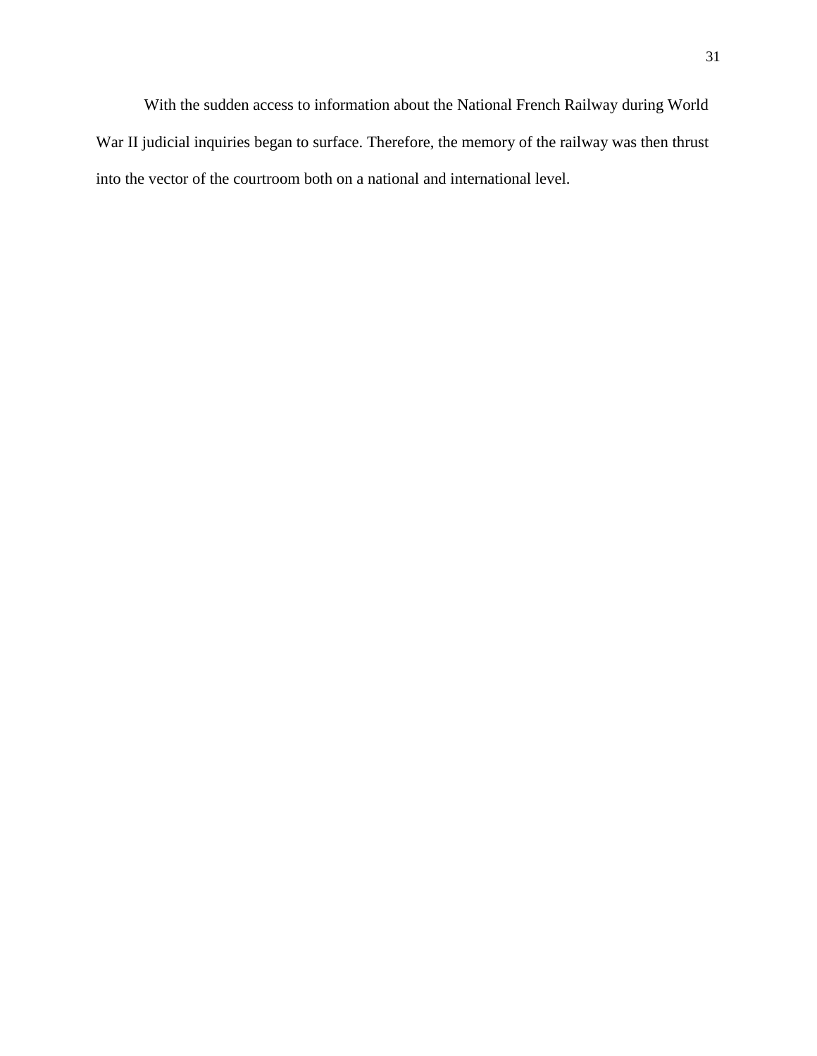With the sudden access to information about the National French Railway during World War II judicial inquiries began to surface. Therefore, the memory of the railway was then thrust into the vector of the courtroom both on a national and international level.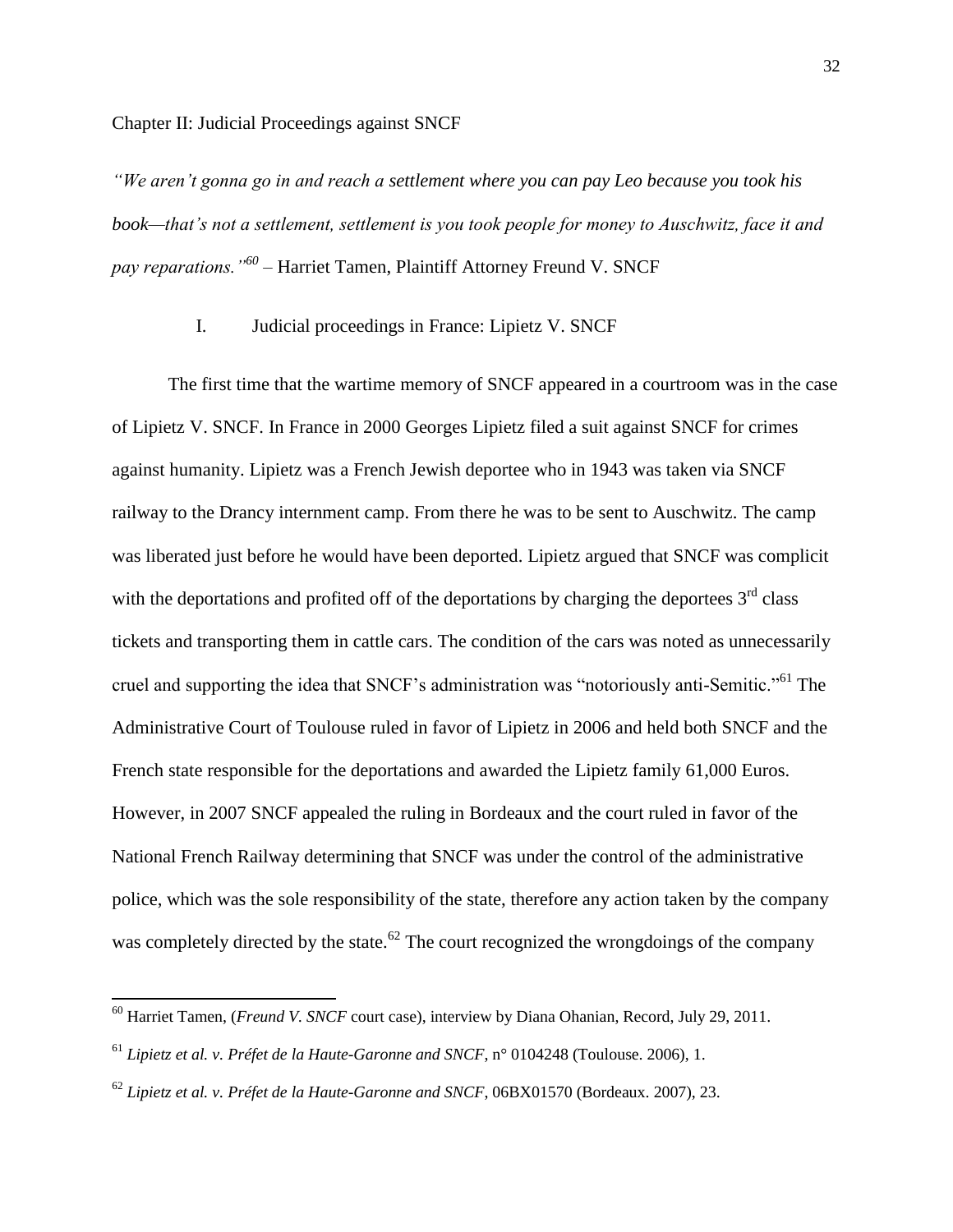## Chapter II: Judicial Proceedings against SNCF

*"We aren't gonna go in and reach a settlement where you can pay Leo because you took his book—that's not a settlement, settlement is you took people for money to Auschwitz, face it and pay reparations."*[60] – Harriet Tamen, Plaintiff Attorney Freund V. SNCF

### I. Judicial proceedings in France: Lipietz V. SNCF

The first time that the wartime memory of SNCF appeared in a courtroom was in the case of Lipietz V. SNCF. In France in 2000 Georges Lipietz filed a suit against SNCF for crimes against humanity. Lipietz was a French Jewish deportee who in 1943 was taken via SNCF railway to the Drancy internment camp. From there he was to be sent to Auschwitz. The camp was liberated just before he would have been deported. Lipietz argued that SNCF was complicit with the deportations and profited off of the deportations by charging the deportees 3rd class tickets and transporting them in cattle cars. The condition of the cars was noted as unnecessarily cruel and supporting the idea that SNCF's administration was "notoriously anti-Semitic."[61] The Administrative Court of Toulouse ruled in favor of Lipietz in 2006 and held both SNCF and the French state responsible for the deportations and awarded the Lipietz family 61,000 Euros. However, in 2007 SNCF appealed the ruling in Bordeaux and the court ruled in favor of the National French Railway determining that SNCF was under the control of the administrative police, which was the sole responsibility of the state, therefore any action taken by the company was completely directed by the state.[62] The court recognized the wrongdoings of the company

---

[60] Harriet Tamen, (*Freund V. SNCF* court case), interview by Diana Ohanian, Record, July 29, 2011.

[61] *Lipietz et al. v. Préfet de la Haute-Garonne and SNCF*, n° 0104248 (Toulouse. 2006), 1.

[62] *Lipietz et al. v. Préfet de la Haute-Garonne and SNCF*, 06BX01570 (Bordeaux. 2007), 23.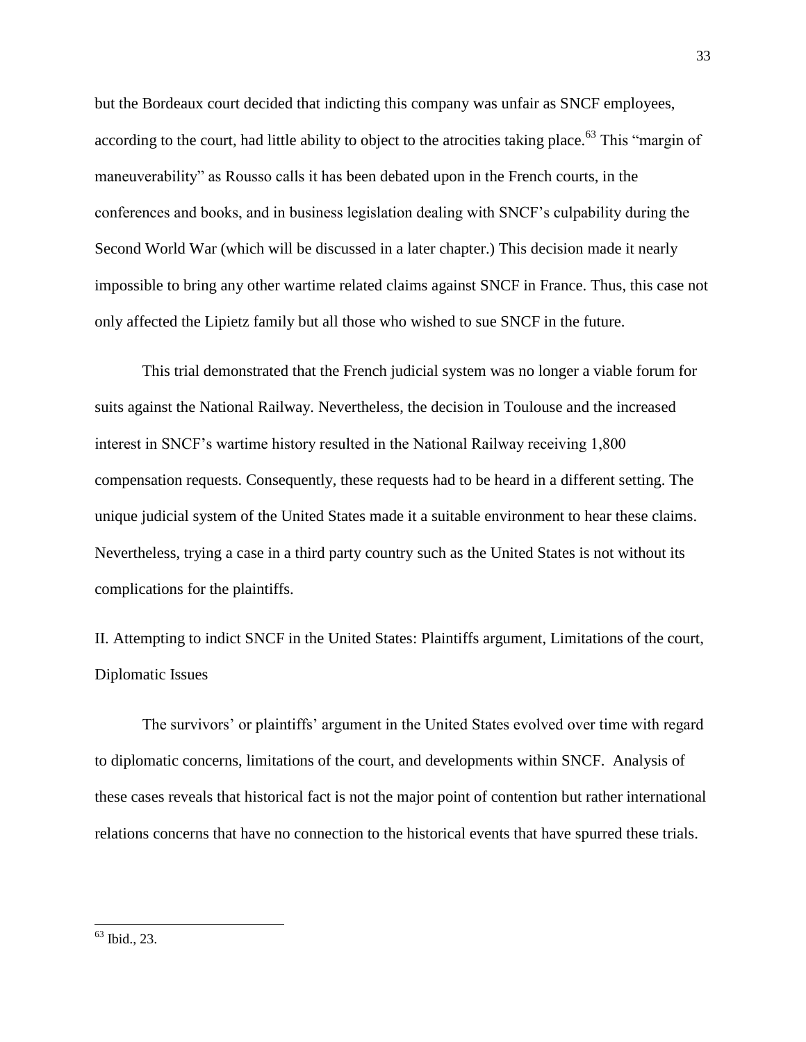but the Bordeaux court decided that indicting this company was unfair as SNCF employees, according to the court, had little ability to object to the atrocities taking place.[63] This "margin of maneuverability" as Rousso calls it has been debated upon in the French courts, in the conferences and books, and in business legislation dealing with SNCF's culpability during the Second World War (which will be discussed in a later chapter.) This decision made it nearly impossible to bring any other wartime related claims against SNCF in France. Thus, this case not only affected the Lipietz family but all those who wished to sue SNCF in the future.

This trial demonstrated that the French judicial system was no longer a viable forum for suits against the National Railway. Nevertheless, the decision in Toulouse and the increased interest in SNCF's wartime history resulted in the National Railway receiving 1,800 compensation requests. Consequently, these requests had to be heard in a different setting. The unique judicial system of the United States made it a suitable environment to hear these claims. Nevertheless, trying a case in a third party country such as the United States is not without its complications for the plaintiffs.

## II. Attempting to indict SNCF in the United States: Plaintiffs argument, Limitations of the court, Diplomatic Issues

The survivors' or plaintiffs' argument in the United States evolved over time with regard to diplomatic concerns, limitations of the court, and developments within SNCF. Analysis of these cases reveals that historical fact is not the major point of contention but rather international relations concerns that have no connection to the historical events that have spurred these trials.

[63] Ibid., 23.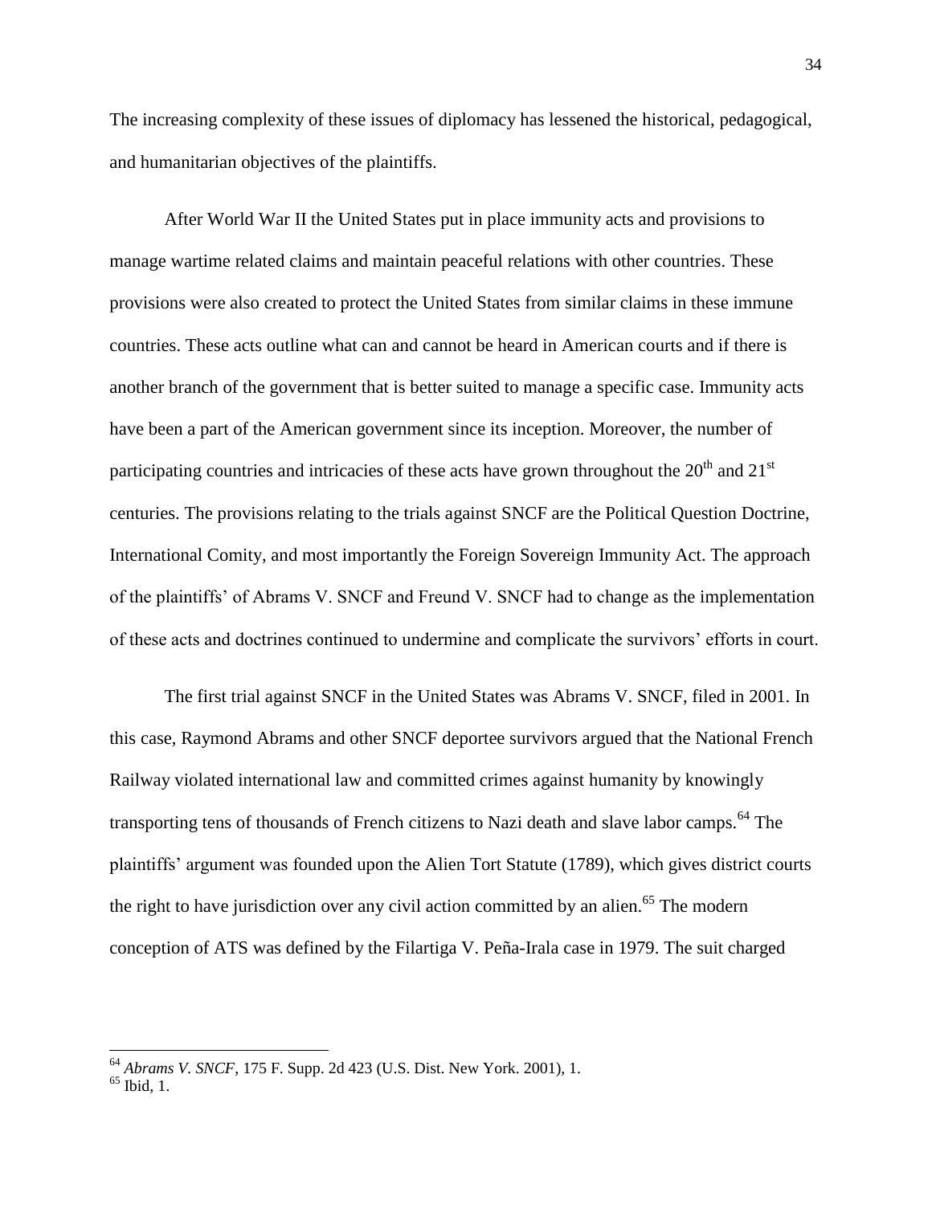The increasing complexity of these issues of diplomacy has lessened the historical, pedagogical, and humanitarian objectives of the plaintiffs.

After World War II the United States put in place immunity acts and provisions to manage wartime related claims and maintain peaceful relations with other countries. These provisions were also created to protect the United States from similar claims in these immune countries. These acts outline what can and cannot be heard in American courts and if there is another branch of the government that is better suited to manage a specific case. Immunity acts have been a part of the American government since its inception. Moreover, the number of participating countries and intricacies of these acts have grown throughout the 20th and 21st centuries. The provisions relating to the trials against SNCF are the Political Question Doctrine, International Comity, and most importantly the Foreign Sovereign Immunity Act. The approach of the plaintiffs' of Abrams V. SNCF and Freund V. SNCF had to change as the implementation of these acts and doctrines continued to undermine and complicate the survivors' efforts in court.

The first trial against SNCF in the United States was Abrams V. SNCF, filed in 2001. In this case, Raymond Abrams and other SNCF deportee survivors argued that the National French Railway violated international law and committed crimes against humanity by knowingly transporting tens of thousands of French citizens to Nazi death and slave labor camps.[64] The plaintiffs' argument was founded upon the Alien Tort Statute (1789), which gives district courts the right to have jurisdiction over any civil action committed by an alien.[65] The modern conception of ATS was defined by the Filartiga V. Peña-Irala case in 1979. The suit charged

---

[64] *Abrams V. SNCF*, 175 F. Supp. 2d 423 (U.S. Dist. New York. 2001), 1.

[65] Ibid, 1.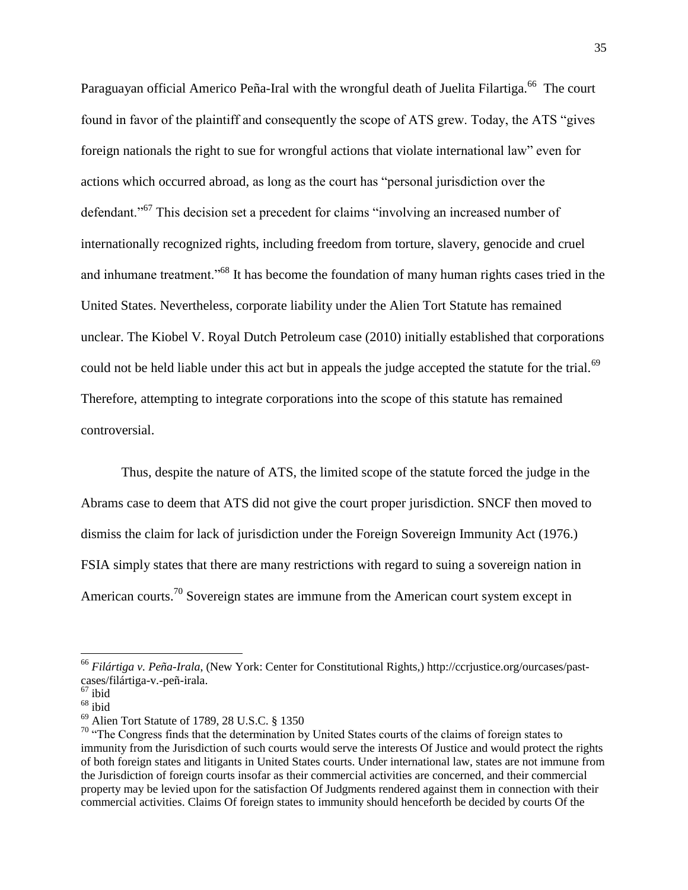Paraguayan official Americo Peña-Iral with the wrongful death of Juelita Filartiga.[66] The court found in favor of the plaintiff and consequently the scope of ATS grew. Today, the ATS "gives foreign nationals the right to sue for wrongful actions that violate international law" even for actions which occurred abroad, as long as the court has "personal jurisdiction over the defendant."[67] This decision set a precedent for claims "involving an increased number of internationally recognized rights, including freedom from torture, slavery, genocide and cruel and inhumane treatment."[68] It has become the foundation of many human rights cases tried in the United States. Nevertheless, corporate liability under the Alien Tort Statute has remained unclear. The Kiobel V. Royal Dutch Petroleum case (2010) initially established that corporations could not be held liable under this act but in appeals the judge accepted the statute for the trial.[69] Therefore, attempting to integrate corporations into the scope of this statute has remained controversial.

Thus, despite the nature of ATS, the limited scope of the statute forced the judge in the Abrams case to deem that ATS did not give the court proper jurisdiction. SNCF then moved to dismiss the claim for lack of jurisdiction under the Foreign Sovereign Immunity Act (1976.) FSIA simply states that there are many restrictions with regard to suing a sovereign nation in American courts.[70] Sovereign states are immune from the American court system except in

---

[66] *Filártiga v. Peña-Irala*, (New York: Center for Constitutional Rights,) http://ccrjustice.org/ourcases/past-cases/filártiga-v.-peñ-irala.

[67] ibid

[68] ibid

[69] Alien Tort Statute of 1789, 28 U.S.C. § 1350

[70] "The Congress finds that the determination by United States courts of the claims of foreign states to immunity from the Jurisdiction of such courts would serve the interests Of Justice and would protect the rights of both foreign states and litigants in United States courts. Under international law, states are not immune from the Jurisdiction of foreign courts insofar as their commercial activities are concerned, and their commercial property may be levied upon for the satisfaction Of Judgments rendered against them in connection with their commercial activities. Claims Of foreign states to immunity should henceforth be decided by courts Of the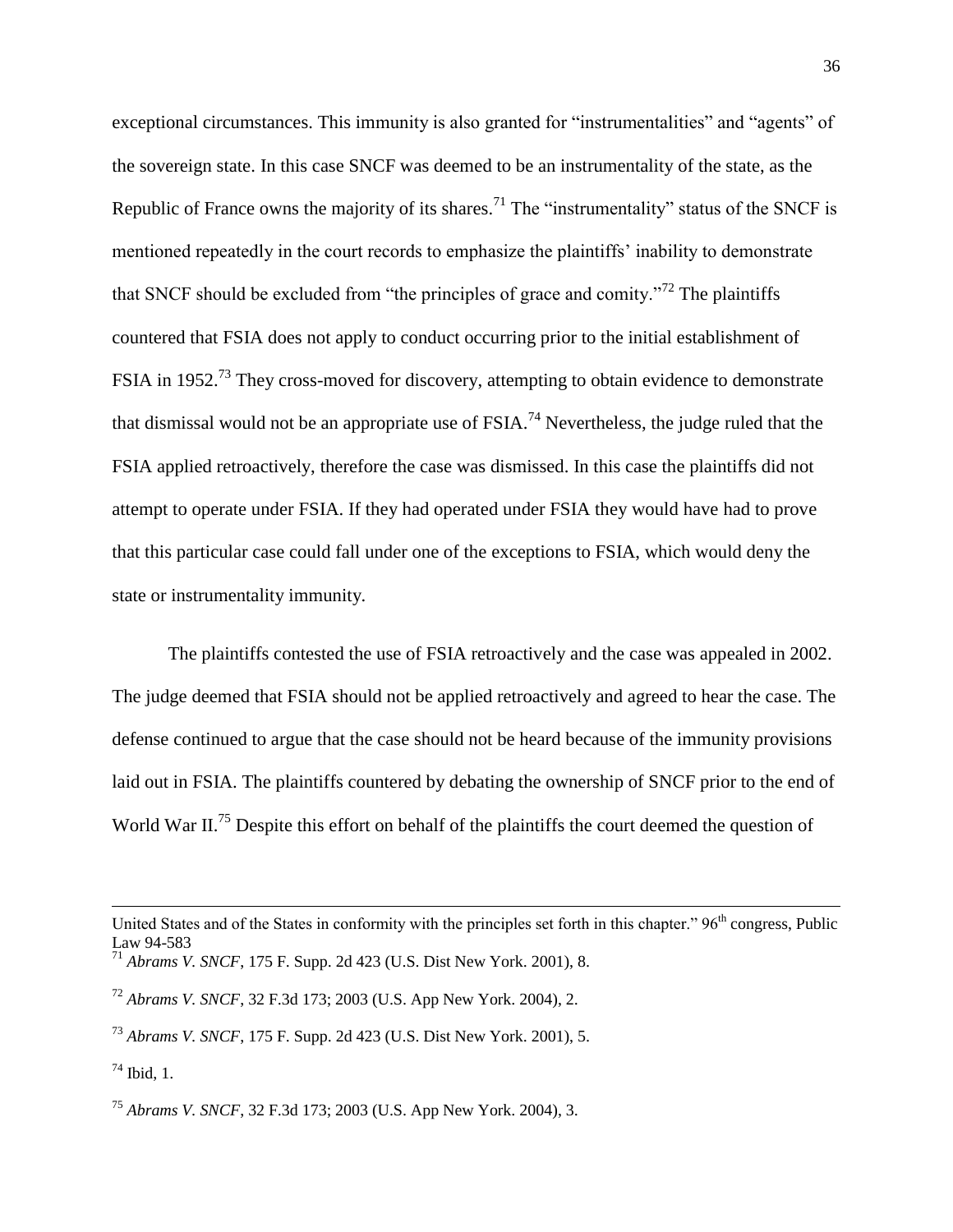exceptional circumstances. This immunity is also granted for "instrumentalities" and "agents" of the sovereign state. In this case SNCF was deemed to be an instrumentality of the state, as the Republic of France owns the majority of its shares.[71] The "instrumentality" status of the SNCF is mentioned repeatedly in the court records to emphasize the plaintiffs' inability to demonstrate that SNCF should be excluded from "the principles of grace and comity."[72] The plaintiffs countered that FSIA does not apply to conduct occurring prior to the initial establishment of FSIA in 1952.[73] They cross-moved for discovery, attempting to obtain evidence to demonstrate that dismissal would not be an appropriate use of FSIA.[74] Nevertheless, the judge ruled that the FSIA applied retroactively, therefore the case was dismissed. In this case the plaintiffs did not attempt to operate under FSIA. If they had operated under FSIA they would have had to prove that this particular case could fall under one of the exceptions to FSIA, which would deny the state or instrumentality immunity.

The plaintiffs contested the use of FSIA retroactively and the case was appealed in 2002. The judge deemed that FSIA should not be applied retroactively and agreed to hear the case. The defense continued to argue that the case should not be heard because of the immunity provisions laid out in FSIA. The plaintiffs countered by debating the ownership of SNCF prior to the end of World War II.[75] Despite this effort on behalf of the plaintiffs the court deemed the question of

---

United States and of the States in conformity with the principles set forth in this chapter." 96th congress, Public Law 94-583

[71] *Abrams V. SNCF*, 175 F. Supp. 2d 423 (U.S. Dist New York. 2001), 8.

[72] *Abrams V. SNCF*, 32 F.3d 173; 2003 (U.S. App New York. 2004), 2.

[73] *Abrams V. SNCF*, 175 F. Supp. 2d 423 (U.S. Dist New York. 2001), 5.

[74] Ibid, 1.

[75] *Abrams V. SNCF*, 32 F.3d 173; 2003 (U.S. App New York. 2004), 3.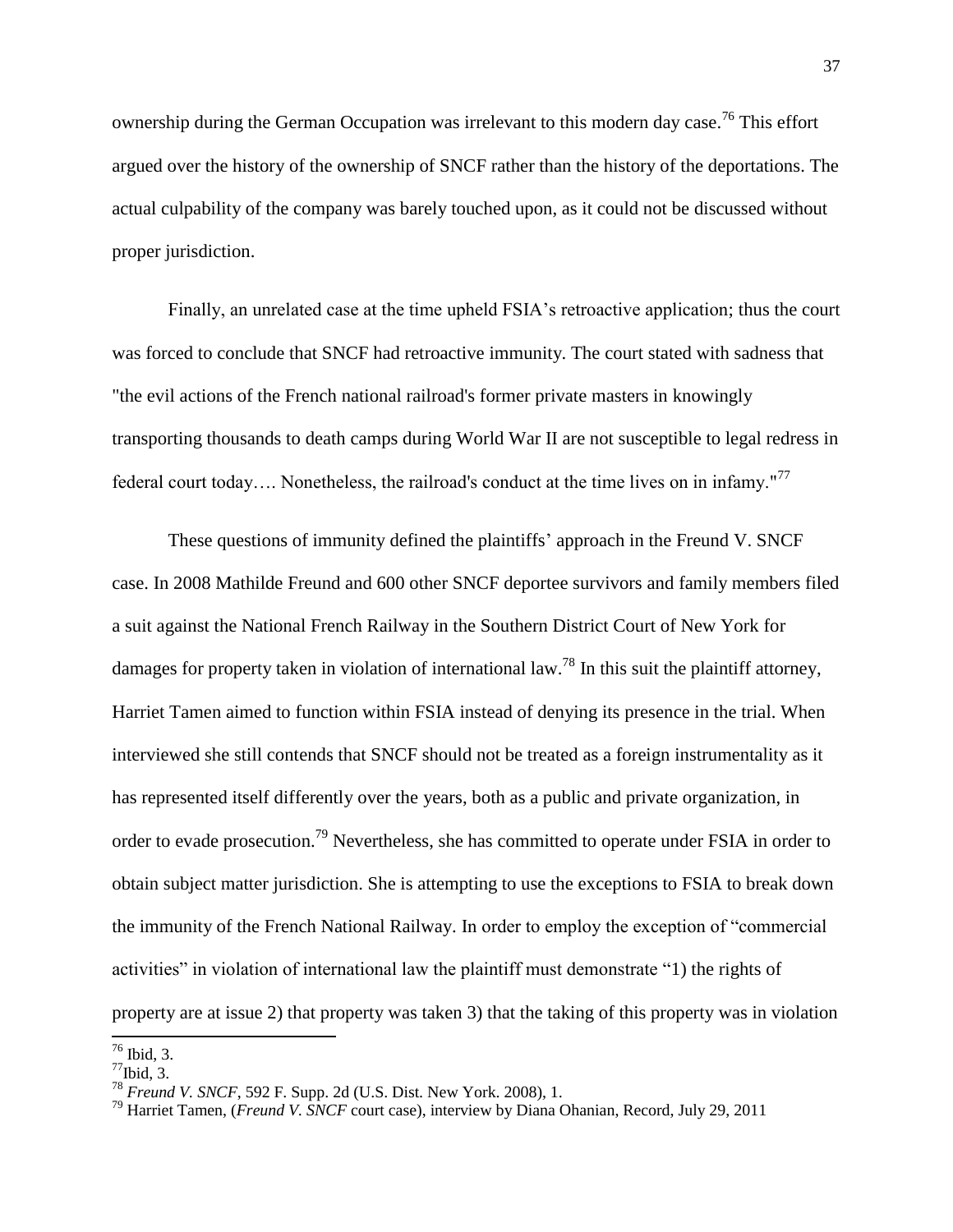ownership during the German Occupation was irrelevant to this modern day case.[76] This effort argued over the history of the ownership of SNCF rather than the history of the deportations. The actual culpability of the company was barely touched upon, as it could not be discussed without proper jurisdiction.

Finally, an unrelated case at the time upheld FSIA's retroactive application; thus the court was forced to conclude that SNCF had retroactive immunity. The court stated with sadness that "the evil actions of the French national railroad's former private masters in knowingly transporting thousands to death camps during World War II are not susceptible to legal redress in federal court today…. Nonetheless, the railroad's conduct at the time lives on in infamy."[77]

These questions of immunity defined the plaintiffs' approach in the Freund V. SNCF case. In 2008 Mathilde Freund and 600 other SNCF deportee survivors and family members filed a suit against the National French Railway in the Southern District Court of New York for damages for property taken in violation of international law.[78] In this suit the plaintiff attorney, Harriet Tamen aimed to function within FSIA instead of denying its presence in the trial. When interviewed she still contends that SNCF should not be treated as a foreign instrumentality as it has represented itself differently over the years, both as a public and private organization, in order to evade prosecution.[79] Nevertheless, she has committed to operate under FSIA in order to obtain subject matter jurisdiction. She is attempting to use the exceptions to FSIA to break down the immunity of the French National Railway. In order to employ the exception of "commercial activities" in violation of international law the plaintiff must demonstrate "1) the rights of property are at issue 2) that property was taken 3) that the taking of this property was in violation

---

[76] Ibid, 3.

[77] Ibid, 3.

[78] *Freund V. SNCF*, 592 F. Supp. 2d (U.S. Dist. New York. 2008), 1.

[79] Harriet Tamen, (*Freund V. SNCF* court case), interview by Diana Ohanian, Record, July 29, 2011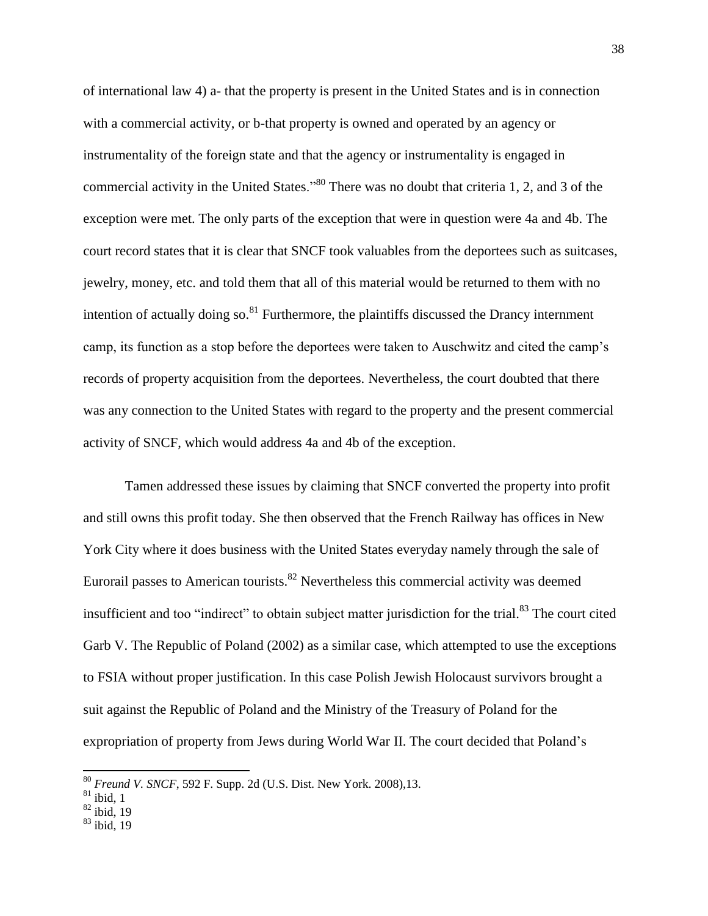of international law 4) a- that the property is present in the United States and is in connection with a commercial activity, or b-that property is owned and operated by an agency or instrumentality of the foreign state and that the agency or instrumentality is engaged in commercial activity in the United States."[80] There was no doubt that criteria 1, 2, and 3 of the exception were met. The only parts of the exception that were in question were 4a and 4b. The court record states that it is clear that SNCF took valuables from the deportees such as suitcases, jewelry, money, etc. and told them that all of this material would be returned to them with no intention of actually doing so.[81] Furthermore, the plaintiffs discussed the Drancy internment camp, its function as a stop before the deportees were taken to Auschwitz and cited the camp's records of property acquisition from the deportees. Nevertheless, the court doubted that there was any connection to the United States with regard to the property and the present commercial activity of SNCF, which would address 4a and 4b of the exception.

Tamen addressed these issues by claiming that SNCF converted the property into profit and still owns this profit today. She then observed that the French Railway has offices in New York City where it does business with the United States everyday namely through the sale of Eurorail passes to American tourists.[82] Nevertheless this commercial activity was deemed insufficient and too "indirect" to obtain subject matter jurisdiction for the trial.[83] The court cited Garb V. The Republic of Poland (2002) as a similar case, which attempted to use the exceptions to FSIA without proper justification. In this case Polish Jewish Holocaust survivors brought a suit against the Republic of Poland and the Ministry of the Treasury of Poland for the expropriation of property from Jews during World War II. The court decided that Poland's

---

[80] *Freund V. SNCF*, 592 F. Supp. 2d (U.S. Dist. New York. 2008),13.

[81] ibid, 1

[82] ibid, 19

[83] ibid, 19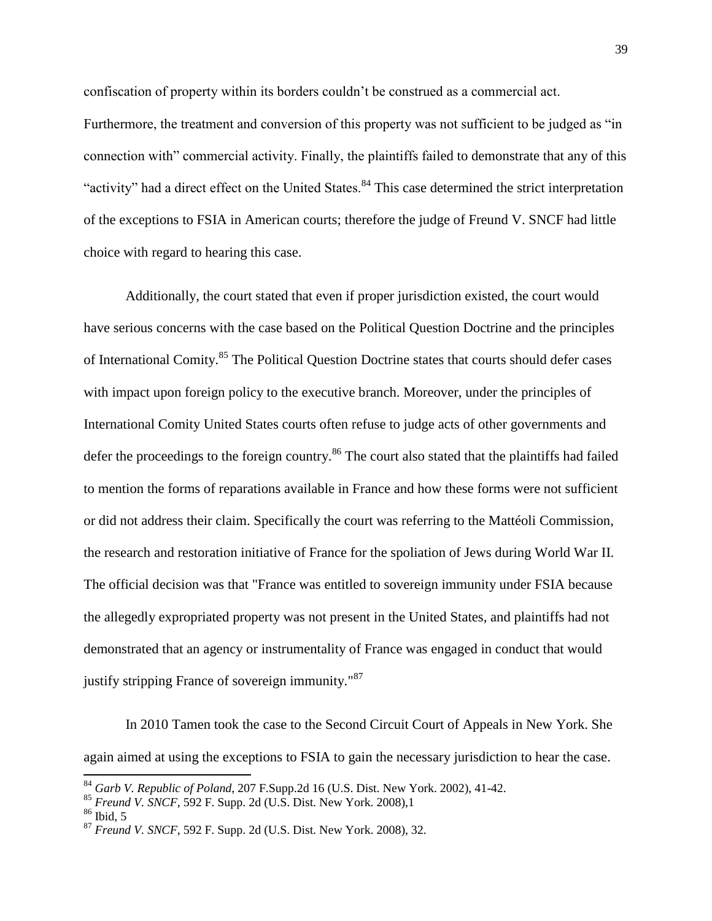confiscation of property within its borders couldn't be construed as a commercial act. Furthermore, the treatment and conversion of this property was not sufficient to be judged as "in connection with" commercial activity. Finally, the plaintiffs failed to demonstrate that any of this "activity" had a direct effect on the United States.[84] This case determined the strict interpretation of the exceptions to FSIA in American courts; therefore the judge of Freund V. SNCF had little choice with regard to hearing this case.

Additionally, the court stated that even if proper jurisdiction existed, the court would have serious concerns with the case based on the Political Question Doctrine and the principles of International Comity.[85] The Political Question Doctrine states that courts should defer cases with impact upon foreign policy to the executive branch. Moreover, under the principles of International Comity United States courts often refuse to judge acts of other governments and defer the proceedings to the foreign country.[86] The court also stated that the plaintiffs had failed to mention the forms of reparations available in France and how these forms were not sufficient or did not address their claim. Specifically the court was referring to the Mattéoli Commission, the research and restoration initiative of France for the spoliation of Jews during World War II. The official decision was that "France was entitled to sovereign immunity under FSIA because the allegedly expropriated property was not present in the United States, and plaintiffs had not demonstrated that an agency or instrumentality of France was engaged in conduct that would justify stripping France of sovereign immunity."[87]

In 2010 Tamen took the case to the Second Circuit Court of Appeals in New York. She again aimed at using the exceptions to FSIA to gain the necessary jurisdiction to hear the case.

---

[84] *Garb V. Republic of Poland*, 207 F.Supp.2d 16 (U.S. Dist. New York. 2002), 41-42.

[85] *Freund V. SNCF*, 592 F. Supp. 2d (U.S. Dist. New York. 2008),1

[86] Ibid, 5

[87] *Freund V. SNCF*, 592 F. Supp. 2d (U.S. Dist. New York. 2008), 32.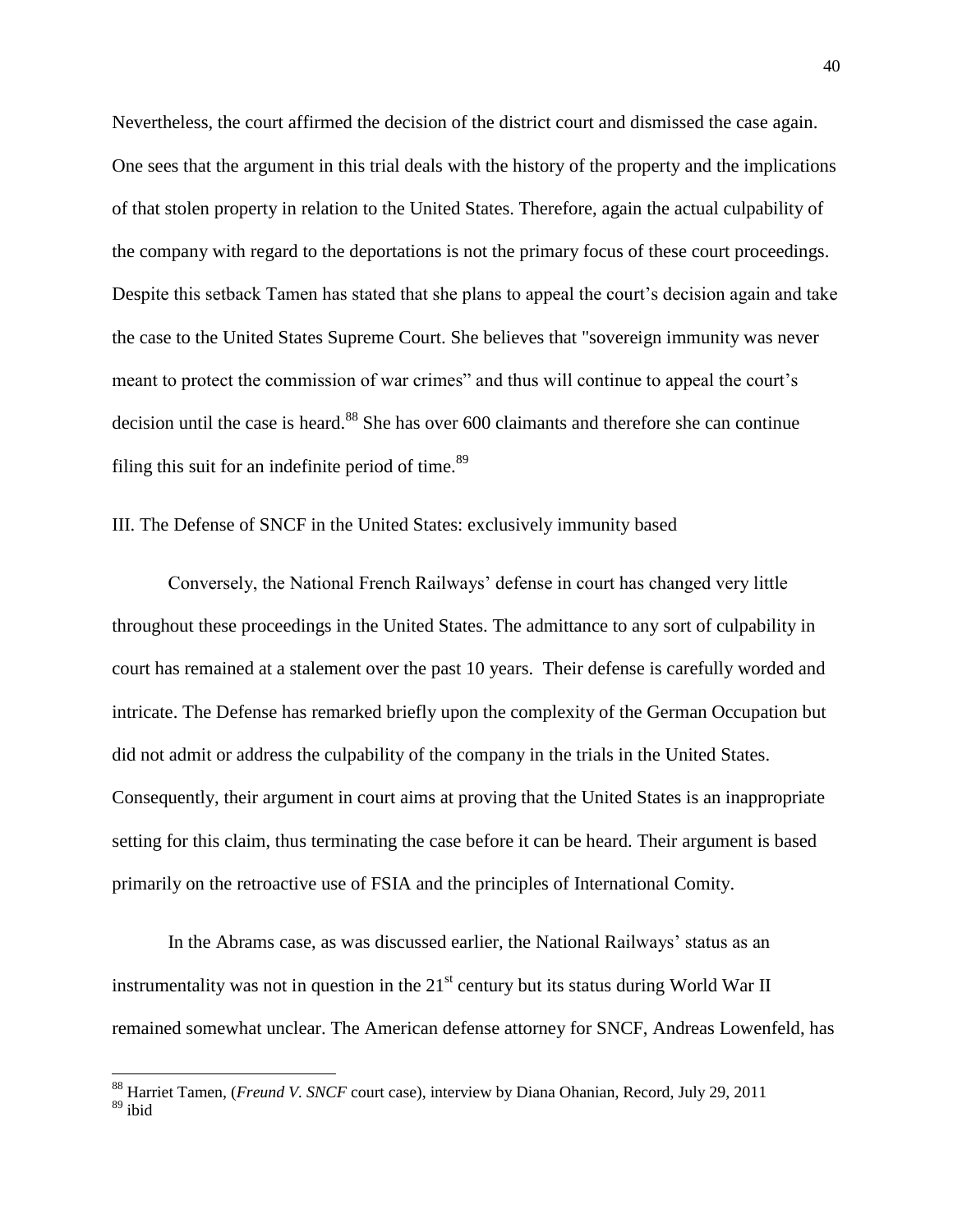Nevertheless, the court affirmed the decision of the district court and dismissed the case again. One sees that the argument in this trial deals with the history of the property and the implications of that stolen property in relation to the United States. Therefore, again the actual culpability of the company with regard to the deportations is not the primary focus of these court proceedings. Despite this setback Tamen has stated that she plans to appeal the court's decision again and take the case to the United States Supreme Court. She believes that "sovereign immunity was never meant to protect the commission of war crimes" and thus will continue to appeal the court's decision until the case is heard.[88] She has over 600 claimants and therefore she can continue filing this suit for an indefinite period of time.[89]

## III. The Defense of SNCF in the United States: exclusively immunity based

Conversely, the National French Railways' defense in court has changed very little throughout these proceedings in the United States. The admittance to any sort of culpability in court has remained at a stalement over the past 10 years. Their defense is carefully worded and intricate. The Defense has remarked briefly upon the complexity of the German Occupation but did not admit or address the culpability of the company in the trials in the United States. Consequently, their argument in court aims at proving that the United States is an inappropriate setting for this claim, thus terminating the case before it can be heard. Their argument is based primarily on the retroactive use of FSIA and the principles of International Comity.

In the Abrams case, as was discussed earlier, the National Railways' status as an instrumentality was not in question in the 21st century but its status during World War II remained somewhat unclear. The American defense attorney for SNCF, Andreas Lowenfeld, has

---

[88] Harriet Tamen, (*Freund V. SNCF* court case), interview by Diana Ohanian, Record, July 29, 2011

[89] ibid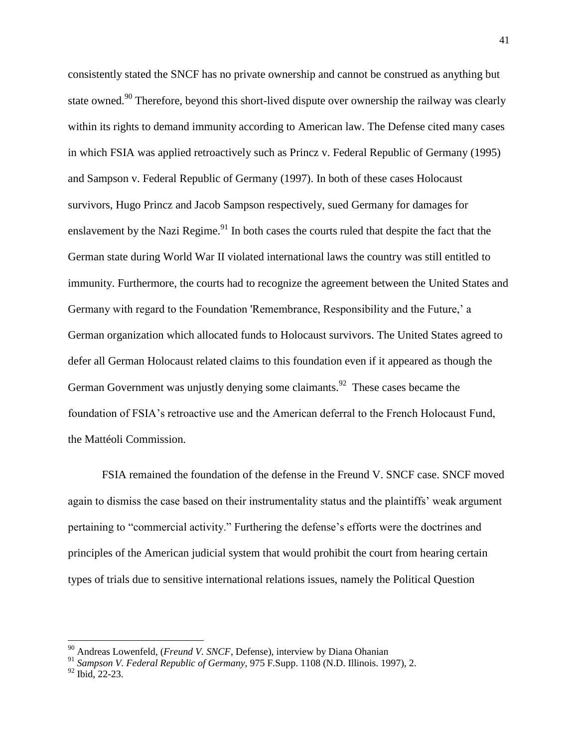consistently stated the SNCF has no private ownership and cannot be construed as anything but state owned.[90] Therefore, beyond this short-lived dispute over ownership the railway was clearly within its rights to demand immunity according to American law. The Defense cited many cases in which FSIA was applied retroactively such as Princz v. Federal Republic of Germany (1995) and Sampson v. Federal Republic of Germany (1997). In both of these cases Holocaust survivors, Hugo Princz and Jacob Sampson respectively, sued Germany for damages for enslavement by the Nazi Regime.[91] In both cases the courts ruled that despite the fact that the German state during World War II violated international laws the country was still entitled to immunity. Furthermore, the courts had to recognize the agreement between the United States and Germany with regard to the Foundation 'Remembrance, Responsibility and the Future,' a German organization which allocated funds to Holocaust survivors. The United States agreed to defer all German Holocaust related claims to this foundation even if it appeared as though the German Government was unjustly denying some claimants.[92] These cases became the foundation of FSIA's retroactive use and the American deferral to the French Holocaust Fund, the Mattéoli Commission.

FSIA remained the foundation of the defense in the Freund V. SNCF case. SNCF moved again to dismiss the case based on their instrumentality status and the plaintiffs' weak argument pertaining to "commercial activity." Furthering the defense's efforts were the doctrines and principles of the American judicial system that would prohibit the court from hearing certain types of trials due to sensitive international relations issues, namely the Political Question

---

[90] Andreas Lowenfeld, (*Freund V. SNCF*, Defense), interview by Diana Ohanian

[91] *Sampson V. Federal Republic of Germany*, 975 F.Supp. 1108 (N.D. Illinois. 1997), 2.

[92] Ibid, 22-23.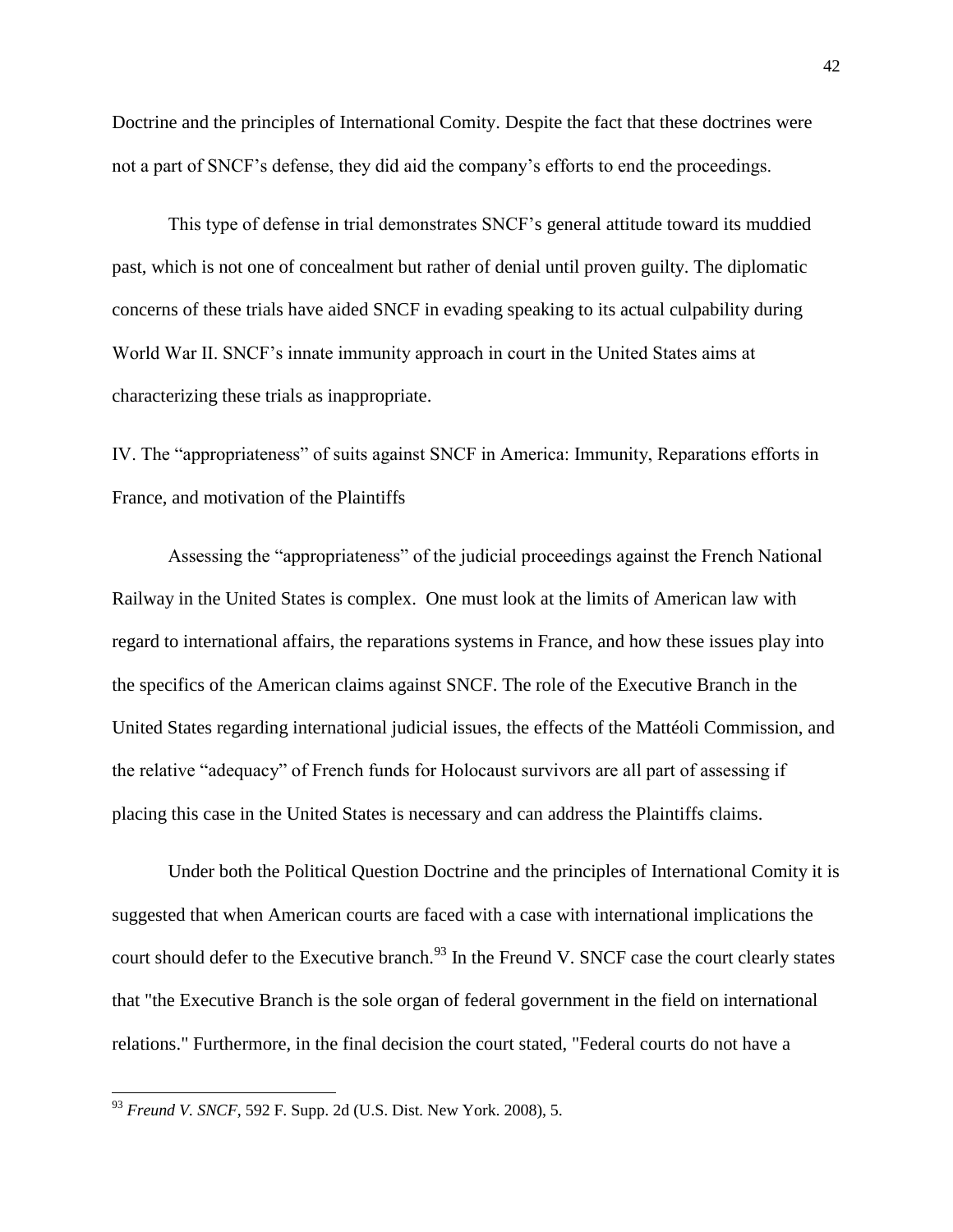Doctrine and the principles of International Comity. Despite the fact that these doctrines were not a part of SNCF's defense, they did aid the company's efforts to end the proceedings.

This type of defense in trial demonstrates SNCF's general attitude toward its muddied past, which is not one of concealment but rather of denial until proven guilty. The diplomatic concerns of these trials have aided SNCF in evading speaking to its actual culpability during World War II. SNCF's innate immunity approach in court in the United States aims at characterizing these trials as inappropriate.

## IV. The "appropriateness" of suits against SNCF in America: Immunity, Reparations efforts in France, and motivation of the Plaintiffs

Assessing the "appropriateness" of the judicial proceedings against the French National Railway in the United States is complex. One must look at the limits of American law with regard to international affairs, the reparations systems in France, and how these issues play into the specifics of the American claims against SNCF. The role of the Executive Branch in the United States regarding international judicial issues, the effects of the Mattéoli Commission, and the relative "adequacy" of French funds for Holocaust survivors are all part of assessing if placing this case in the United States is necessary and can address the Plaintiffs claims.

Under both the Political Question Doctrine and the principles of International Comity it is suggested that when American courts are faced with a case with international implications the court should defer to the Executive branch.[93] In the Freund V. SNCF case the court clearly states that "the Executive Branch is the sole organ of federal government in the field on international relations." Furthermore, in the final decision the court stated, "Federal courts do not have a

---

[93] *Freund V. SNCF*, 592 F. Supp. 2d (U.S. Dist. New York. 2008), 5.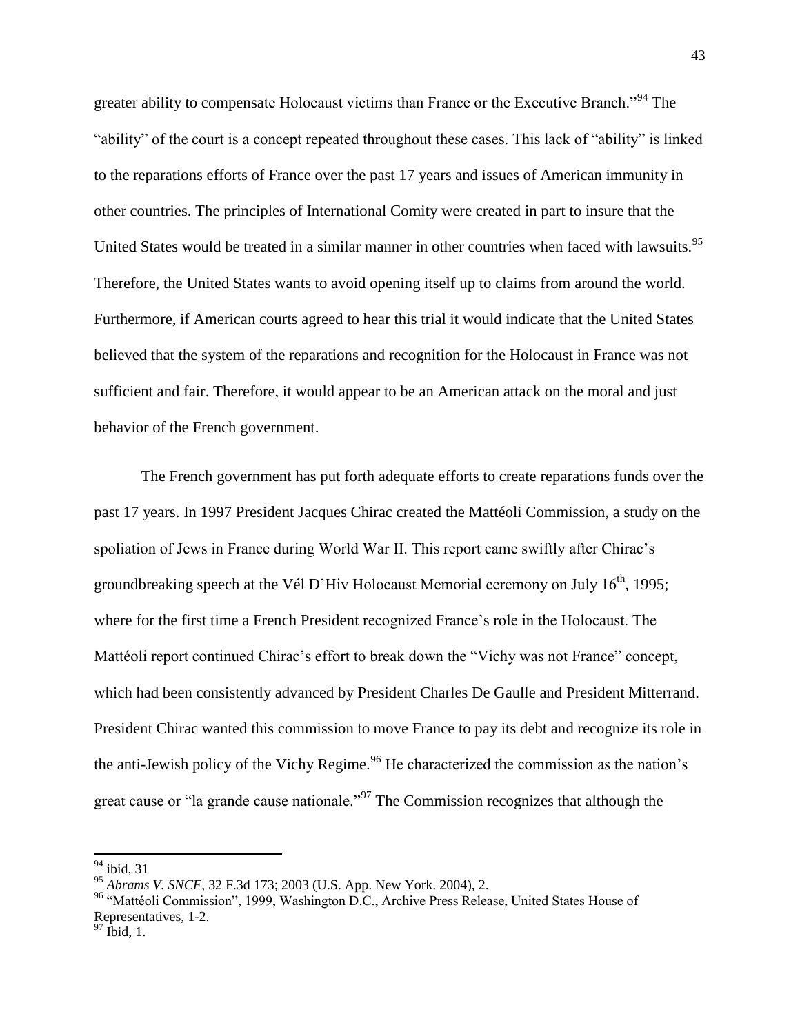greater ability to compensate Holocaust victims than France or the Executive Branch."[94] The "ability" of the court is a concept repeated throughout these cases. This lack of "ability" is linked to the reparations efforts of France over the past 17 years and issues of American immunity in other countries. The principles of International Comity were created in part to insure that the United States would be treated in a similar manner in other countries when faced with lawsuits.[95] Therefore, the United States wants to avoid opening itself up to claims from around the world. Furthermore, if American courts agreed to hear this trial it would indicate that the United States believed that the system of the reparations and recognition for the Holocaust in France was not sufficient and fair. Therefore, it would appear to be an American attack on the moral and just behavior of the French government.

The French government has put forth adequate efforts to create reparations funds over the past 17 years. In 1997 President Jacques Chirac created the Mattéoli Commission, a study on the spoliation of Jews in France during World War II. This report came swiftly after Chirac's groundbreaking speech at the Vél D'Hiv Holocaust Memorial ceremony on July 16th, 1995; where for the first time a French President recognized France's role in the Holocaust. The Mattéoli report continued Chirac's effort to break down the "Vichy was not France" concept, which had been consistently advanced by President Charles De Gaulle and President Mitterrand. President Chirac wanted this commission to move France to pay its debt and recognize its role in the anti-Jewish policy of the Vichy Regime.[96] He characterized the commission as the nation's great cause or "la grande cause nationale."[97] The Commission recognizes that although the

---

[94] ibid, 31

[95] *Abrams V. SNCF*, 32 F.3d 173; 2003 (U.S. App. New York. 2004), 2.

[96] "Mattéoli Commission", 1999, Washington D.C., Archive Press Release, United States House of Representatives, 1-2.

[97] Ibid, 1.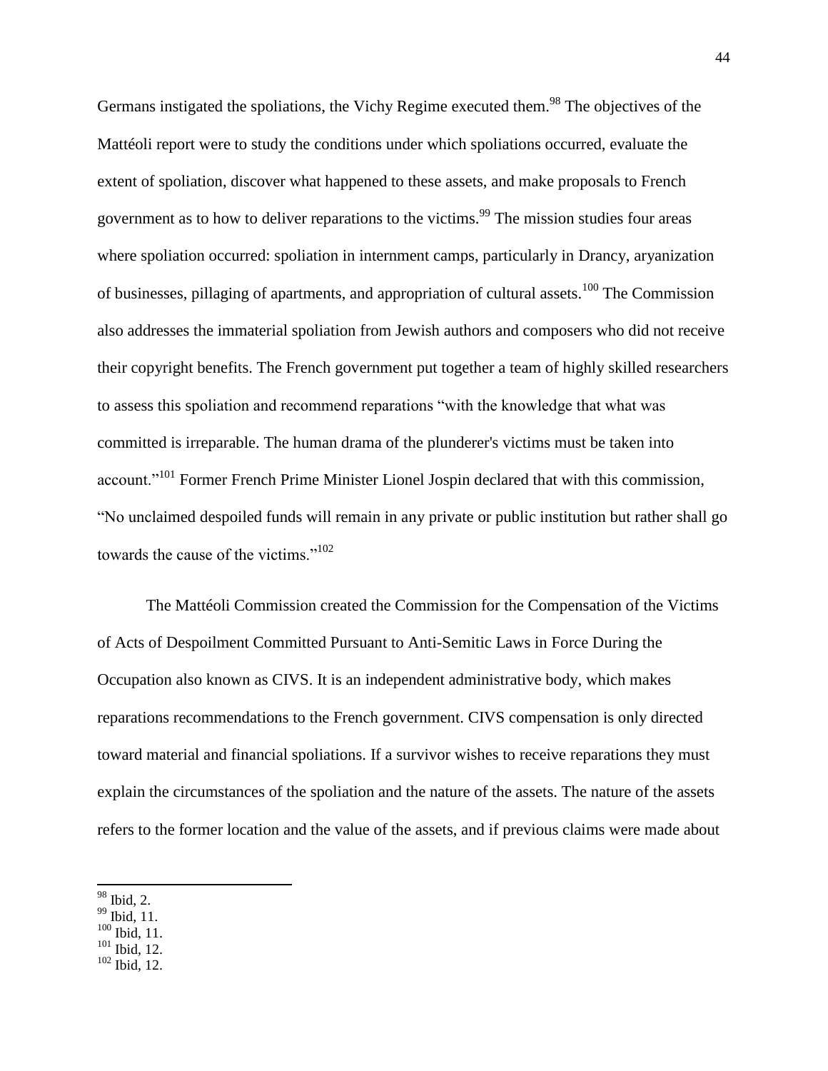Germans instigated the spoliations, the Vichy Regime executed them.[98] The objectives of the Mattéoli report were to study the conditions under which spoliations occurred, evaluate the extent of spoliation, discover what happened to these assets, and make proposals to French government as to how to deliver reparations to the victims.[99] The mission studies four areas where spoliation occurred: spoliation in internment camps, particularly in Drancy, aryanization of businesses, pillaging of apartments, and appropriation of cultural assets.[100] The Commission also addresses the immaterial spoliation from Jewish authors and composers who did not receive their copyright benefits. The French government put together a team of highly skilled researchers to assess this spoliation and recommend reparations "with the knowledge that what was committed is irreparable. The human drama of the plunderer's victims must be taken into account."[101] Former French Prime Minister Lionel Jospin declared that with this commission, "No unclaimed despoiled funds will remain in any private or public institution but rather shall go towards the cause of the victims."[102]

The Mattéoli Commission created the Commission for the Compensation of the Victims of Acts of Despoilment Committed Pursuant to Anti-Semitic Laws in Force During the Occupation also known as CIVS. It is an independent administrative body, which makes reparations recommendations to the French government. CIVS compensation is only directed toward material and financial spoliations. If a survivor wishes to receive reparations they must explain the circumstances of the spoliation and the nature of the assets. The nature of the assets refers to the former location and the value of the assets, and if previous claims were made about

---

[98] Ibid, 2.
[99] Ibid, 11.
[100] Ibid, 11.
[101] Ibid, 12.
[102] Ibid, 12.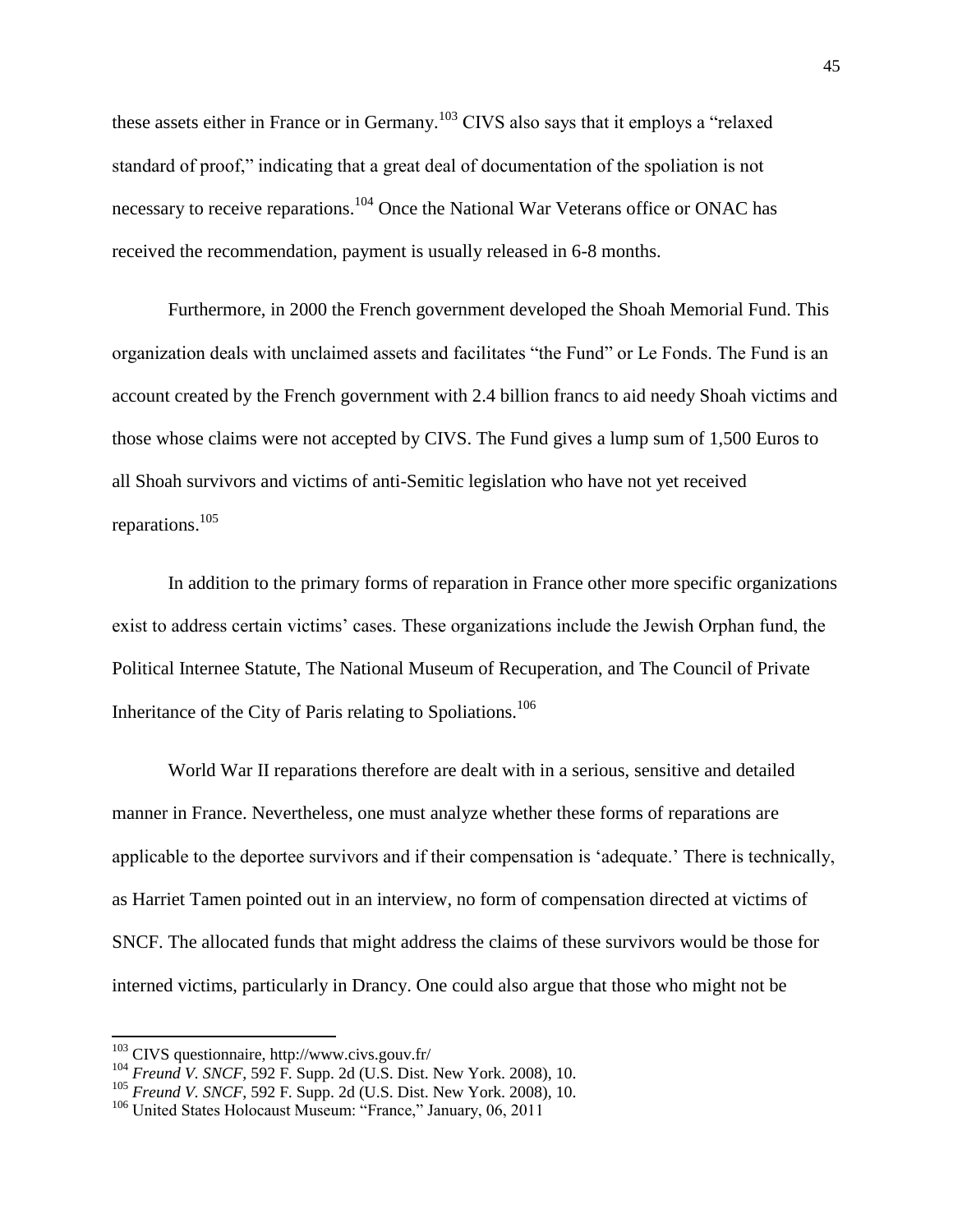these assets either in France or in Germany.[103] CIVS also says that it employs a "relaxed standard of proof," indicating that a great deal of documentation of the spoliation is not necessary to receive reparations.[104] Once the National War Veterans office or ONAC has received the recommendation, payment is usually released in 6-8 months.

Furthermore, in 2000 the French government developed the Shoah Memorial Fund. This organization deals with unclaimed assets and facilitates "the Fund" or Le Fonds. The Fund is an account created by the French government with 2.4 billion francs to aid needy Shoah victims and those whose claims were not accepted by CIVS. The Fund gives a lump sum of 1,500 Euros to all Shoah survivors and victims of anti-Semitic legislation who have not yet received reparations.[105]

In addition to the primary forms of reparation in France other more specific organizations exist to address certain victims' cases. These organizations include the Jewish Orphan fund, the Political Internee Statute, The National Museum of Recuperation, and The Council of Private Inheritance of the City of Paris relating to Spoliations.[106]

World War II reparations therefore are dealt with in a serious, sensitive and detailed manner in France. Nevertheless, one must analyze whether these forms of reparations are applicable to the deportee survivors and if their compensation is 'adequate.' There is technically, as Harriet Tamen pointed out in an interview, no form of compensation directed at victims of SNCF. The allocated funds that might address the claims of these survivors would be those for interned victims, particularly in Drancy. One could also argue that those who might not be

---

[103] CIVS questionnaire, http://www.civs.gouv.fr/

[104] *Freund V. SNCF*, 592 F. Supp. 2d (U.S. Dist. New York. 2008), 10.

[105] *Freund V. SNCF*, 592 F. Supp. 2d (U.S. Dist. New York. 2008), 10.

[106] United States Holocaust Museum: "France," January, 06, 2011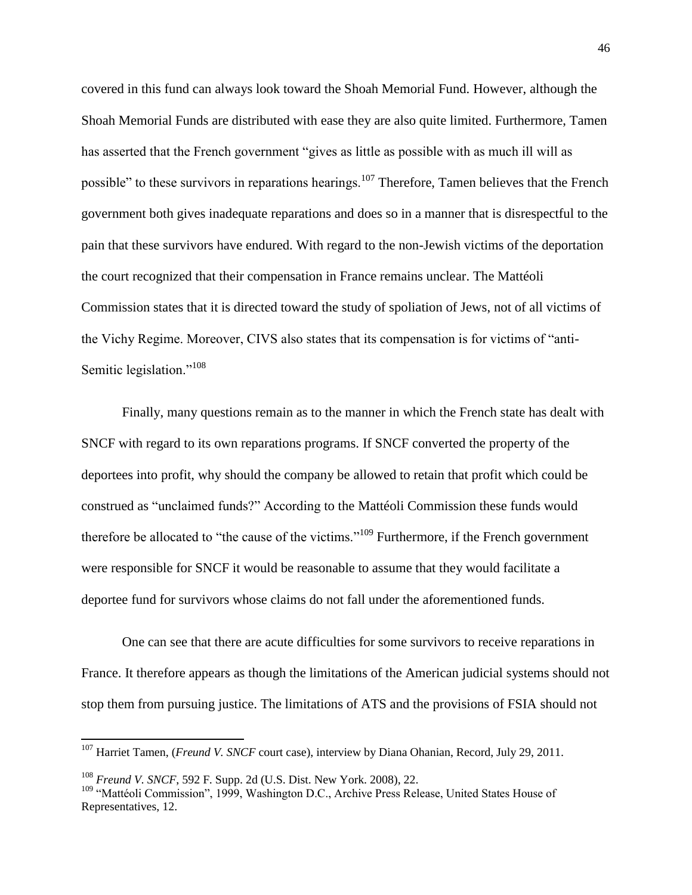covered in this fund can always look toward the Shoah Memorial Fund. However, although the Shoah Memorial Funds are distributed with ease they are also quite limited. Furthermore, Tamen has asserted that the French government "gives as little as possible with as much ill will as possible" to these survivors in reparations hearings.[107] Therefore, Tamen believes that the French government both gives inadequate reparations and does so in a manner that is disrespectful to the pain that these survivors have endured. With regard to the non-Jewish victims of the deportation the court recognized that their compensation in France remains unclear. The Mattéoli Commission states that it is directed toward the study of spoliation of Jews, not of all victims of the Vichy Regime. Moreover, CIVS also states that its compensation is for victims of "anti-Semitic legislation."[108]

Finally, many questions remain as to the manner in which the French state has dealt with SNCF with regard to its own reparations programs. If SNCF converted the property of the deportees into profit, why should the company be allowed to retain that profit which could be construed as "unclaimed funds?" According to the Mattéoli Commission these funds would therefore be allocated to "the cause of the victims."[109] Furthermore, if the French government were responsible for SNCF it would be reasonable to assume that they would facilitate a deportee fund for survivors whose claims do not fall under the aforementioned funds.

One can see that there are acute difficulties for some survivors to receive reparations in France. It therefore appears as though the limitations of the American judicial systems should not stop them from pursuing justice. The limitations of ATS and the provisions of FSIA should not

---

[107] Harriet Tamen, (*Freund V. SNCF* court case), interview by Diana Ohanian, Record, July 29, 2011.

[108] *Freund V. SNCF*, 592 F. Supp. 2d (U.S. Dist. New York. 2008), 22.

[109] "Mattéoli Commission", 1999, Washington D.C., Archive Press Release, United States House of Representatives, 12.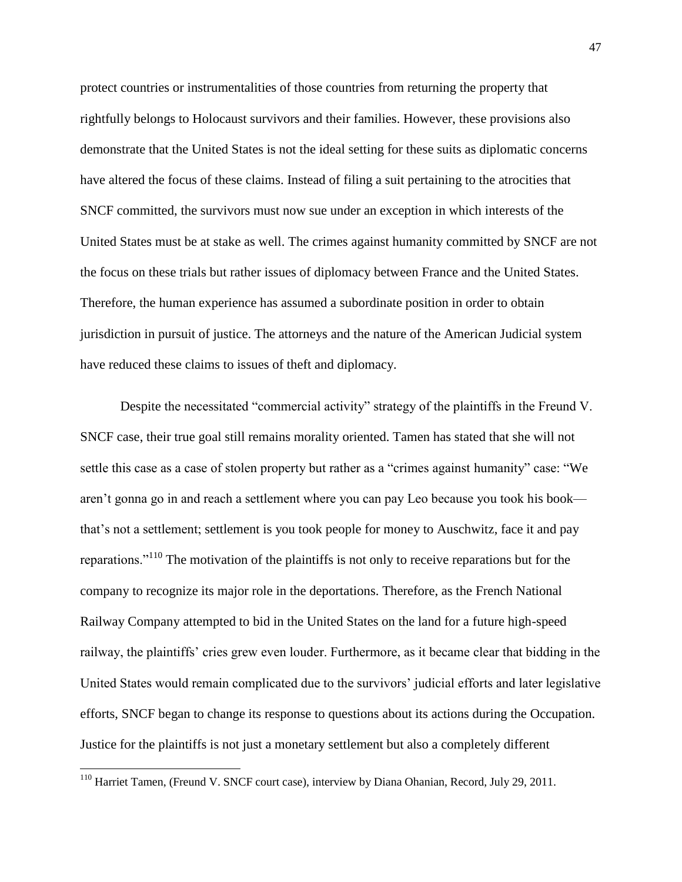protect countries or instrumentalities of those countries from returning the property that rightfully belongs to Holocaust survivors and their families. However, these provisions also demonstrate that the United States is not the ideal setting for these suits as diplomatic concerns have altered the focus of these claims. Instead of filing a suit pertaining to the atrocities that SNCF committed, the survivors must now sue under an exception in which interests of the United States must be at stake as well. The crimes against humanity committed by SNCF are not the focus on these trials but rather issues of diplomacy between France and the United States. Therefore, the human experience has assumed a subordinate position in order to obtain jurisdiction in pursuit of justice. The attorneys and the nature of the American Judicial system have reduced these claims to issues of theft and diplomacy.

Despite the necessitated "commercial activity" strategy of the plaintiffs in the Freund V. SNCF case, their true goal still remains morality oriented. Tamen has stated that she will not settle this case as a case of stolen property but rather as a "crimes against humanity" case: "We aren't gonna go in and reach a settlement where you can pay Leo because you took his book—that's not a settlement; settlement is you took people for money to Auschwitz, face it and pay reparations."[110] The motivation of the plaintiffs is not only to receive reparations but for the company to recognize its major role in the deportations. Therefore, as the French National Railway Company attempted to bid in the United States on the land for a future high-speed railway, the plaintiffs' cries grew even louder. Furthermore, as it became clear that bidding in the United States would remain complicated due to the survivors' judicial efforts and later legislative efforts, SNCF began to change its response to questions about its actions during the Occupation. Justice for the plaintiffs is not just a monetary settlement but also a completely different

---

[110] Harriet Tamen, (Freund V. SNCF court case), interview by Diana Ohanian, Record, July 29, 2011.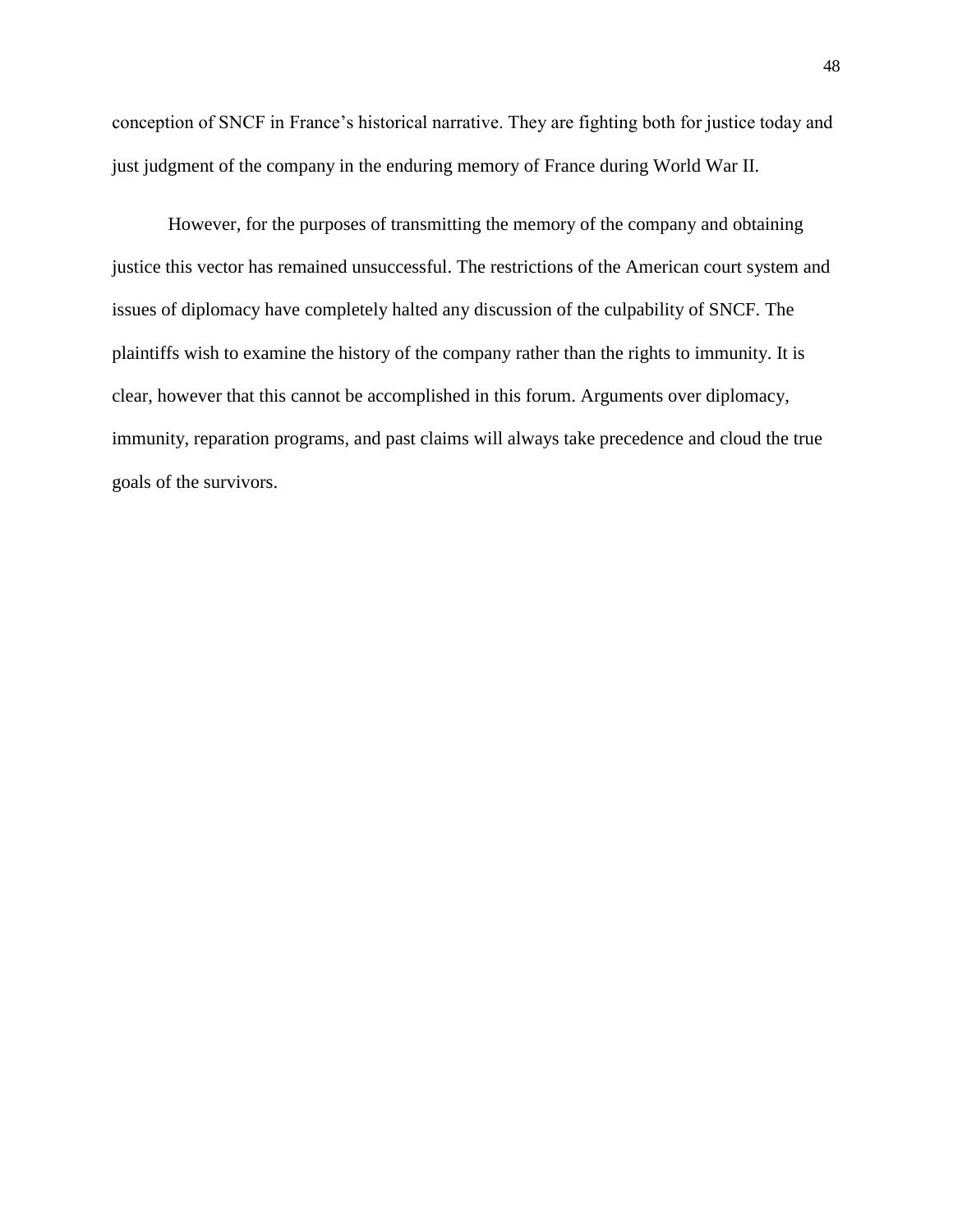conception of SNCF in France's historical narrative. They are fighting both for justice today and just judgment of the company in the enduring memory of France during World War II.

However, for the purposes of transmitting the memory of the company and obtaining justice this vector has remained unsuccessful. The restrictions of the American court system and issues of diplomacy have completely halted any discussion of the culpability of SNCF. The plaintiffs wish to examine the history of the company rather than the rights to immunity. It is clear, however that this cannot be accomplished in this forum. Arguments over diplomacy, immunity, reparation programs, and past claims will always take precedence and cloud the true goals of the survivors.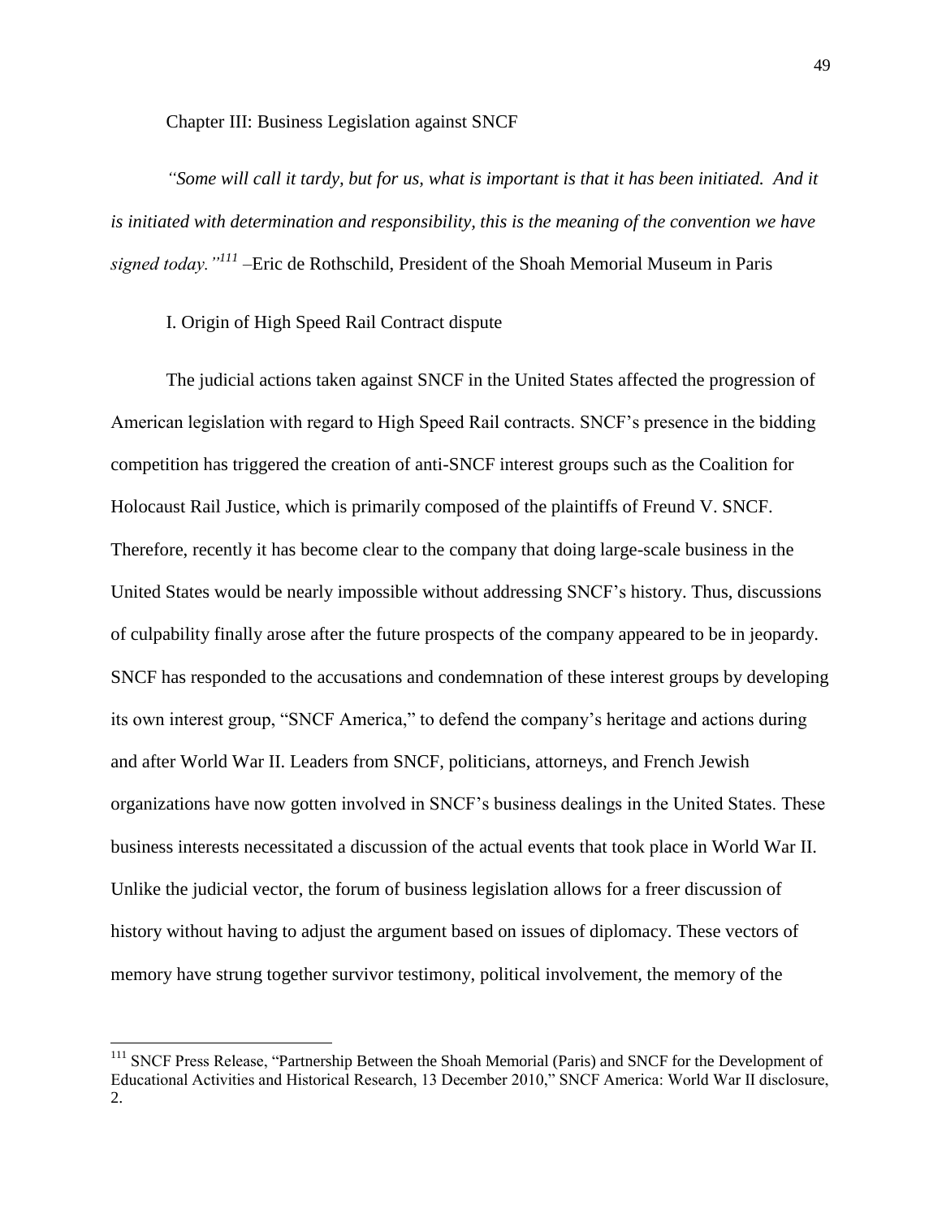## Chapter III: Business Legislation against SNCF

*"Some will call it tardy, but for us, what is important is that it has been initiated. And it is initiated with determination and responsibility, this is the meaning of the convention we have signed today."*[111] –Eric de Rothschild, President of the Shoah Memorial Museum in Paris

### I. Origin of High Speed Rail Contract dispute

The judicial actions taken against SNCF in the United States affected the progression of American legislation with regard to High Speed Rail contracts. SNCF's presence in the bidding competition has triggered the creation of anti-SNCF interest groups such as the Coalition for Holocaust Rail Justice, which is primarily composed of the plaintiffs of Freund V. SNCF. Therefore, recently it has become clear to the company that doing large-scale business in the United States would be nearly impossible without addressing SNCF's history. Thus, discussions of culpability finally arose after the future prospects of the company appeared to be in jeopardy. SNCF has responded to the accusations and condemnation of these interest groups by developing its own interest group, "SNCF America," to defend the company's heritage and actions during and after World War II. Leaders from SNCF, politicians, attorneys, and French Jewish organizations have now gotten involved in SNCF's business dealings in the United States. These business interests necessitated a discussion of the actual events that took place in World War II. Unlike the judicial vector, the forum of business legislation allows for a freer discussion of history without having to adjust the argument based on issues of diplomacy. These vectors of memory have strung together survivor testimony, political involvement, the memory of the

[111] SNCF Press Release, "Partnership Between the Shoah Memorial (Paris) and SNCF for the Development of Educational Activities and Historical Research, 13 December 2010," SNCF America: World War II disclosure, 2.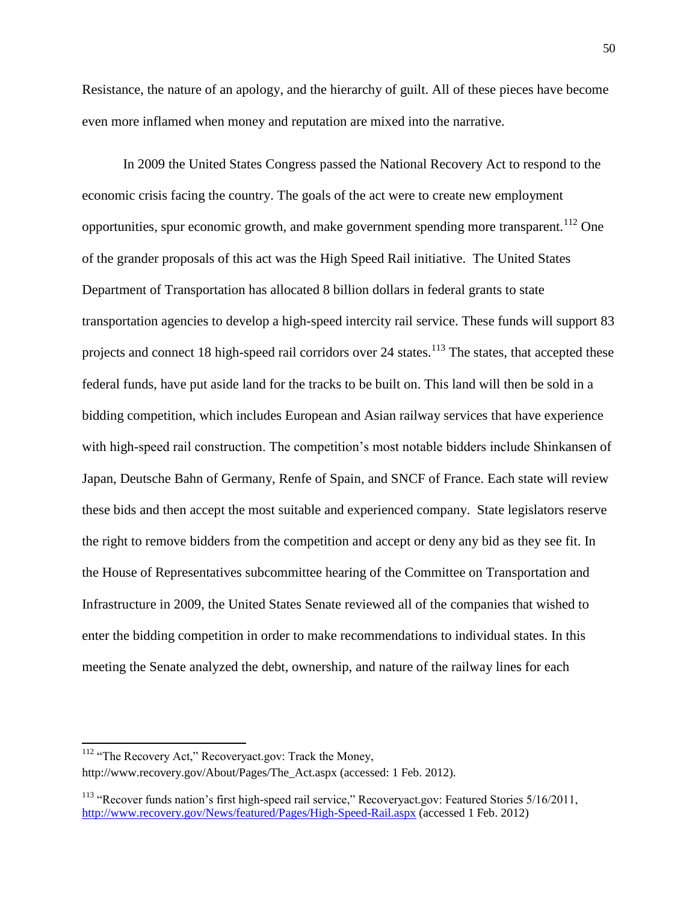Resistance, the nature of an apology, and the hierarchy of guilt. All of these pieces have become even more inflamed when money and reputation are mixed into the narrative.

In 2009 the United States Congress passed the National Recovery Act to respond to the economic crisis facing the country. The goals of the act were to create new employment opportunities, spur economic growth, and make government spending more transparent.[112] One of the grander proposals of this act was the High Speed Rail initiative. The United States Department of Transportation has allocated 8 billion dollars in federal grants to state transportation agencies to develop a high-speed intercity rail service. These funds will support 83 projects and connect 18 high-speed rail corridors over 24 states.[113] The states, that accepted these federal funds, have put aside land for the tracks to be built on. This land will then be sold in a bidding competition, which includes European and Asian railway services that have experience with high-speed rail construction. The competition's most notable bidders include Shinkansen of Japan, Deutsche Bahn of Germany, Renfe of Spain, and SNCF of France. Each state will review these bids and then accept the most suitable and experienced company. State legislators reserve the right to remove bidders from the competition and accept or deny any bid as they see fit. In the House of Representatives subcommittee hearing of the Committee on Transportation and Infrastructure in 2009, the United States Senate reviewed all of the companies that wished to enter the bidding competition in order to make recommendations to individual states. In this meeting the Senate analyzed the debt, ownership, and nature of the railway lines for each

---

[112] "The Recovery Act," Recoveryact.gov: Track the Money, http://www.recovery.gov/About/Pages/The_Act.aspx (accessed: 1 Feb. 2012).

[113] "Recover funds nation's first high-speed rail service," Recoveryact.gov: Featured Stories 5/16/2011, http://www.recovery.gov/News/featured/Pages/High-Speed-Rail.aspx (accessed 1 Feb. 2012)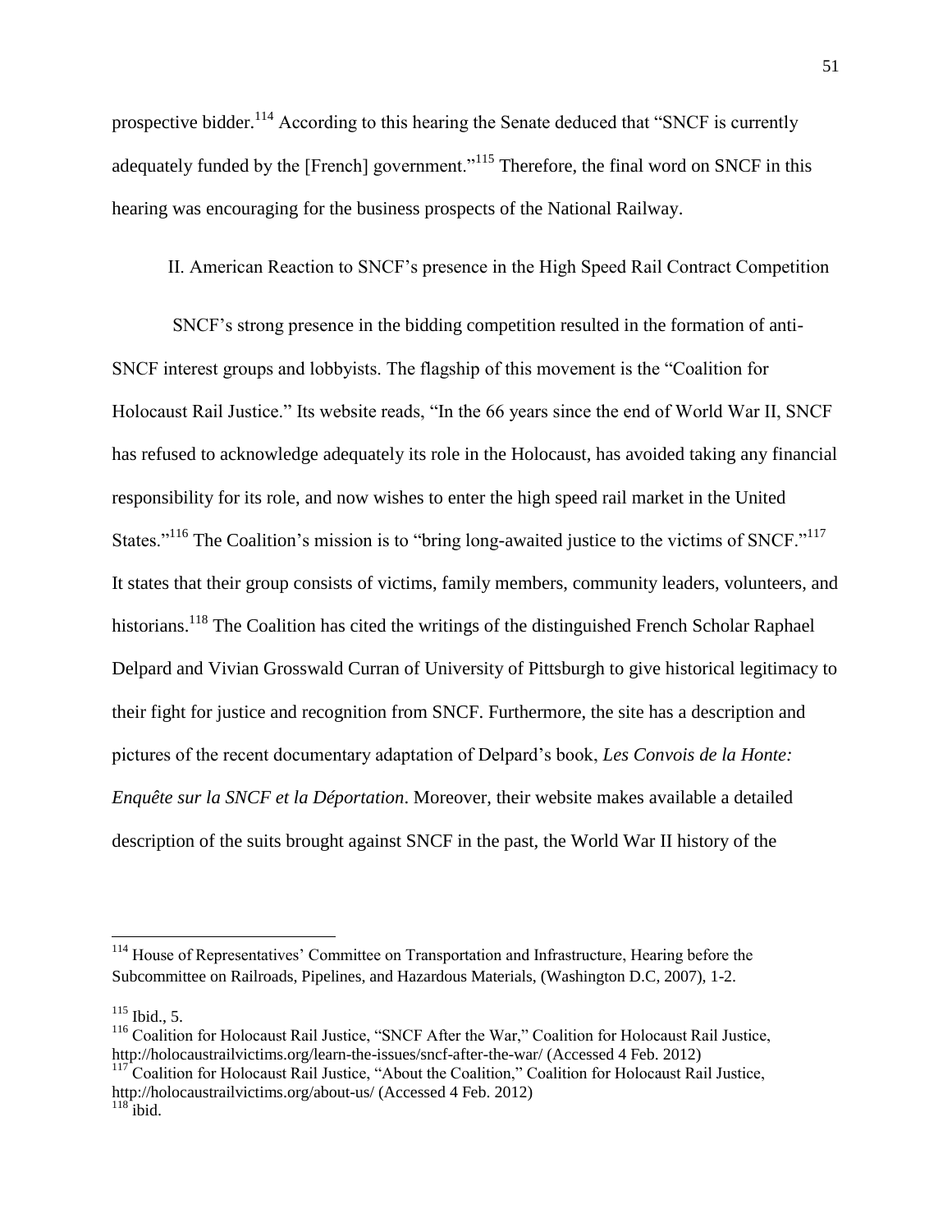prospective bidder.[114] According to this hearing the Senate deduced that "SNCF is currently adequately funded by the [French] government."[115] Therefore, the final word on SNCF in this hearing was encouraging for the business prospects of the National Railway.

## II. American Reaction to SNCF's presence in the High Speed Rail Contract Competition

SNCF's strong presence in the bidding competition resulted in the formation of anti-SNCF interest groups and lobbyists. The flagship of this movement is the "Coalition for Holocaust Rail Justice." Its website reads, "In the 66 years since the end of World War II, SNCF has refused to acknowledge adequately its role in the Holocaust, has avoided taking any financial responsibility for its role, and now wishes to enter the high speed rail market in the United States."[116] The Coalition's mission is to "bring long-awaited justice to the victims of SNCF."[117] It states that their group consists of victims, family members, community leaders, volunteers, and historians.[118] The Coalition has cited the writings of the distinguished French Scholar Raphael Delpard and Vivian Grosswald Curran of University of Pittsburgh to give historical legitimacy to their fight for justice and recognition from SNCF. Furthermore, the site has a description and pictures of the recent documentary adaptation of Delpard's book, *Les Convois de la Honte: Enquête sur la SNCF et la Déportation*. Moreover, their website makes available a detailed description of the suits brought against SNCF in the past, the World War II history of the

---

[114] House of Representatives' Committee on Transportation and Infrastructure, Hearing before the Subcommittee on Railroads, Pipelines, and Hazardous Materials, (Washington D.C, 2007), 1-2.

[115] Ibid., 5.

[116] Coalition for Holocaust Rail Justice, "SNCF After the War," Coalition for Holocaust Rail Justice, http://holocaustrailvictims.org/learn-the-issues/sncf-after-the-war/ (Accessed 4 Feb. 2012)

[117] Coalition for Holocaust Rail Justice, "About the Coalition," Coalition for Holocaust Rail Justice, http://holocaustrailvictims.org/about-us/ (Accessed 4 Feb. 2012)

[118] ibid.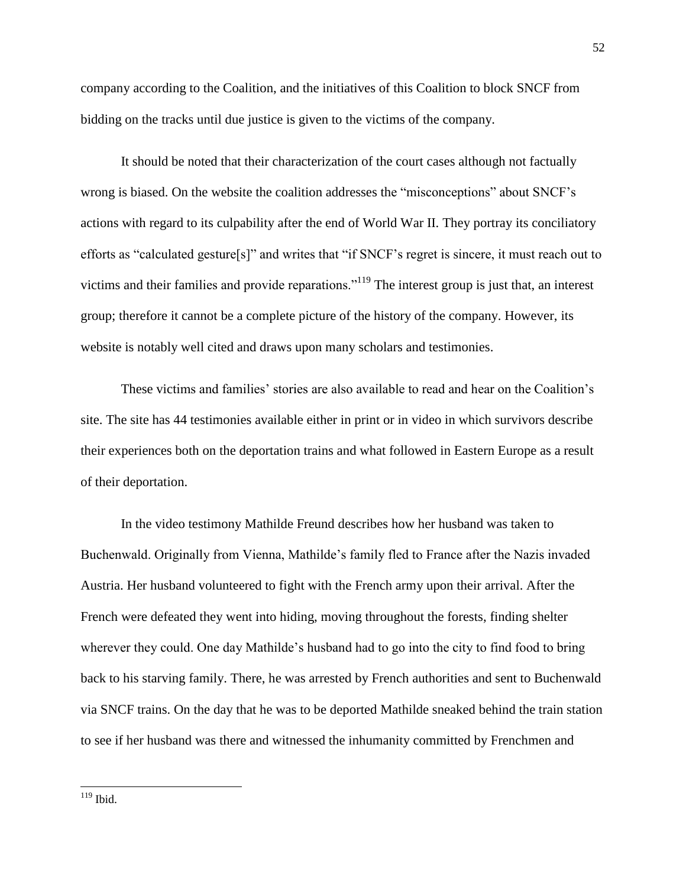company according to the Coalition, and the initiatives of this Coalition to block SNCF from bidding on the tracks until due justice is given to the victims of the company.

It should be noted that their characterization of the court cases although not factually wrong is biased. On the website the coalition addresses the "misconceptions" about SNCF's actions with regard to its culpability after the end of World War II. They portray its conciliatory efforts as "calculated gesture[s]" and writes that "if SNCF's regret is sincere, it must reach out to victims and their families and provide reparations."[119] The interest group is just that, an interest group; therefore it cannot be a complete picture of the history of the company. However, its website is notably well cited and draws upon many scholars and testimonies.

These victims and families' stories are also available to read and hear on the Coalition's site. The site has 44 testimonies available either in print or in video in which survivors describe their experiences both on the deportation trains and what followed in Eastern Europe as a result of their deportation.

In the video testimony Mathilde Freund describes how her husband was taken to Buchenwald. Originally from Vienna, Mathilde's family fled to France after the Nazis invaded Austria. Her husband volunteered to fight with the French army upon their arrival. After the French were defeated they went into hiding, moving throughout the forests, finding shelter wherever they could. One day Mathilde's husband had to go into the city to find food to bring back to his starving family. There, he was arrested by French authorities and sent to Buchenwald via SNCF trains. On the day that he was to be deported Mathilde sneaked behind the train station to see if her husband was there and witnessed the inhumanity committed by Frenchmen and

[119] Ibid.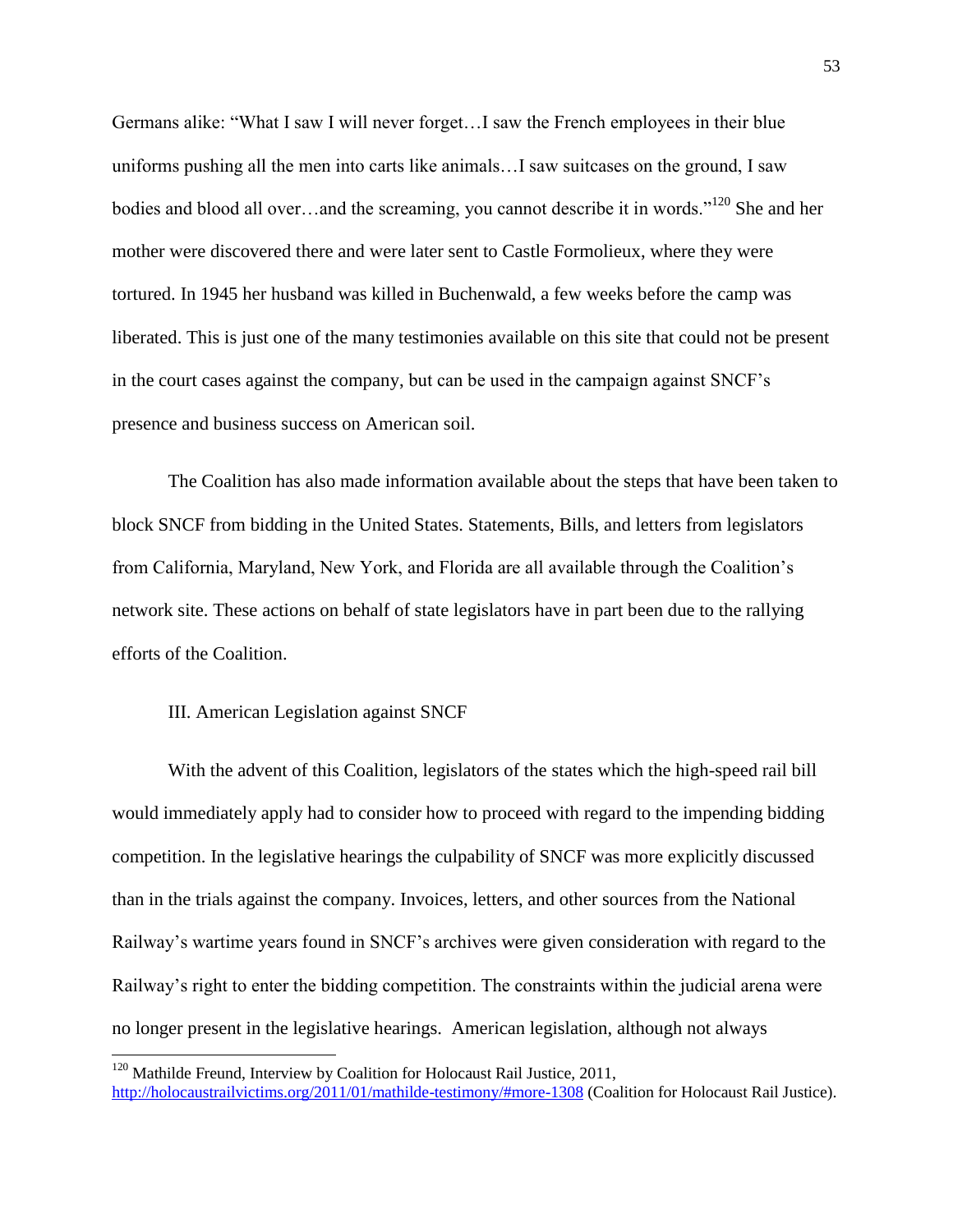Germans alike: "What I saw I will never forget…I saw the French employees in their blue uniforms pushing all the men into carts like animals…I saw suitcases on the ground, I saw bodies and blood all over…and the screaming, you cannot describe it in words."[120] She and her mother were discovered there and were later sent to Castle Formolieux, where they were tortured. In 1945 her husband was killed in Buchenwald, a few weeks before the camp was liberated. This is just one of the many testimonies available on this site that could not be present in the court cases against the company, but can be used in the campaign against SNCF's presence and business success on American soil.

The Coalition has also made information available about the steps that have been taken to block SNCF from bidding in the United States. Statements, Bills, and letters from legislators from California, Maryland, New York, and Florida are all available through the Coalition's network site. These actions on behalf of state legislators have in part been due to the rallying efforts of the Coalition.

## III. American Legislation against SNCF

With the advent of this Coalition, legislators of the states which the high-speed rail bill would immediately apply had to consider how to proceed with regard to the impending bidding competition. In the legislative hearings the culpability of SNCF was more explicitly discussed than in the trials against the company. Invoices, letters, and other sources from the National Railway's wartime years found in SNCF's archives were given consideration with regard to the Railway's right to enter the bidding competition. The constraints within the judicial arena were no longer present in the legislative hearings. American legislation, although not always

[120] Mathilde Freund, Interview by Coalition for Holocaust Rail Justice, 2011, http://holocaustrailvictims.org/2011/01/mathilde-testimony/#more-1308 (Coalition for Holocaust Rail Justice).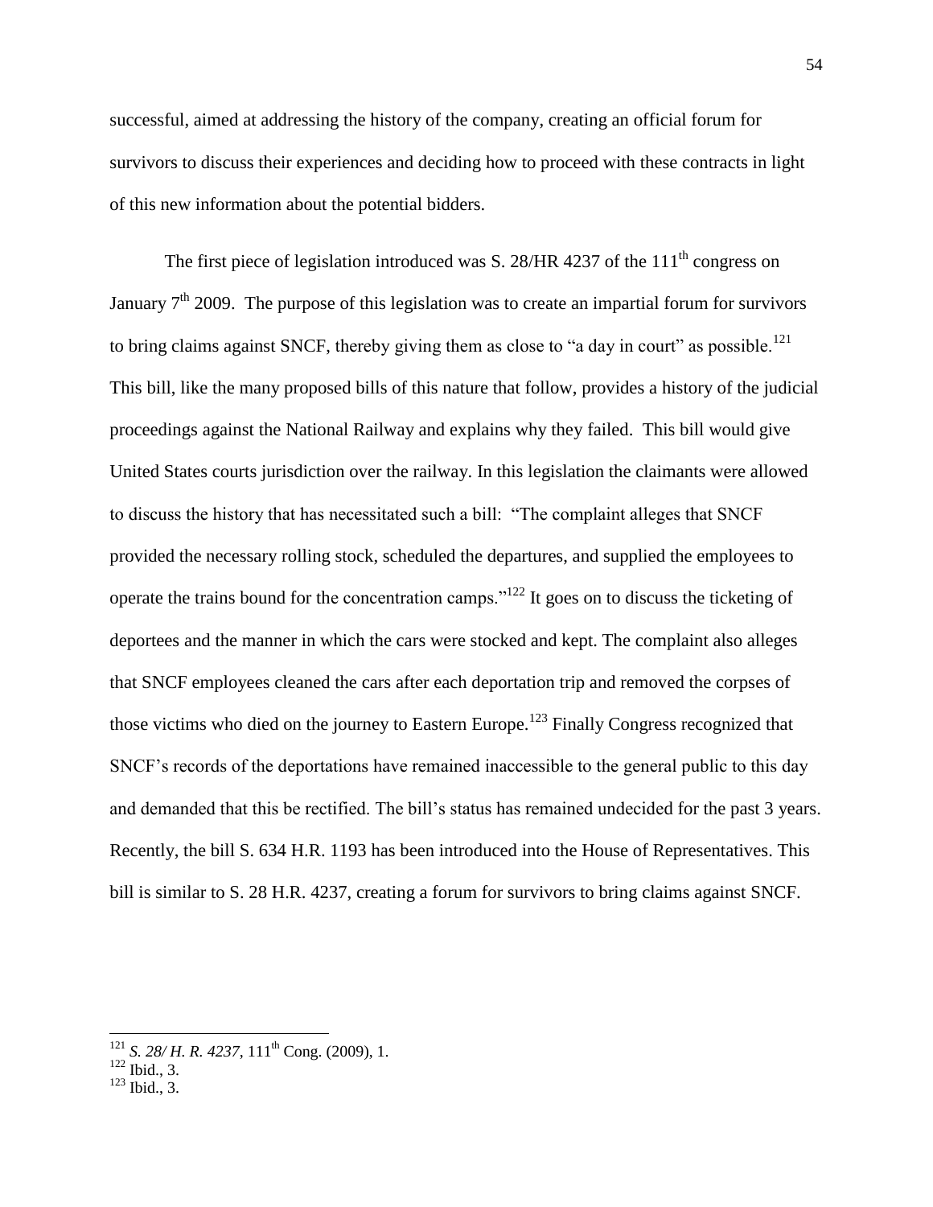successful, aimed at addressing the history of the company, creating an official forum for survivors to discuss their experiences and deciding how to proceed with these contracts in light of this new information about the potential bidders.

The first piece of legislation introduced was S. 28/HR 4237 of the 111th congress on January 7th 2009. The purpose of this legislation was to create an impartial forum for survivors to bring claims against SNCF, thereby giving them as close to "a day in court" as possible.[121] This bill, like the many proposed bills of this nature that follow, provides a history of the judicial proceedings against the National Railway and explains why they failed. This bill would give United States courts jurisdiction over the railway. In this legislation the claimants were allowed to discuss the history that has necessitated such a bill: "The complaint alleges that SNCF provided the necessary rolling stock, scheduled the departures, and supplied the employees to operate the trains bound for the concentration camps."[122] It goes on to discuss the ticketing of deportees and the manner in which the cars were stocked and kept. The complaint also alleges that SNCF employees cleaned the cars after each deportation trip and removed the corpses of those victims who died on the journey to Eastern Europe.[123] Finally Congress recognized that SNCF's records of the deportations have remained inaccessible to the general public to this day and demanded that this be rectified. The bill's status has remained undecided for the past 3 years. Recently, the bill S. 634 H.R. 1193 has been introduced into the House of Representatives. This bill is similar to S. 28 H.R. 4237, creating a forum for survivors to bring claims against SNCF.

---

[121] *S. 28/ H. R. 4237*, 111th Cong. (2009), 1.

[122] Ibid., 3.

[123] Ibid., 3.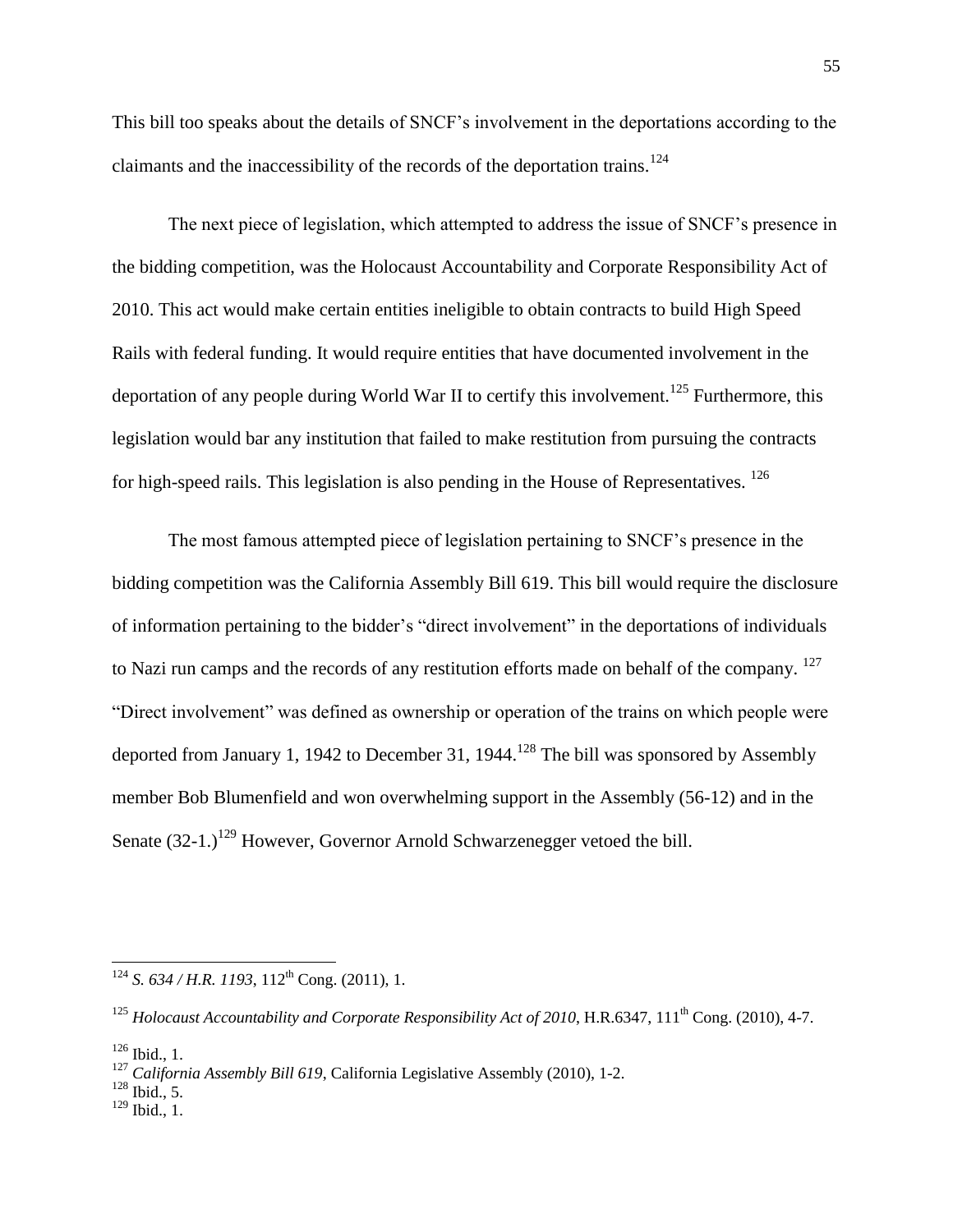This bill too speaks about the details of SNCF's involvement in the deportations according to the claimants and the inaccessibility of the records of the deportation trains.[124]

The next piece of legislation, which attempted to address the issue of SNCF's presence in the bidding competition, was the Holocaust Accountability and Corporate Responsibility Act of 2010. This act would make certain entities ineligible to obtain contracts to build High Speed Rails with federal funding. It would require entities that have documented involvement in the deportation of any people during World War II to certify this involvement.[125] Furthermore, this legislation would bar any institution that failed to make restitution from pursuing the contracts for high-speed rails. This legislation is also pending in the House of Representatives. [126]

The most famous attempted piece of legislation pertaining to SNCF's presence in the bidding competition was the California Assembly Bill 619. This bill would require the disclosure of information pertaining to the bidder's "direct involvement" in the deportations of individuals to Nazi run camps and the records of any restitution efforts made on behalf of the company. [127] "Direct involvement" was defined as ownership or operation of the trains on which people were deported from January 1, 1942 to December 31, 1944.[128] The bill was sponsored by Assembly member Bob Blumenfield and won overwhelming support in the Assembly (56-12) and in the Senate (32-1.)[129] However, Governor Arnold Schwarzenegger vetoed the bill.

---

[124] *S. 634 / H.R. 1193*, 112th Cong. (2011), 1.

[125] *Holocaust Accountability and Corporate Responsibility Act of 2010*, H.R.6347, 111th Cong. (2010), 4-7.

[126] Ibid., 1.

[127] *California Assembly Bill 619*, California Legislative Assembly (2010), 1-2.

[128] Ibid., 5.

[129] Ibid., 1.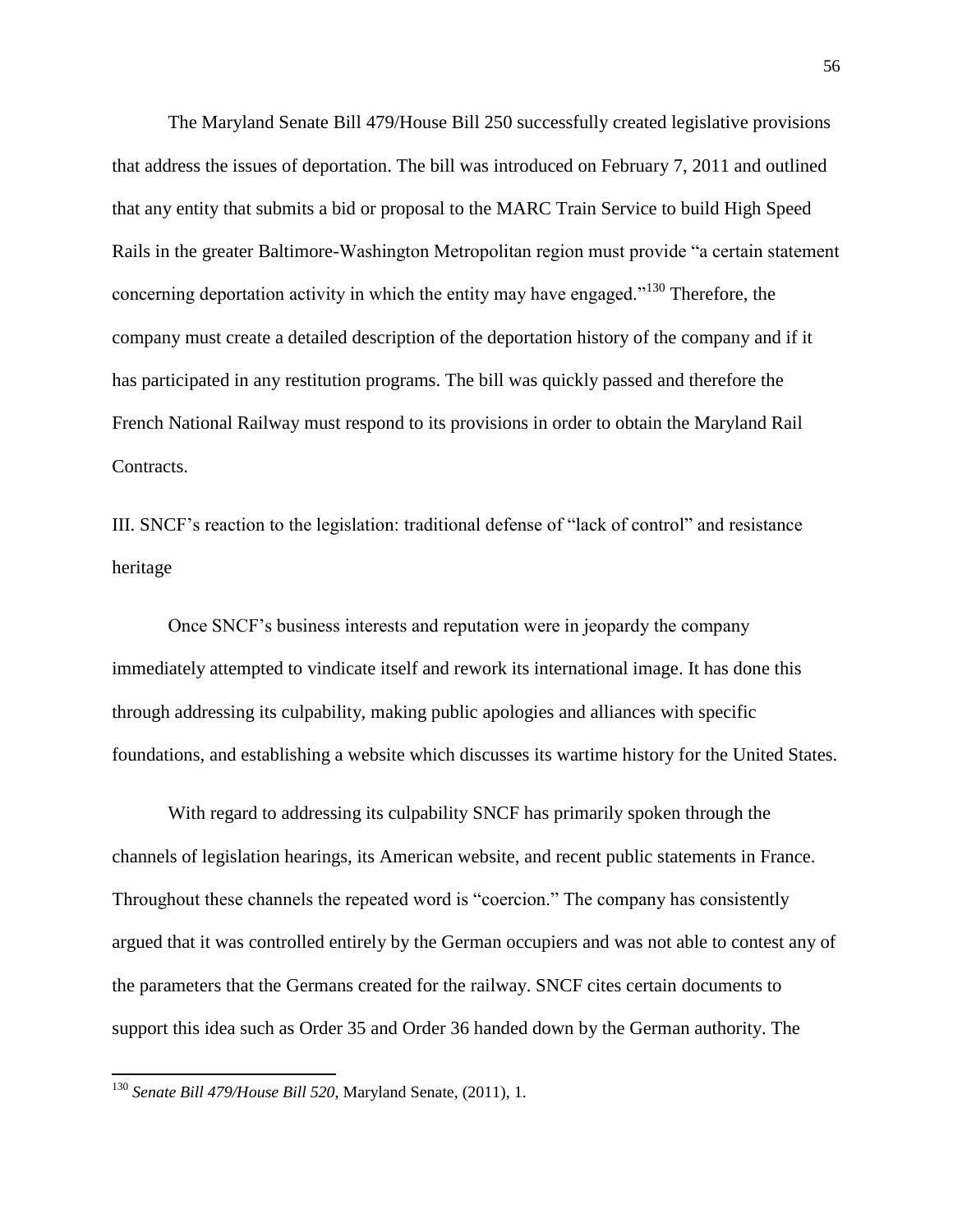The Maryland Senate Bill 479/House Bill 250 successfully created legislative provisions that address the issues of deportation. The bill was introduced on February 7, 2011 and outlined that any entity that submits a bid or proposal to the MARC Train Service to build High Speed Rails in the greater Baltimore-Washington Metropolitan region must provide "a certain statement concerning deportation activity in which the entity may have engaged."[130] Therefore, the company must create a detailed description of the deportation history of the company and if it has participated in any restitution programs. The bill was quickly passed and therefore the French National Railway must respond to its provisions in order to obtain the Maryland Rail Contracts.

## III. SNCF's reaction to the legislation: traditional defense of "lack of control" and resistance heritage

Once SNCF's business interests and reputation were in jeopardy the company immediately attempted to vindicate itself and rework its international image. It has done this through addressing its culpability, making public apologies and alliances with specific foundations, and establishing a website which discusses its wartime history for the United States.

With regard to addressing its culpability SNCF has primarily spoken through the channels of legislation hearings, its American website, and recent public statements in France. Throughout these channels the repeated word is "coercion." The company has consistently argued that it was controlled entirely by the German occupiers and was not able to contest any of the parameters that the Germans created for the railway. SNCF cites certain documents to support this idea such as Order 35 and Order 36 handed down by the German authority. The

---

[130] *Senate Bill 479/House Bill 520*, Maryland Senate, (2011), 1.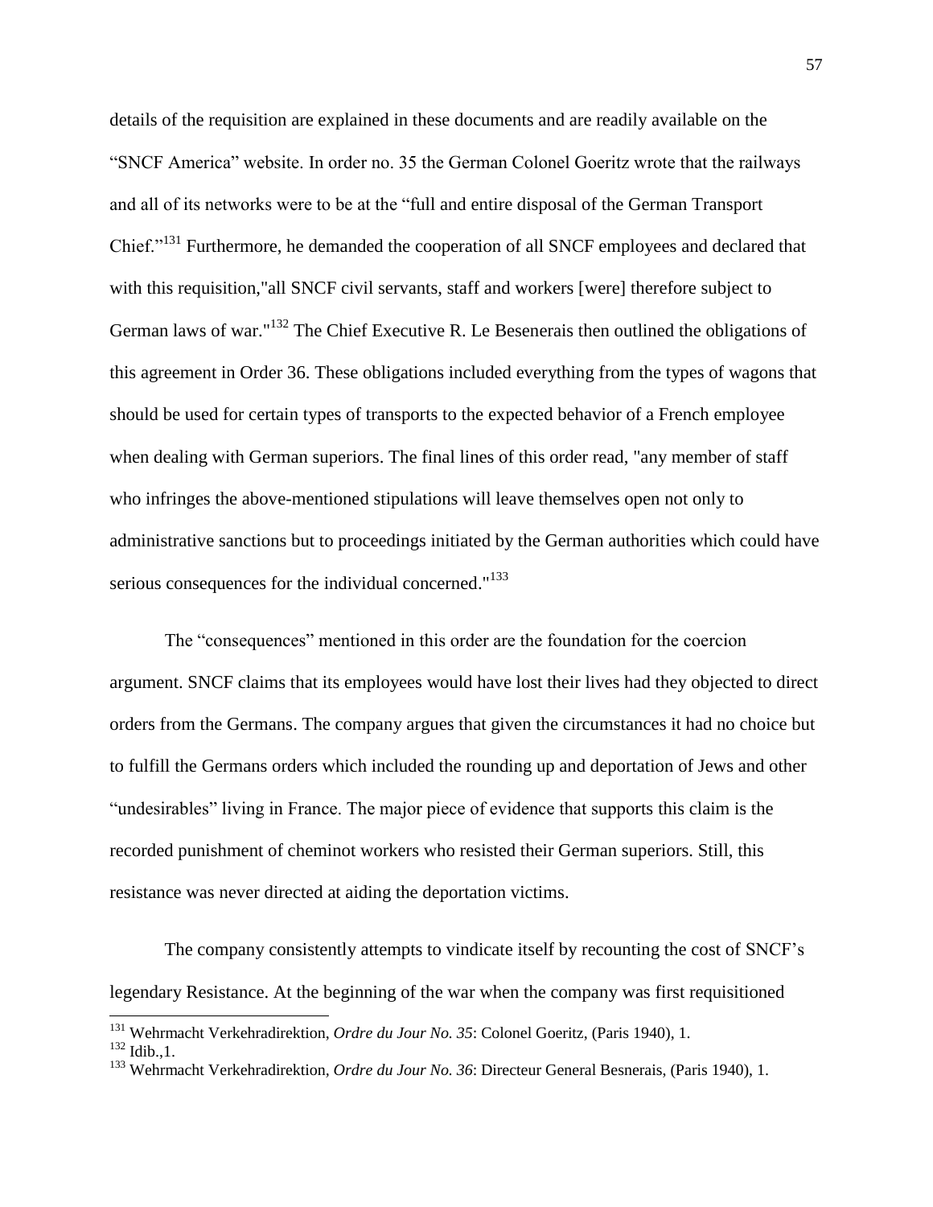details of the requisition are explained in these documents and are readily available on the "SNCF America" website. In order no. 35 the German Colonel Goeritz wrote that the railways and all of its networks were to be at the "full and entire disposal of the German Transport Chief."[131] Furthermore, he demanded the cooperation of all SNCF employees and declared that with this requisition,"all SNCF civil servants, staff and workers [were] therefore subject to German laws of war."[132] The Chief Executive R. Le Besenerais then outlined the obligations of this agreement in Order 36. These obligations included everything from the types of wagons that should be used for certain types of transports to the expected behavior of a French employee when dealing with German superiors. The final lines of this order read, "any member of staff who infringes the above-mentioned stipulations will leave themselves open not only to administrative sanctions but to proceedings initiated by the German authorities which could have serious consequences for the individual concerned."[133]

The "consequences" mentioned in this order are the foundation for the coercion argument. SNCF claims that its employees would have lost their lives had they objected to direct orders from the Germans. The company argues that given the circumstances it had no choice but to fulfill the Germans orders which included the rounding up and deportation of Jews and other "undesirables" living in France. The major piece of evidence that supports this claim is the recorded punishment of cheminot workers who resisted their German superiors. Still, this resistance was never directed at aiding the deportation victims.

The company consistently attempts to vindicate itself by recounting the cost of SNCF's legendary Resistance. At the beginning of the war when the company was first requisitioned

---

[131] Wehrmacht Verkehradirektion, *Ordre du Jour No. 35*: Colonel Goeritz, (Paris 1940), 1.

[132] Idib.,1.

[133] Wehrmacht Verkehradirektion, *Ordre du Jour No. 36*: Directeur General Besnerais, (Paris 1940), 1.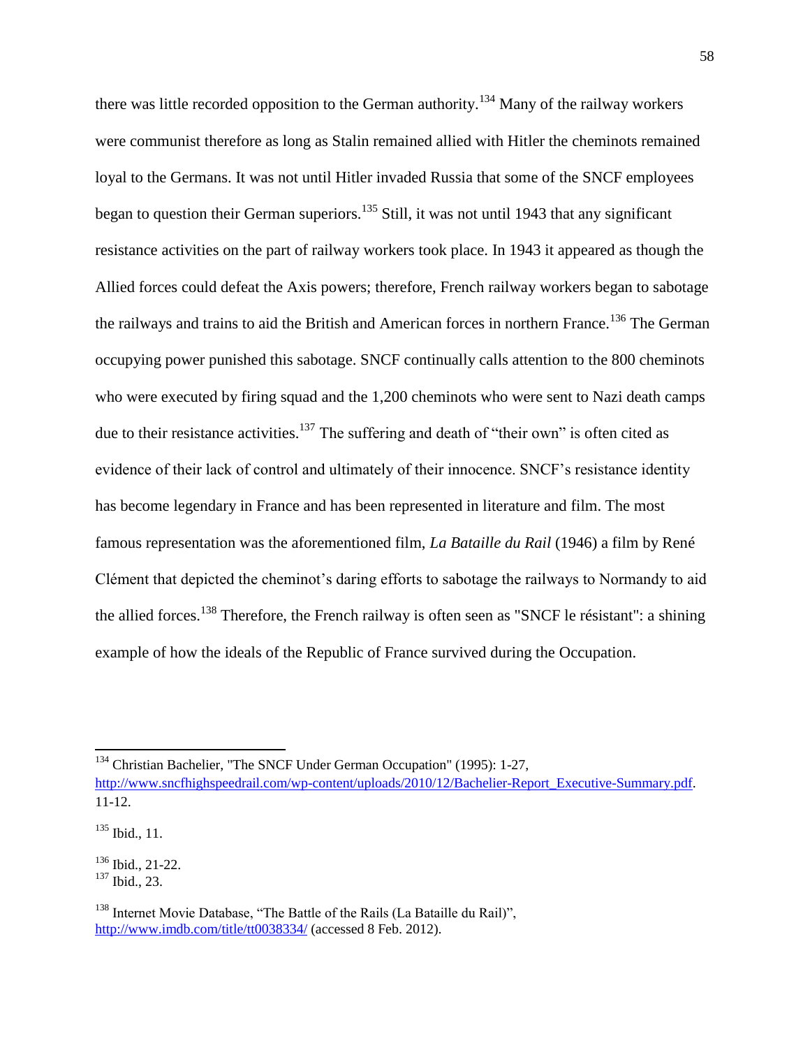there was little recorded opposition to the German authority.[134] Many of the railway workers were communist therefore as long as Stalin remained allied with Hitler the cheminots remained loyal to the Germans. It was not until Hitler invaded Russia that some of the SNCF employees began to question their German superiors.[135] Still, it was not until 1943 that any significant resistance activities on the part of railway workers took place. In 1943 it appeared as though the Allied forces could defeat the Axis powers; therefore, French railway workers began to sabotage the railways and trains to aid the British and American forces in northern France.[136] The German occupying power punished this sabotage. SNCF continually calls attention to the 800 cheminots who were executed by firing squad and the 1,200 cheminots who were sent to Nazi death camps due to their resistance activities.[137] The suffering and death of "their own" is often cited as evidence of their lack of control and ultimately of their innocence. SNCF's resistance identity has become legendary in France and has been represented in literature and film. The most famous representation was the aforementioned film, *La Bataille du Rail* (1946) a film by René Clément that depicted the cheminot's daring efforts to sabotage the railways to Normandy to aid the allied forces.[138] Therefore, the French railway is often seen as "SNCF le résistant": a shining example of how the ideals of the Republic of France survived during the Occupation.

---

[134] Christian Bachelier, "The SNCF Under German Occupation" (1995): 1-27, http://www.sncfhighspeedrail.com/wp-content/uploads/2010/12/Bachelier-Report_Executive-Summary.pdf. 11-12.

[135] Ibid., 11.

[136] Ibid., 21-22.

[137] Ibid., 23.

[138] Internet Movie Database, "The Battle of the Rails (La Bataille du Rail)", http://www.imdb.com/title/tt0038334/ (accessed 8 Feb. 2012).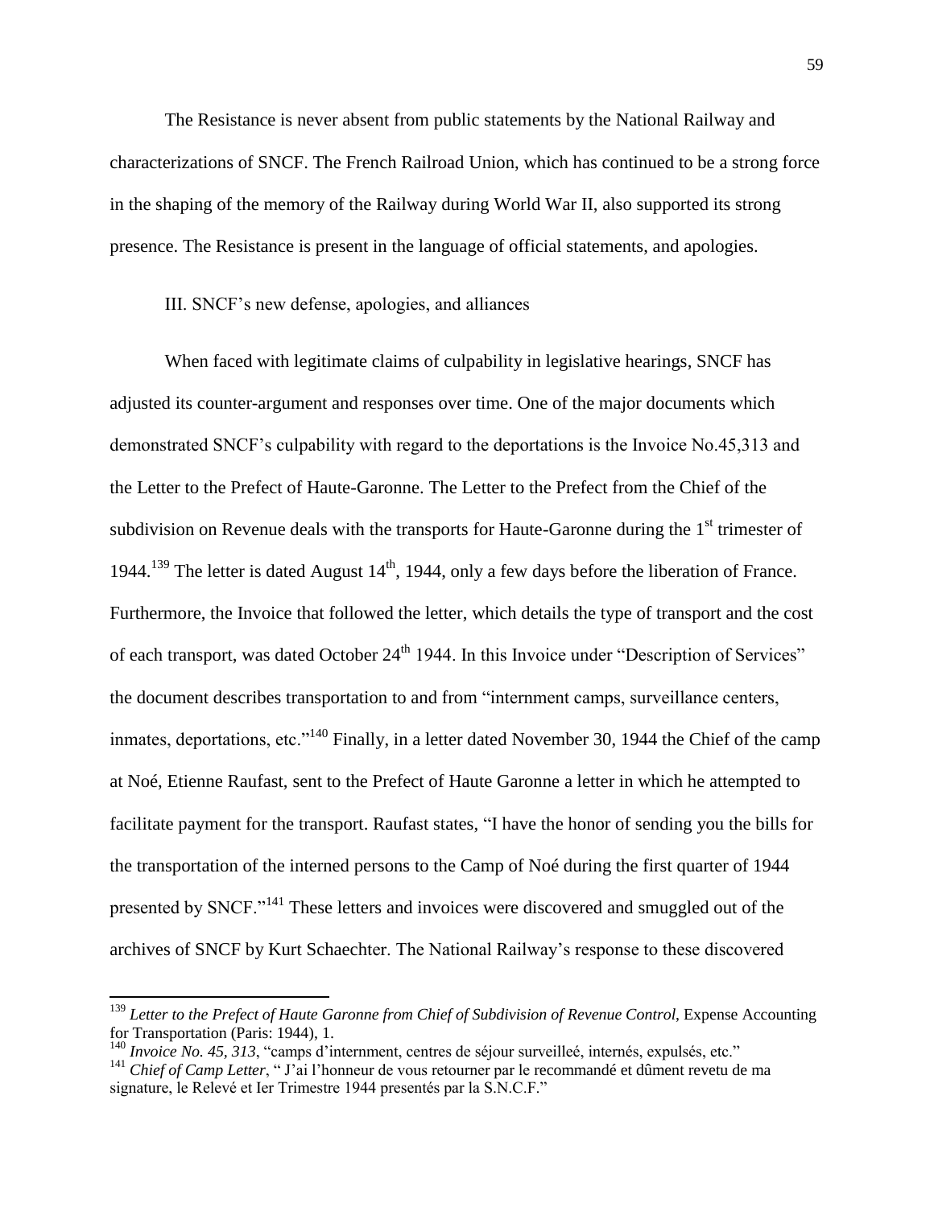The Resistance is never absent from public statements by the National Railway and characterizations of SNCF. The French Railroad Union, which has continued to be a strong force in the shaping of the memory of the Railway during World War II, also supported its strong presence. The Resistance is present in the language of official statements, and apologies.

III. SNCF's new defense, apologies, and alliances

When faced with legitimate claims of culpability in legislative hearings, SNCF has adjusted its counter-argument and responses over time. One of the major documents which demonstrated SNCF's culpability with regard to the deportations is the Invoice No.45,313 and the Letter to the Prefect of Haute-Garonne. The Letter to the Prefect from the Chief of the subdivision on Revenue deals with the transports for Haute-Garonne during the 1st trimester of 1944.[139] The letter is dated August 14th, 1944, only a few days before the liberation of France. Furthermore, the Invoice that followed the letter, which details the type of transport and the cost of each transport, was dated October 24th 1944. In this Invoice under "Description of Services" the document describes transportation to and from "internment camps, surveillance centers, inmates, deportations, etc."[140] Finally, in a letter dated November 30, 1944 the Chief of the camp at Noé, Etienne Raufast, sent to the Prefect of Haute Garonne a letter in which he attempted to facilitate payment for the transport. Raufast states, "I have the honor of sending you the bills for the transportation of the interned persons to the Camp of Noé during the first quarter of 1944 presented by SNCF."[141] These letters and invoices were discovered and smuggled out of the archives of SNCF by Kurt Schaechter. The National Railway's response to these discovered

---

[139] *Letter to the Prefect of Haute Garonne from Chief of Subdivision of Revenue Control*, Expense Accounting for Transportation (Paris: 1944), 1.

[140] *Invoice No. 45, 313*, "camps d'internment, centres de séjour surveilleé, internés, expulsés, etc."

[141] *Chief of Camp Letter*, " J'ai l'honneur de vous retourner par le recommandé et dûment revetu de ma signature, le Relevé et Ier Trimestre 1944 presentés par la S.N.C.F."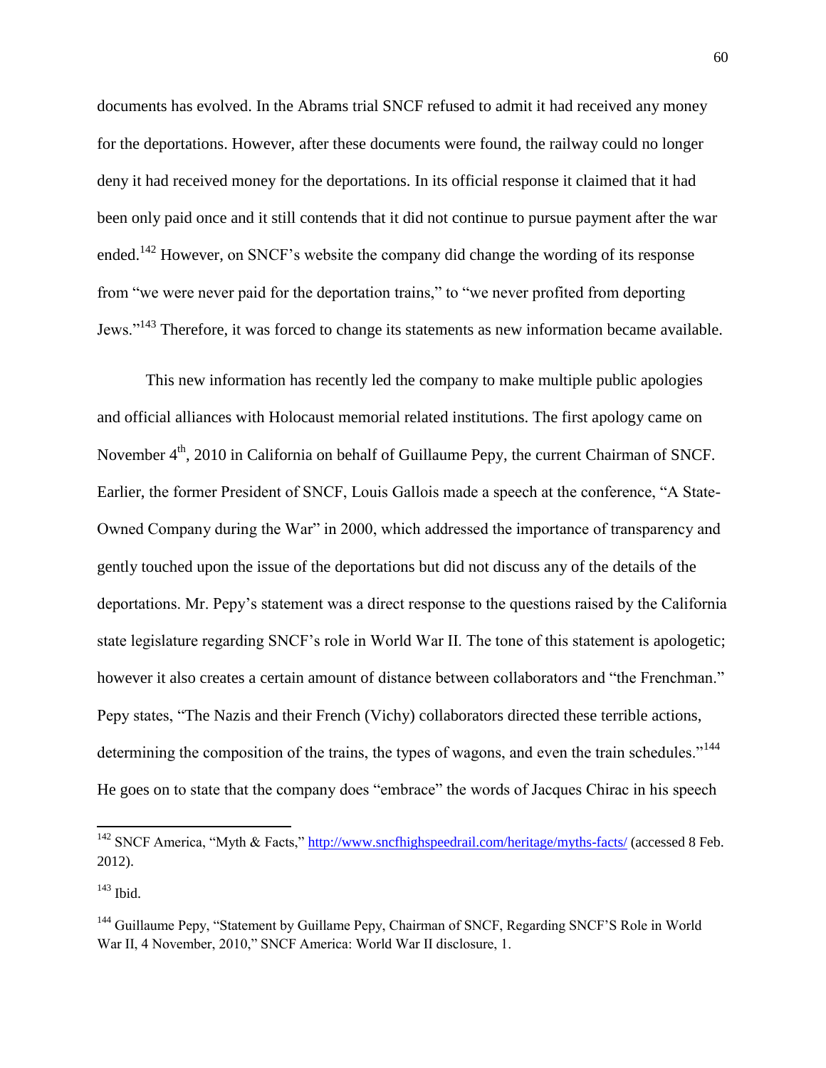documents has evolved. In the Abrams trial SNCF refused to admit it had received any money for the deportations. However, after these documents were found, the railway could no longer deny it had received money for the deportations. In its official response it claimed that it had been only paid once and it still contends that it did not continue to pursue payment after the war ended.[142] However, on SNCF's website the company did change the wording of its response from "we were never paid for the deportation trains," to "we never profited from deporting Jews."[143] Therefore, it was forced to change its statements as new information became available.

This new information has recently led the company to make multiple public apologies and official alliances with Holocaust memorial related institutions. The first apology came on November 4th, 2010 in California on behalf of Guillaume Pepy, the current Chairman of SNCF. Earlier, the former President of SNCF, Louis Gallois made a speech at the conference, "A State-Owned Company during the War" in 2000, which addressed the importance of transparency and gently touched upon the issue of the deportations but did not discuss any of the details of the deportations. Mr. Pepy's statement was a direct response to the questions raised by the California state legislature regarding SNCF's role in World War II. The tone of this statement is apologetic; however it also creates a certain amount of distance between collaborators and "the Frenchman." Pepy states, "The Nazis and their French (Vichy) collaborators directed these terrible actions, determining the composition of the trains, the types of wagons, and even the train schedules."[144] He goes on to state that the company does "embrace" the words of Jacques Chirac in his speech

---

[142] SNCF America, "Myth & Facts," http://www.sncfhighspeedrail.com/heritage/myths-facts/ (accessed 8 Feb. 2012).

[143] Ibid.

[144] Guillaume Pepy, "Statement by Guillame Pepy, Chairman of SNCF, Regarding SNCF'S Role in World War II, 4 November, 2010," SNCF America: World War II disclosure, 1.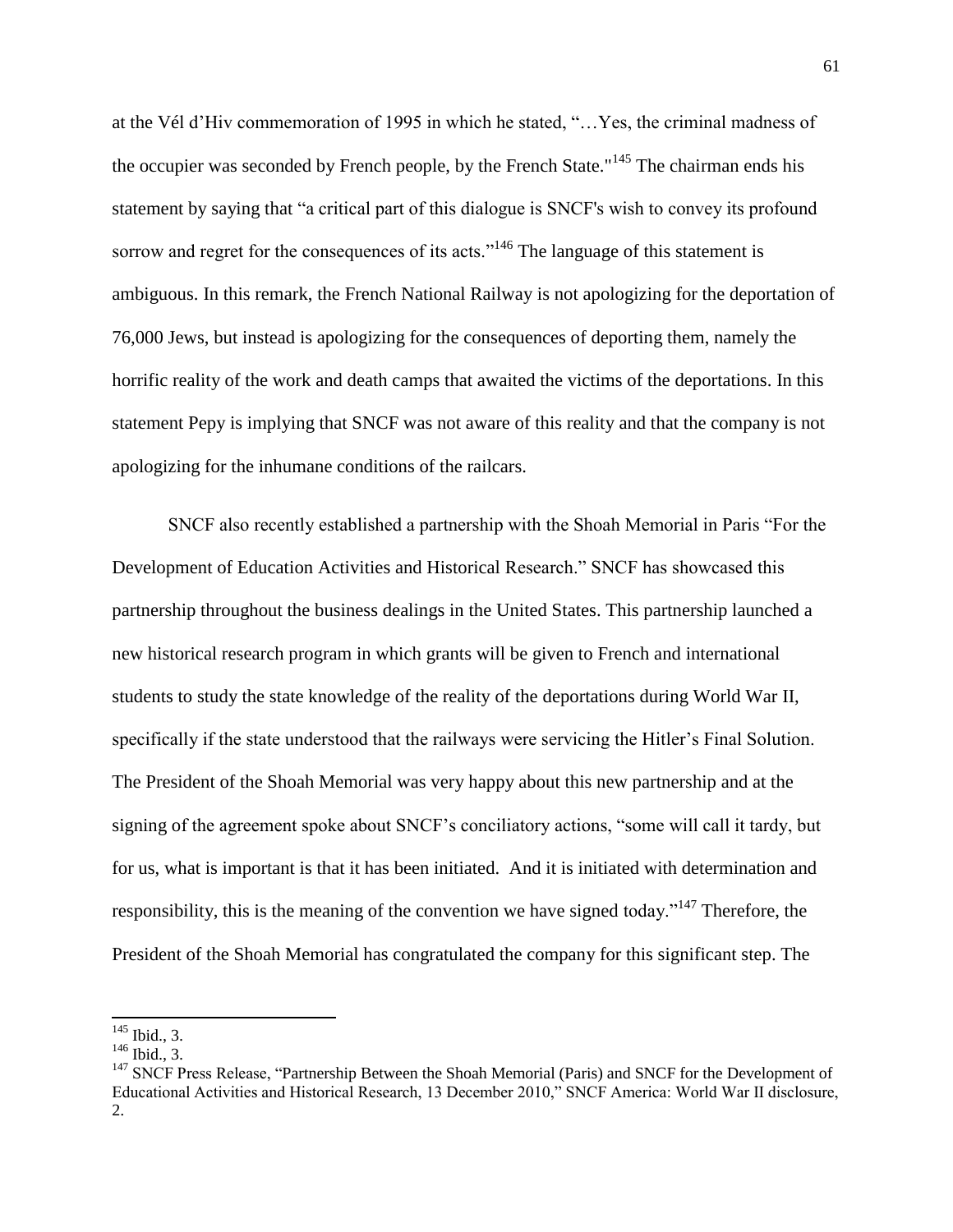at the Vél d'Hiv commemoration of 1995 in which he stated, "…Yes, the criminal madness of the occupier was seconded by French people, by the French State."[145] The chairman ends his statement by saying that "a critical part of this dialogue is SNCF's wish to convey its profound sorrow and regret for the consequences of its acts."[146] The language of this statement is ambiguous. In this remark, the French National Railway is not apologizing for the deportation of 76,000 Jews, but instead is apologizing for the consequences of deporting them, namely the horrific reality of the work and death camps that awaited the victims of the deportations. In this statement Pepy is implying that SNCF was not aware of this reality and that the company is not apologizing for the inhumane conditions of the railcars.

SNCF also recently established a partnership with the Shoah Memorial in Paris "For the Development of Education Activities and Historical Research." SNCF has showcased this partnership throughout the business dealings in the United States. This partnership launched a new historical research program in which grants will be given to French and international students to study the state knowledge of the reality of the deportations during World War II, specifically if the state understood that the railways were servicing the Hitler's Final Solution. The President of the Shoah Memorial was very happy about this new partnership and at the signing of the agreement spoke about SNCF's conciliatory actions, "some will call it tardy, but for us, what is important is that it has been initiated. And it is initiated with determination and responsibility, this is the meaning of the convention we have signed today."[147] Therefore, the President of the Shoah Memorial has congratulated the company for this significant step. The

---

[145] Ibid., 3.

[146] Ibid., 3.

[147] SNCF Press Release, "Partnership Between the Shoah Memorial (Paris) and SNCF for the Development of Educational Activities and Historical Research, 13 December 2010," SNCF America: World War II disclosure, 2.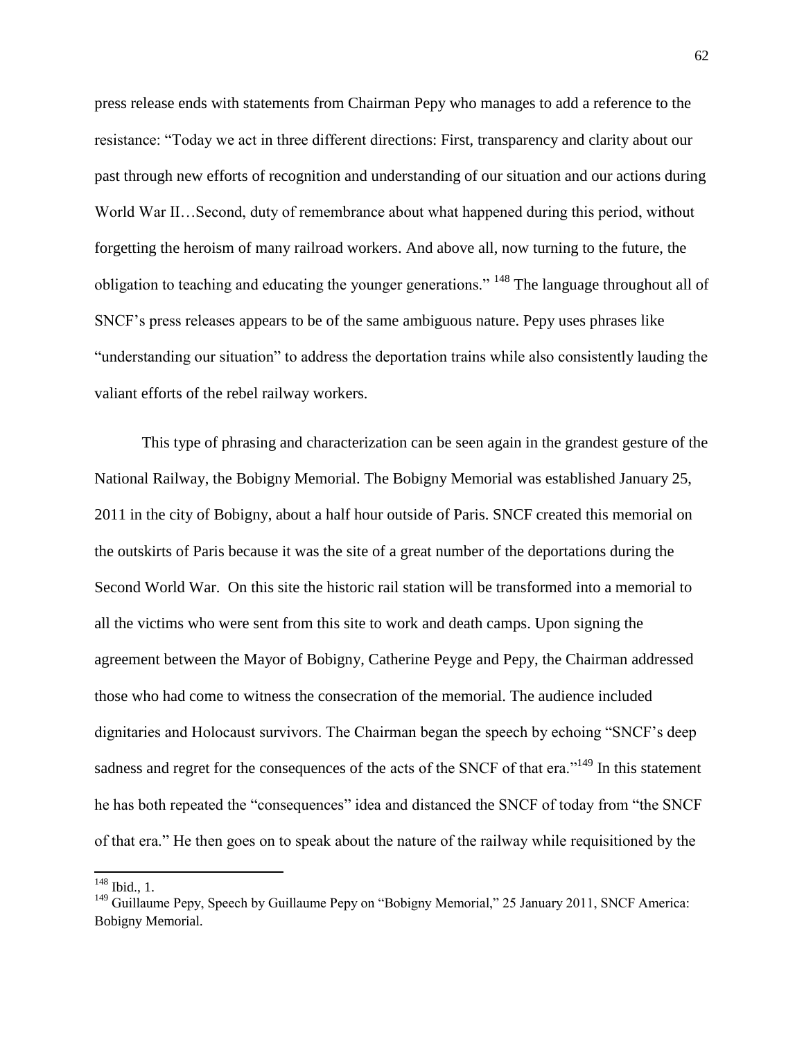press release ends with statements from Chairman Pepy who manages to add a reference to the resistance: "Today we act in three different directions: First, transparency and clarity about our past through new efforts of recognition and understanding of our situation and our actions during World War II…Second, duty of remembrance about what happened during this period, without forgetting the heroism of many railroad workers. And above all, now turning to the future, the obligation to teaching and educating the younger generations." [148] The language throughout all of SNCF's press releases appears to be of the same ambiguous nature. Pepy uses phrases like "understanding our situation" to address the deportation trains while also consistently lauding the valiant efforts of the rebel railway workers.

This type of phrasing and characterization can be seen again in the grandest gesture of the National Railway, the Bobigny Memorial. The Bobigny Memorial was established January 25, 2011 in the city of Bobigny, about a half hour outside of Paris. SNCF created this memorial on the outskirts of Paris because it was the site of a great number of the deportations during the Second World War. On this site the historic rail station will be transformed into a memorial to all the victims who were sent from this site to work and death camps. Upon signing the agreement between the Mayor of Bobigny, Catherine Peyge and Pepy, the Chairman addressed those who had come to witness the consecration of the memorial. The audience included dignitaries and Holocaust survivors. The Chairman began the speech by echoing "SNCF's deep sadness and regret for the consequences of the acts of the SNCF of that era."[149] In this statement he has both repeated the "consequences" idea and distanced the SNCF of today from "the SNCF of that era." He then goes on to speak about the nature of the railway while requisitioned by the

[148] Ibid., 1.

[149] Guillaume Pepy, Speech by Guillaume Pepy on "Bobigny Memorial," 25 January 2011, SNCF America: Bobigny Memorial.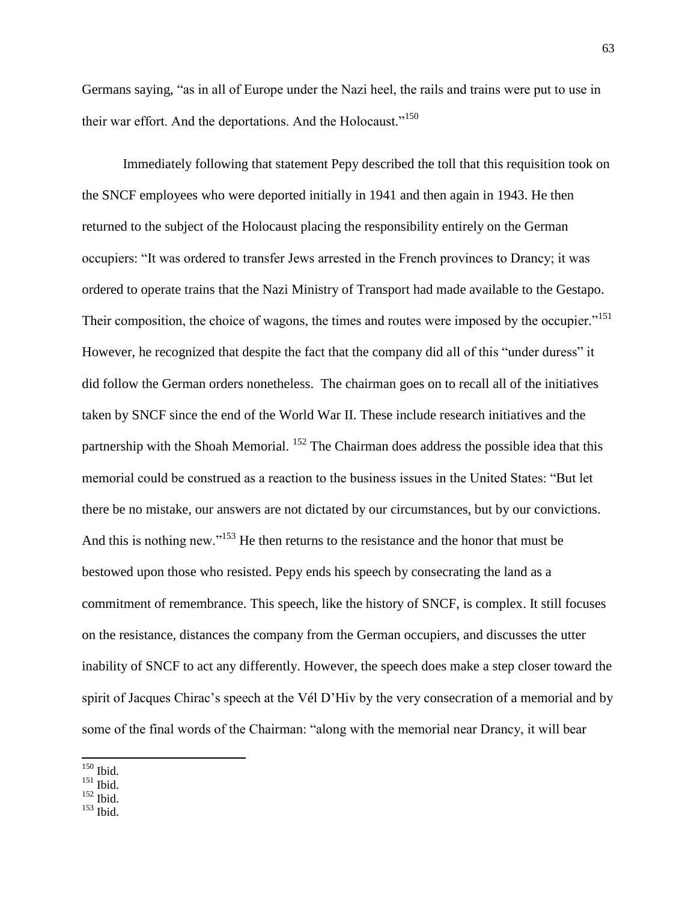Germans saying, "as in all of Europe under the Nazi heel, the rails and trains were put to use in their war effort. And the deportations. And the Holocaust."[150]

Immediately following that statement Pepy described the toll that this requisition took on the SNCF employees who were deported initially in 1941 and then again in 1943. He then returned to the subject of the Holocaust placing the responsibility entirely on the German occupiers: "It was ordered to transfer Jews arrested in the French provinces to Drancy; it was ordered to operate trains that the Nazi Ministry of Transport had made available to the Gestapo. Their composition, the choice of wagons, the times and routes were imposed by the occupier."[151] However, he recognized that despite the fact that the company did all of this "under duress" it did follow the German orders nonetheless. The chairman goes on to recall all of the initiatives taken by SNCF since the end of the World War II. These include research initiatives and the partnership with the Shoah Memorial. [152] The Chairman does address the possible idea that this memorial could be construed as a reaction to the business issues in the United States: "But let there be no mistake, our answers are not dictated by our circumstances, but by our convictions. And this is nothing new."[153] He then returns to the resistance and the honor that must be bestowed upon those who resisted. Pepy ends his speech by consecrating the land as a commitment of remembrance. This speech, like the history of SNCF, is complex. It still focuses on the resistance, distances the company from the German occupiers, and discusses the utter inability of SNCF to act any differently. However, the speech does make a step closer toward the spirit of Jacques Chirac's speech at the Vél D'Hiv by the very consecration of a memorial and by some of the final words of the Chairman: "along with the memorial near Drancy, it will bear

---

[150] Ibid.
[151] Ibid.
[152] Ibid.
[153] Ibid.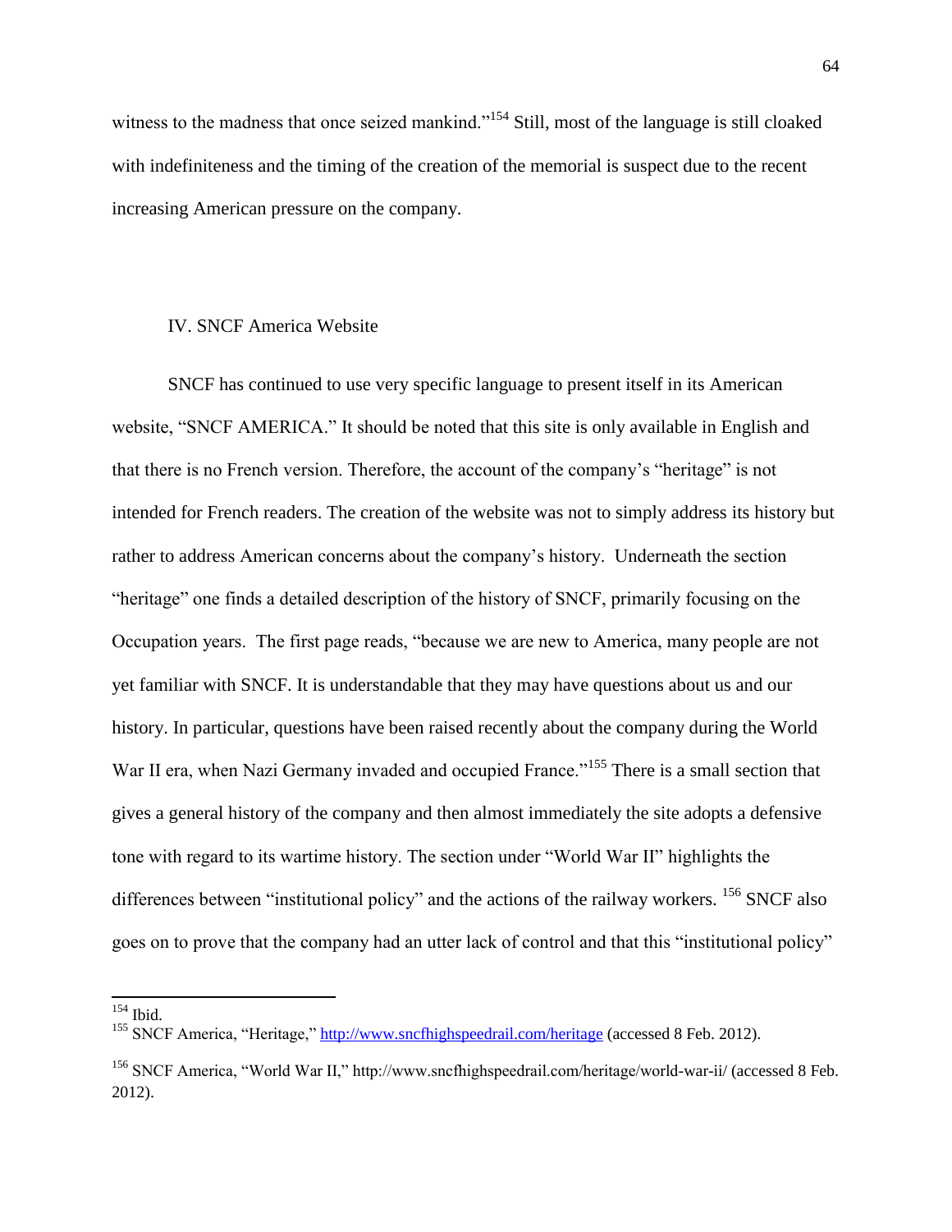witness to the madness that once seized mankind."[154] Still, most of the language is still cloaked with indefiniteness and the timing of the creation of the memorial is suspect due to the recent increasing American pressure on the company.

## IV. SNCF America Website

SNCF has continued to use very specific language to present itself in its American website, "SNCF AMERICA." It should be noted that this site is only available in English and that there is no French version. Therefore, the account of the company's "heritage" is not intended for French readers. The creation of the website was not to simply address its history but rather to address American concerns about the company's history. Underneath the section "heritage" one finds a detailed description of the history of SNCF, primarily focusing on the Occupation years. The first page reads, "because we are new to America, many people are not yet familiar with SNCF. It is understandable that they may have questions about us and our history. In particular, questions have been raised recently about the company during the World War II era, when Nazi Germany invaded and occupied France."[155] There is a small section that gives a general history of the company and then almost immediately the site adopts a defensive tone with regard to its wartime history. The section under "World War II" highlights the differences between "institutional policy" and the actions of the railway workers. [156] SNCF also goes on to prove that the company had an utter lack of control and that this "institutional policy"

---

[154] Ibid.

[155] SNCF America, "Heritage," http://www.sncfhighspeedrail.com/heritage (accessed 8 Feb. 2012).

[156] SNCF America, "World War II," http://www.sncfhighspeedrail.com/heritage/world-war-ii/ (accessed 8 Feb. 2012).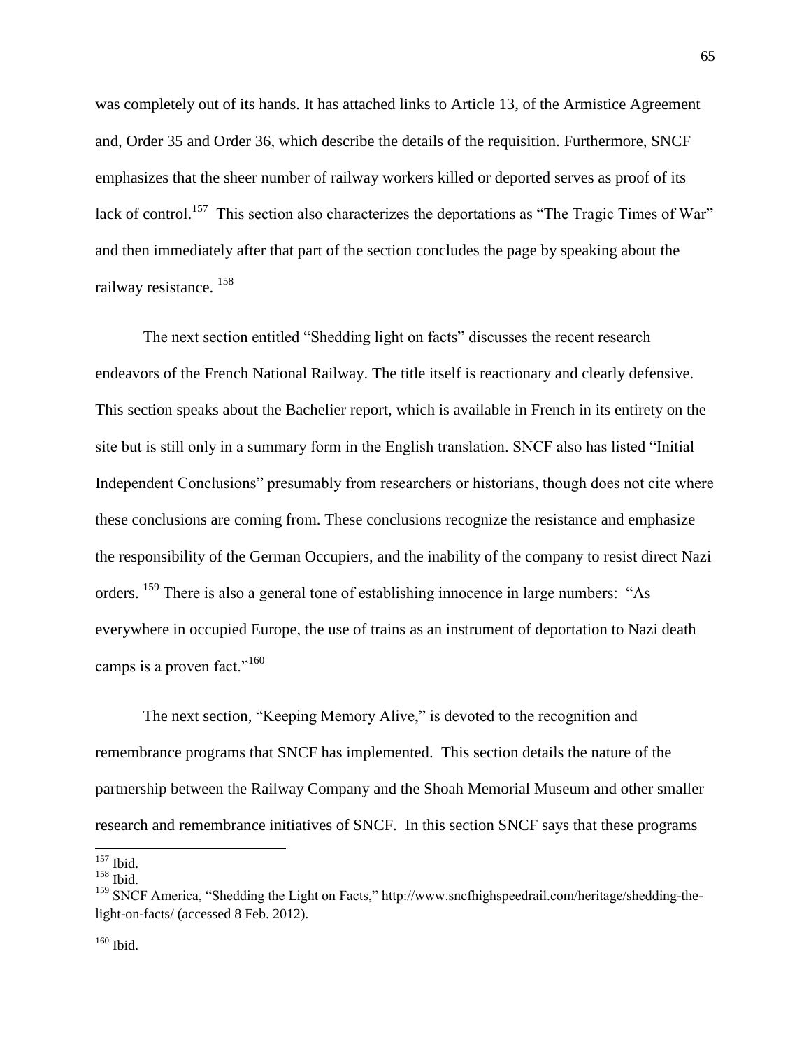was completely out of its hands. It has attached links to Article 13, of the Armistice Agreement and, Order 35 and Order 36, which describe the details of the requisition. Furthermore, SNCF emphasizes that the sheer number of railway workers killed or deported serves as proof of its lack of control.[157] This section also characterizes the deportations as "The Tragic Times of War" and then immediately after that part of the section concludes the page by speaking about the railway resistance.[158]

The next section entitled "Shedding light on facts" discusses the recent research endeavors of the French National Railway. The title itself is reactionary and clearly defensive. This section speaks about the Bachelier report, which is available in French in its entirety on the site but is still only in a summary form in the English translation. SNCF also has listed "Initial Independent Conclusions" presumably from researchers or historians, though does not cite where these conclusions are coming from. These conclusions recognize the resistance and emphasize the responsibility of the German Occupiers, and the inability of the company to resist direct Nazi orders.[159] There is also a general tone of establishing innocence in large numbers: "As everywhere in occupied Europe, the use of trains as an instrument of deportation to Nazi death camps is a proven fact."[160]

The next section, "Keeping Memory Alive," is devoted to the recognition and remembrance programs that SNCF has implemented. This section details the nature of the partnership between the Railway Company and the Shoah Memorial Museum and other smaller research and remembrance initiatives of SNCF. In this section SNCF says that these programs

---

[157] Ibid.

[158] Ibid.

[159] SNCF America, "Shedding the Light on Facts," http://www.sncfhighspeedrail.com/heritage/shedding-the-light-on-facts/ (accessed 8 Feb. 2012).

[160] Ibid.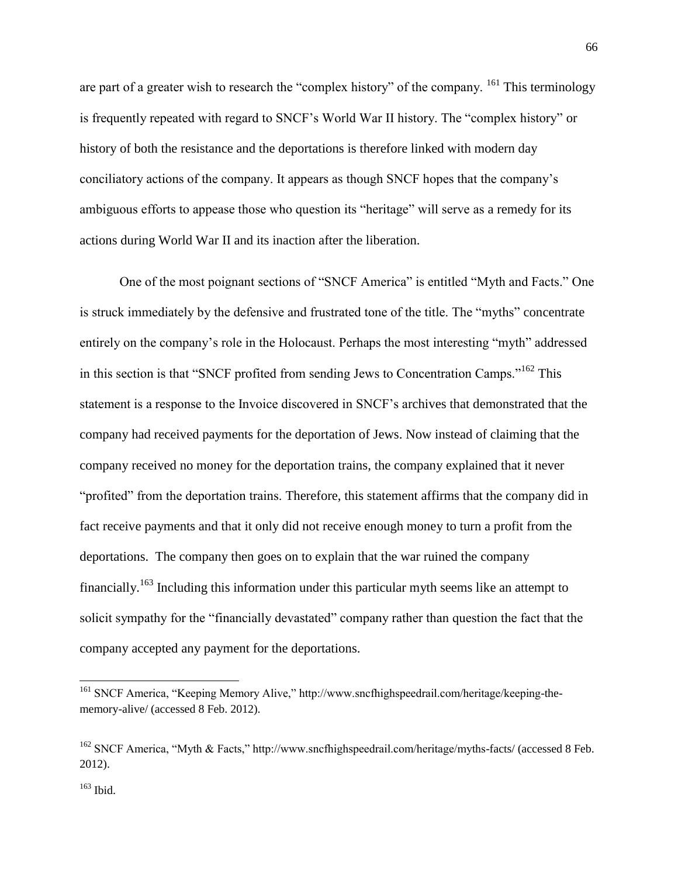are part of a greater wish to research the "complex history" of the company. [161] This terminology is frequently repeated with regard to SNCF's World War II history. The "complex history" or history of both the resistance and the deportations is therefore linked with modern day conciliatory actions of the company. It appears as though SNCF hopes that the company's ambiguous efforts to appease those who question its "heritage" will serve as a remedy for its actions during World War II and its inaction after the liberation.

One of the most poignant sections of "SNCF America" is entitled "Myth and Facts." One is struck immediately by the defensive and frustrated tone of the title. The "myths" concentrate entirely on the company's role in the Holocaust. Perhaps the most interesting "myth" addressed in this section is that "SNCF profited from sending Jews to Concentration Camps."[162] This statement is a response to the Invoice discovered in SNCF's archives that demonstrated that the company had received payments for the deportation of Jews. Now instead of claiming that the company received no money for the deportation trains, the company explained that it never "profited" from the deportation trains. Therefore, this statement affirms that the company did in fact receive payments and that it only did not receive enough money to turn a profit from the deportations. The company then goes on to explain that the war ruined the company financially.[163] Including this information under this particular myth seems like an attempt to solicit sympathy for the "financially devastated" company rather than question the fact that the company accepted any payment for the deportations.

---

[161] SNCF America, "Keeping Memory Alive," http://www.sncfhighspeedrail.com/heritage/keeping-the-memory-alive/ (accessed 8 Feb. 2012).

[162] SNCF America, "Myth & Facts," http://www.sncfhighspeedrail.com/heritage/myths-facts/ (accessed 8 Feb. 2012).

[163] Ibid.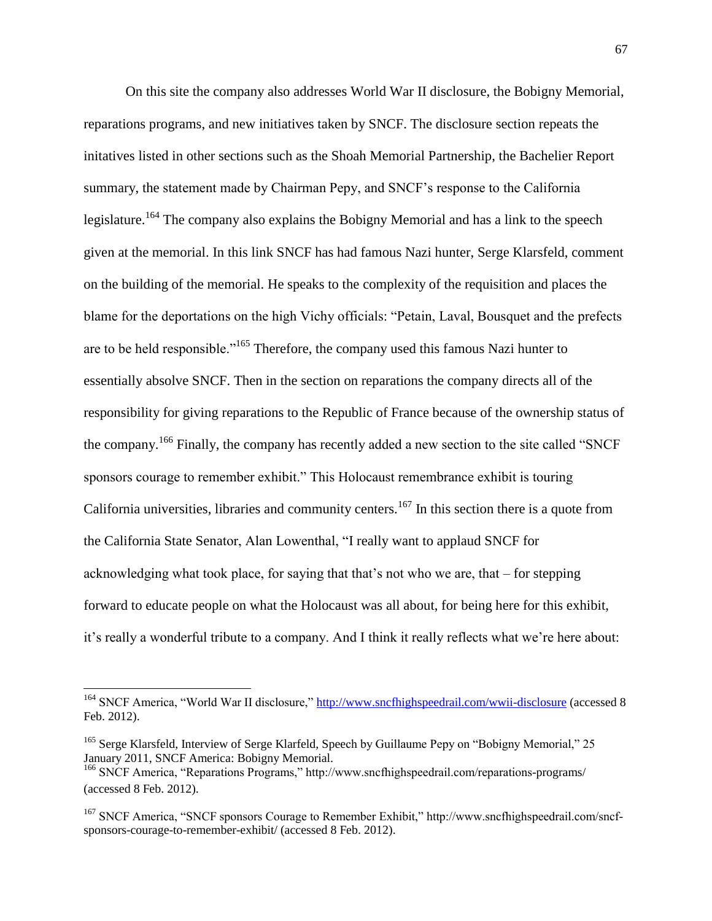On this site the company also addresses World War II disclosure, the Bobigny Memorial, reparations programs, and new initiatives taken by SNCF. The disclosure section repeats the initatives listed in other sections such as the Shoah Memorial Partnership, the Bachelier Report summary, the statement made by Chairman Pepy, and SNCF's response to the California legislature.[164] The company also explains the Bobigny Memorial and has a link to the speech given at the memorial. In this link SNCF has had famous Nazi hunter, Serge Klarsfeld, comment on the building of the memorial. He speaks to the complexity of the requisition and places the blame for the deportations on the high Vichy officials: "Petain, Laval, Bousquet and the prefects are to be held responsible."[165] Therefore, the company used this famous Nazi hunter to essentially absolve SNCF. Then in the section on reparations the company directs all of the responsibility for giving reparations to the Republic of France because of the ownership status of the company.[166] Finally, the company has recently added a new section to the site called "SNCF sponsors courage to remember exhibit." This Holocaust remembrance exhibit is touring California universities, libraries and community centers.[167] In this section there is a quote from the California State Senator, Alan Lowenthal, "I really want to applaud SNCF for acknowledging what took place, for saying that that's not who we are, that – for stepping forward to educate people on what the Holocaust was all about, for being here for this exhibit, it's really a wonderful tribute to a company. And I think it really reflects what we're here about:

---

[164] SNCF America, "World War II disclosure," http://www.sncfhighspeedrail.com/wwii-disclosure (accessed 8 Feb. 2012).

[165] Serge Klarsfeld, Interview of Serge Klarfeld, Speech by Guillaume Pepy on "Bobigny Memorial," 25 January 2011, SNCF America: Bobigny Memorial.

[166] SNCF America, "Reparations Programs," http://www.sncfhighspeedrail.com/reparations-programs/ (accessed 8 Feb. 2012).

[167] SNCF America, "SNCF sponsors Courage to Remember Exhibit," http://www.sncfhighspeedrail.com/sncf-sponsors-courage-to-remember-exhibit/ (accessed 8 Feb. 2012).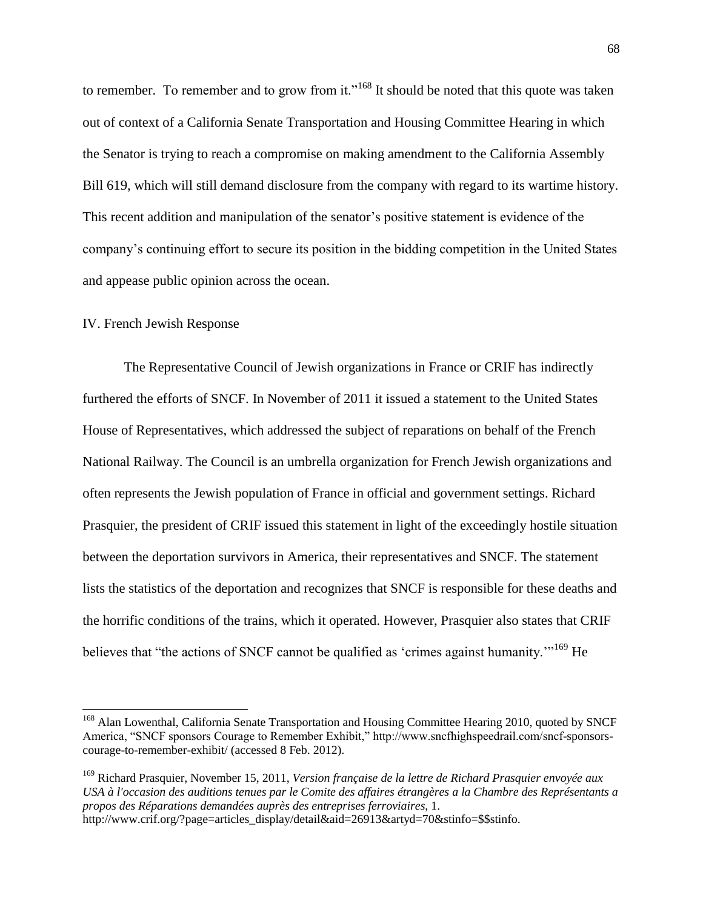to remember. To remember and to grow from it."[168] It should be noted that this quote was taken out of context of a California Senate Transportation and Housing Committee Hearing in which the Senator is trying to reach a compromise on making amendment to the California Assembly Bill 619, which will still demand disclosure from the company with regard to its wartime history. This recent addition and manipulation of the senator's positive statement is evidence of the company's continuing effort to secure its position in the bidding competition in the United States and appease public opinion across the ocean.

## IV. French Jewish Response

The Representative Council of Jewish organizations in France or CRIF has indirectly furthered the efforts of SNCF. In November of 2011 it issued a statement to the United States House of Representatives, which addressed the subject of reparations on behalf of the French National Railway. The Council is an umbrella organization for French Jewish organizations and often represents the Jewish population of France in official and government settings. Richard Prasquier, the president of CRIF issued this statement in light of the exceedingly hostile situation between the deportation survivors in America, their representatives and SNCF. The statement lists the statistics of the deportation and recognizes that SNCF is responsible for these deaths and the horrific conditions of the trains, which it operated. However, Prasquier also states that CRIF believes that "the actions of SNCF cannot be qualified as 'crimes against humanity.'"[169] He

---

[168] Alan Lowenthal, California Senate Transportation and Housing Committee Hearing 2010, quoted by SNCF America, "SNCF sponsors Courage to Remember Exhibit," http://www.sncfhighspeedrail.com/sncf-sponsors-courage-to-remember-exhibit/ (accessed 8 Feb. 2012).

[169] Richard Prasquier, November 15, 2011, *Version française de la lettre de Richard Prasquier envoyée aux USA à l'occasion des auditions tenues par le Comite des affaires étrangères a la Chambre des Représentants a propos des Réparations demandées auprès des entreprises ferroviaires*, 1. http://www.crif.org/?page=articles_display/detail&aid=26913&artyd=70&stinfo=$$stinfo.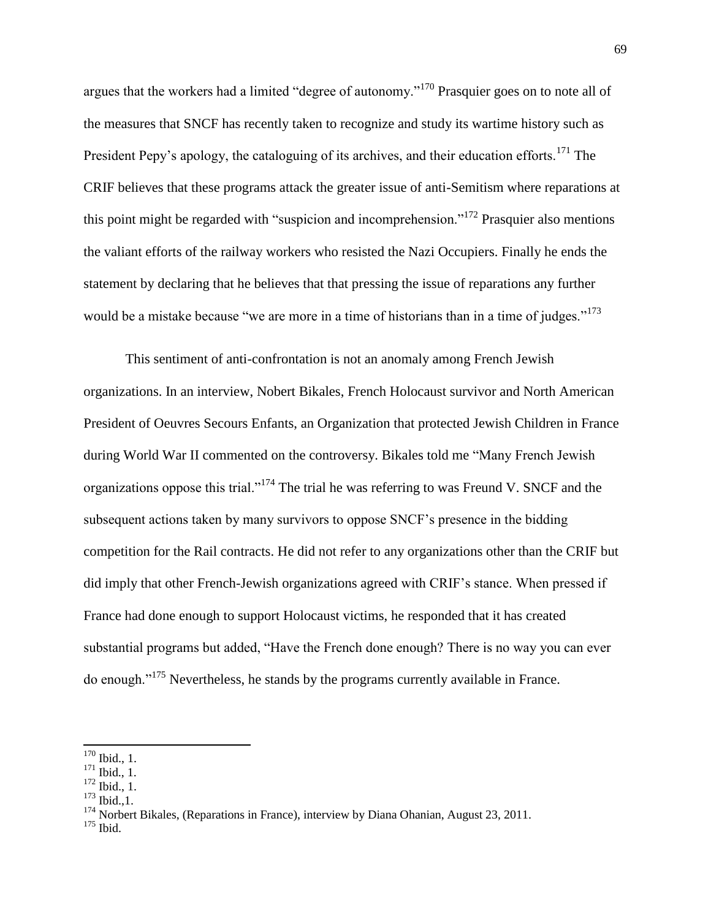argues that the workers had a limited "degree of autonomy."[170] Prasquier goes on to note all of the measures that SNCF has recently taken to recognize and study its wartime history such as President Pepy's apology, the cataloguing of its archives, and their education efforts.[171] The CRIF believes that these programs attack the greater issue of anti-Semitism where reparations at this point might be regarded with "suspicion and incomprehension."[172] Prasquier also mentions the valiant efforts of the railway workers who resisted the Nazi Occupiers. Finally he ends the statement by declaring that he believes that that pressing the issue of reparations any further would be a mistake because "we are more in a time of historians than in a time of judges."[173]

This sentiment of anti-confrontation is not an anomaly among French Jewish organizations. In an interview, Nobert Bikales, French Holocaust survivor and North American President of Oeuvres Secours Enfants, an Organization that protected Jewish Children in France during World War II commented on the controversy. Bikales told me "Many French Jewish organizations oppose this trial."[174] The trial he was referring to was Freund V. SNCF and the subsequent actions taken by many survivors to oppose SNCF's presence in the bidding competition for the Rail contracts. He did not refer to any organizations other than the CRIF but did imply that other French-Jewish organizations agreed with CRIF's stance. When pressed if France had done enough to support Holocaust victims, he responded that it has created substantial programs but added, "Have the French done enough? There is no way you can ever do enough."[175] Nevertheless, he stands by the programs currently available in France.

---

[170] Ibid., 1.
[171] Ibid., 1.
[172] Ibid., 1.
[173] Ibid.,1.
[174] Norbert Bikales, (Reparations in France), interview by Diana Ohanian, August 23, 2011.
[175] Ibid.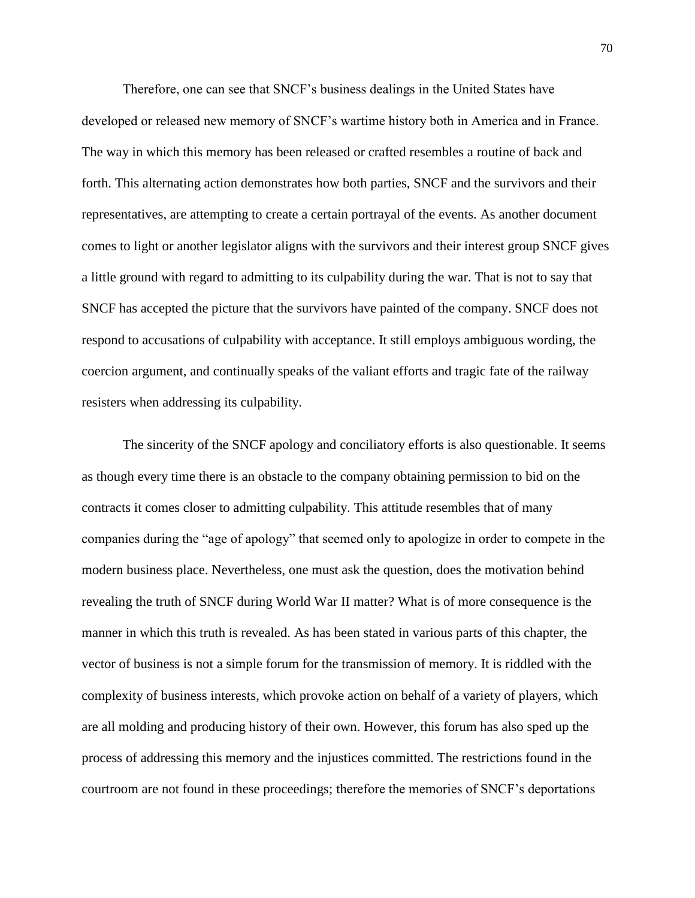Therefore, one can see that SNCF's business dealings in the United States have developed or released new memory of SNCF's wartime history both in America and in France. The way in which this memory has been released or crafted resembles a routine of back and forth. This alternating action demonstrates how both parties, SNCF and the survivors and their representatives, are attempting to create a certain portrayal of the events. As another document comes to light or another legislator aligns with the survivors and their interest group SNCF gives a little ground with regard to admitting to its culpability during the war. That is not to say that SNCF has accepted the picture that the survivors have painted of the company. SNCF does not respond to accusations of culpability with acceptance. It still employs ambiguous wording, the coercion argument, and continually speaks of the valiant efforts and tragic fate of the railway resisters when addressing its culpability.

The sincerity of the SNCF apology and conciliatory efforts is also questionable. It seems as though every time there is an obstacle to the company obtaining permission to bid on the contracts it comes closer to admitting culpability. This attitude resembles that of many companies during the "age of apology" that seemed only to apologize in order to compete in the modern business place. Nevertheless, one must ask the question, does the motivation behind revealing the truth of SNCF during World War II matter? What is of more consequence is the manner in which this truth is revealed. As has been stated in various parts of this chapter, the vector of business is not a simple forum for the transmission of memory. It is riddled with the complexity of business interests, which provoke action on behalf of a variety of players, which are all molding and producing history of their own. However, this forum has also sped up the process of addressing this memory and the injustices committed. The restrictions found in the courtroom are not found in these proceedings; therefore the memories of SNCF's deportations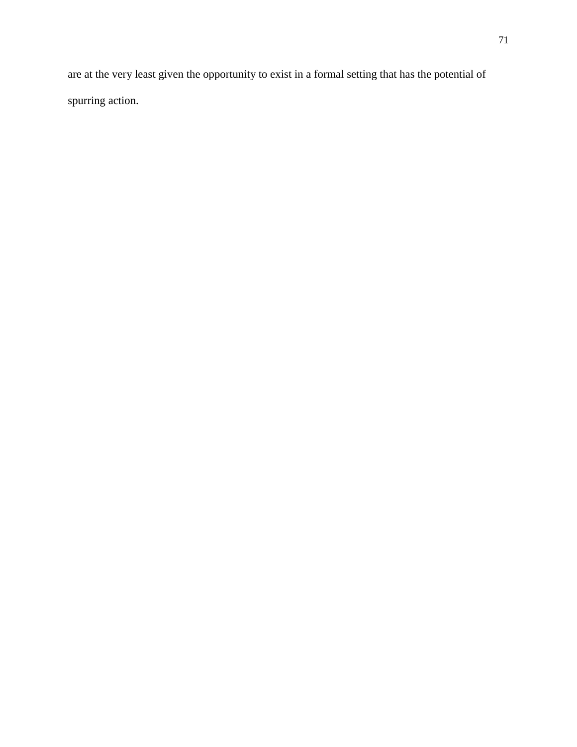are at the very least given the opportunity to exist in a formal setting that has the potential of spurring action.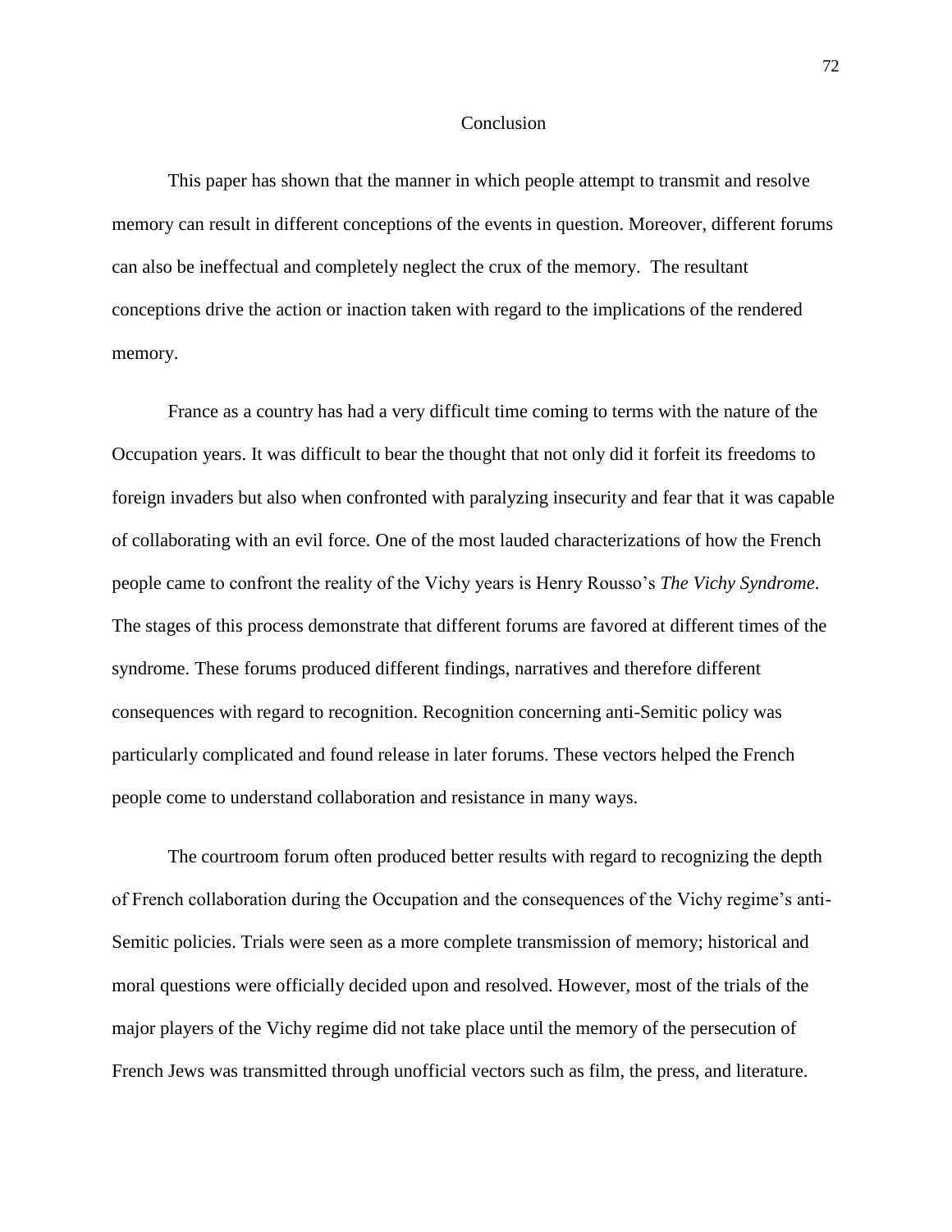# Conclusion

This paper has shown that the manner in which people attempt to transmit and resolve memory can result in different conceptions of the events in question. Moreover, different forums can also be ineffectual and completely neglect the crux of the memory. The resultant conceptions drive the action or inaction taken with regard to the implications of the rendered memory.

France as a country has had a very difficult time coming to terms with the nature of the Occupation years. It was difficult to bear the thought that not only did it forfeit its freedoms to foreign invaders but also when confronted with paralyzing insecurity and fear that it was capable of collaborating with an evil force. One of the most lauded characterizations of how the French people came to confront the reality of the Vichy years is Henry Rousso's *The Vichy Syndrome*. The stages of this process demonstrate that different forums are favored at different times of the syndrome. These forums produced different findings, narratives and therefore different consequences with regard to recognition. Recognition concerning anti-Semitic policy was particularly complicated and found release in later forums. These vectors helped the French people come to understand collaboration and resistance in many ways.

The courtroom forum often produced better results with regard to recognizing the depth of French collaboration during the Occupation and the consequences of the Vichy regime's anti-Semitic policies. Trials were seen as a more complete transmission of memory; historical and moral questions were officially decided upon and resolved. However, most of the trials of the major players of the Vichy regime did not take place until the memory of the persecution of French Jews was transmitted through unofficial vectors such as film, the press, and literature.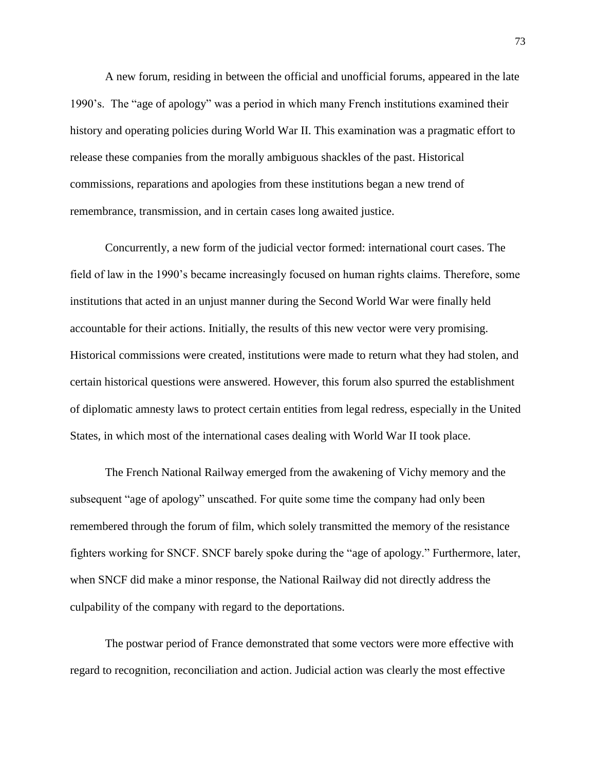A new forum, residing in between the official and unofficial forums, appeared in the late 1990's. The "age of apology" was a period in which many French institutions examined their history and operating policies during World War II. This examination was a pragmatic effort to release these companies from the morally ambiguous shackles of the past. Historical commissions, reparations and apologies from these institutions began a new trend of remembrance, transmission, and in certain cases long awaited justice.

Concurrently, a new form of the judicial vector formed: international court cases. The field of law in the 1990's became increasingly focused on human rights claims. Therefore, some institutions that acted in an unjust manner during the Second World War were finally held accountable for their actions. Initially, the results of this new vector were very promising. Historical commissions were created, institutions were made to return what they had stolen, and certain historical questions were answered. However, this forum also spurred the establishment of diplomatic amnesty laws to protect certain entities from legal redress, especially in the United States, in which most of the international cases dealing with World War II took place.

The French National Railway emerged from the awakening of Vichy memory and the subsequent "age of apology" unscathed. For quite some time the company had only been remembered through the forum of film, which solely transmitted the memory of the resistance fighters working for SNCF. SNCF barely spoke during the "age of apology." Furthermore, later, when SNCF did make a minor response, the National Railway did not directly address the culpability of the company with regard to the deportations.

The postwar period of France demonstrated that some vectors were more effective with regard to recognition, reconciliation and action. Judicial action was clearly the most effective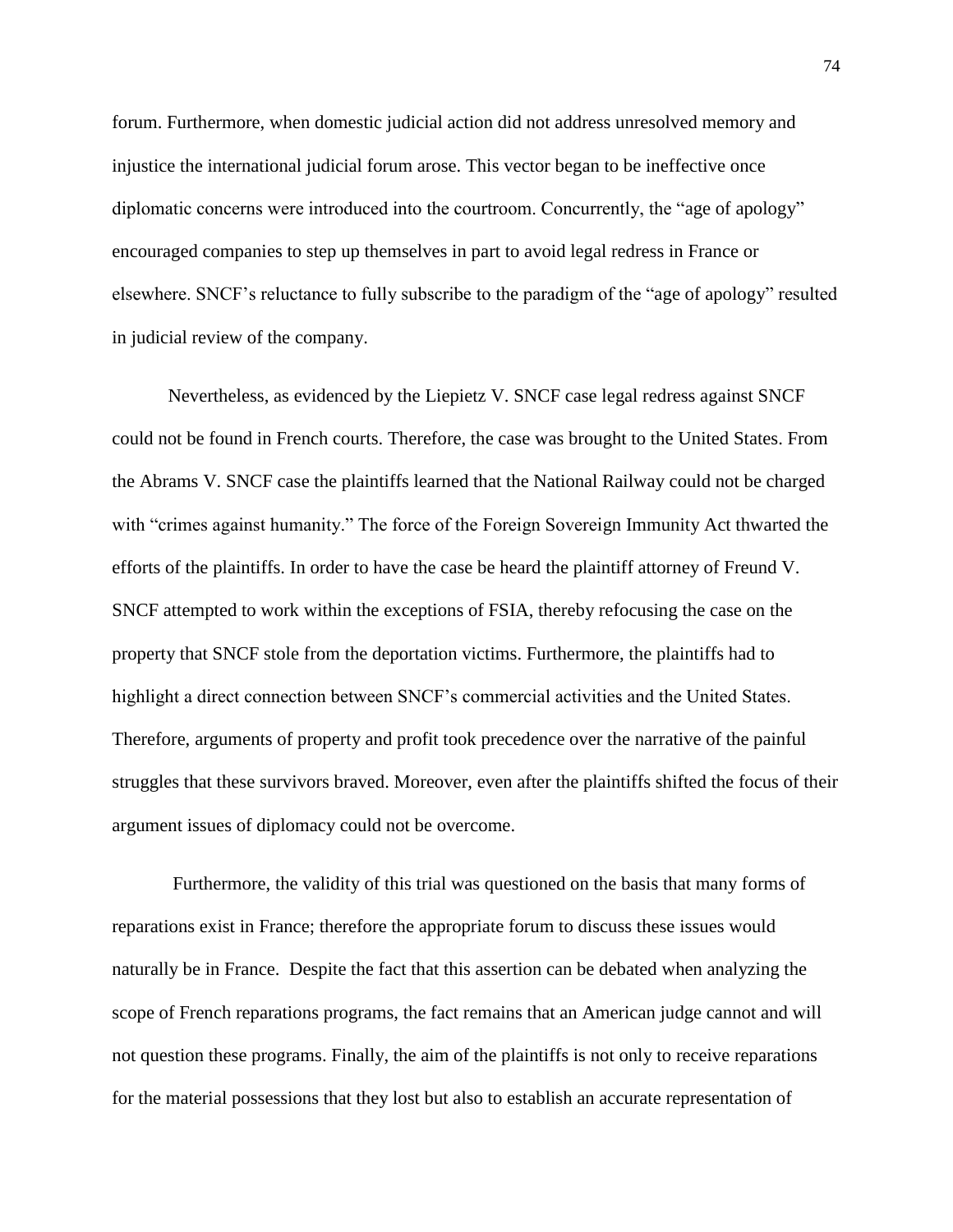forum. Furthermore, when domestic judicial action did not address unresolved memory and injustice the international judicial forum arose. This vector began to be ineffective once diplomatic concerns were introduced into the courtroom. Concurrently, the "age of apology" encouraged companies to step up themselves in part to avoid legal redress in France or elsewhere. SNCF's reluctance to fully subscribe to the paradigm of the "age of apology" resulted in judicial review of the company.

Nevertheless, as evidenced by the Liepietz V. SNCF case legal redress against SNCF could not be found in French courts. Therefore, the case was brought to the United States. From the Abrams V. SNCF case the plaintiffs learned that the National Railway could not be charged with "crimes against humanity." The force of the Foreign Sovereign Immunity Act thwarted the efforts of the plaintiffs. In order to have the case be heard the plaintiff attorney of Freund V. SNCF attempted to work within the exceptions of FSIA, thereby refocusing the case on the property that SNCF stole from the deportation victims. Furthermore, the plaintiffs had to highlight a direct connection between SNCF's commercial activities and the United States. Therefore, arguments of property and profit took precedence over the narrative of the painful struggles that these survivors braved. Moreover, even after the plaintiffs shifted the focus of their argument issues of diplomacy could not be overcome.

Furthermore, the validity of this trial was questioned on the basis that many forms of reparations exist in France; therefore the appropriate forum to discuss these issues would naturally be in France. Despite the fact that this assertion can be debated when analyzing the scope of French reparations programs, the fact remains that an American judge cannot and will not question these programs. Finally, the aim of the plaintiffs is not only to receive reparations for the material possessions that they lost but also to establish an accurate representation of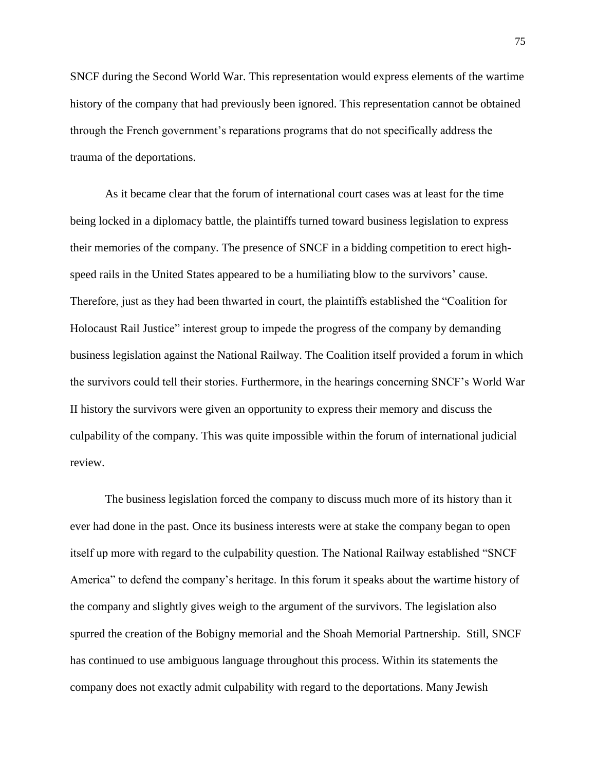SNCF during the Second World War. This representation would express elements of the wartime history of the company that had previously been ignored. This representation cannot be obtained through the French government's reparations programs that do not specifically address the trauma of the deportations.

As it became clear that the forum of international court cases was at least for the time being locked in a diplomacy battle, the plaintiffs turned toward business legislation to express their memories of the company. The presence of SNCF in a bidding competition to erect high-speed rails in the United States appeared to be a humiliating blow to the survivors' cause. Therefore, just as they had been thwarted in court, the plaintiffs established the "Coalition for Holocaust Rail Justice" interest group to impede the progress of the company by demanding business legislation against the National Railway. The Coalition itself provided a forum in which the survivors could tell their stories. Furthermore, in the hearings concerning SNCF's World War II history the survivors were given an opportunity to express their memory and discuss the culpability of the company. This was quite impossible within the forum of international judicial review.

The business legislation forced the company to discuss much more of its history than it ever had done in the past. Once its business interests were at stake the company began to open itself up more with regard to the culpability question. The National Railway established "SNCF America" to defend the company's heritage. In this forum it speaks about the wartime history of the company and slightly gives weigh to the argument of the survivors. The legislation also spurred the creation of the Bobigny memorial and the Shoah Memorial Partnership. Still, SNCF has continued to use ambiguous language throughout this process. Within its statements the company does not exactly admit culpability with regard to the deportations. Many Jewish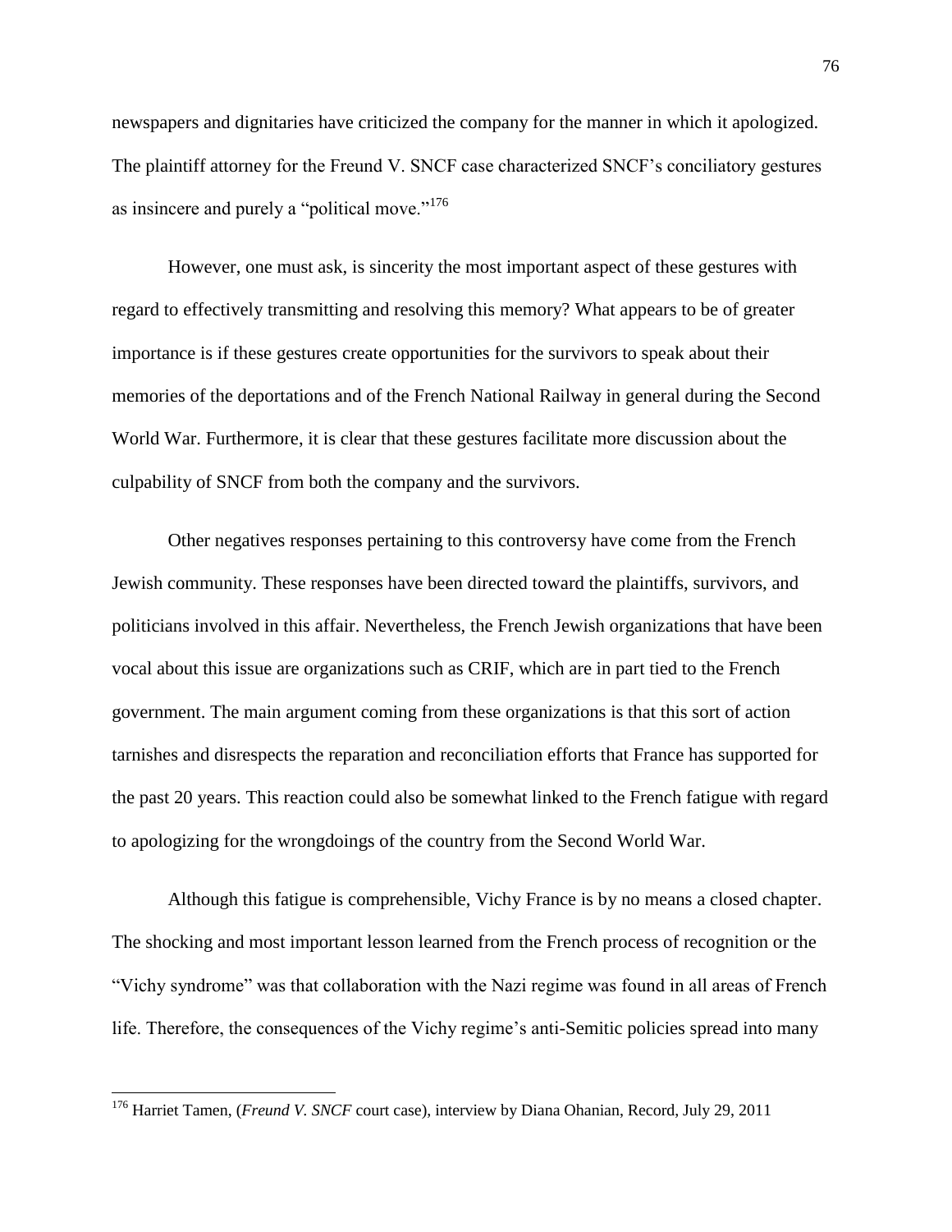newspapers and dignitaries have criticized the company for the manner in which it apologized. The plaintiff attorney for the Freund V. SNCF case characterized SNCF's conciliatory gestures as insincere and purely a "political move."[176]

However, one must ask, is sincerity the most important aspect of these gestures with regard to effectively transmitting and resolving this memory? What appears to be of greater importance is if these gestures create opportunities for the survivors to speak about their memories of the deportations and of the French National Railway in general during the Second World War. Furthermore, it is clear that these gestures facilitate more discussion about the culpability of SNCF from both the company and the survivors.

Other negatives responses pertaining to this controversy have come from the French Jewish community. These responses have been directed toward the plaintiffs, survivors, and politicians involved in this affair. Nevertheless, the French Jewish organizations that have been vocal about this issue are organizations such as CRIF, which are in part tied to the French government. The main argument coming from these organizations is that this sort of action tarnishes and disrespects the reparation and reconciliation efforts that France has supported for the past 20 years. This reaction could also be somewhat linked to the French fatigue with regard to apologizing for the wrongdoings of the country from the Second World War.

Although this fatigue is comprehensible, Vichy France is by no means a closed chapter. The shocking and most important lesson learned from the French process of recognition or the "Vichy syndrome" was that collaboration with the Nazi regime was found in all areas of French life. Therefore, the consequences of the Vichy regime's anti-Semitic policies spread into many

---

[176] Harriet Tamen, (*Freund V. SNCF* court case), interview by Diana Ohanian, Record, July 29, 2011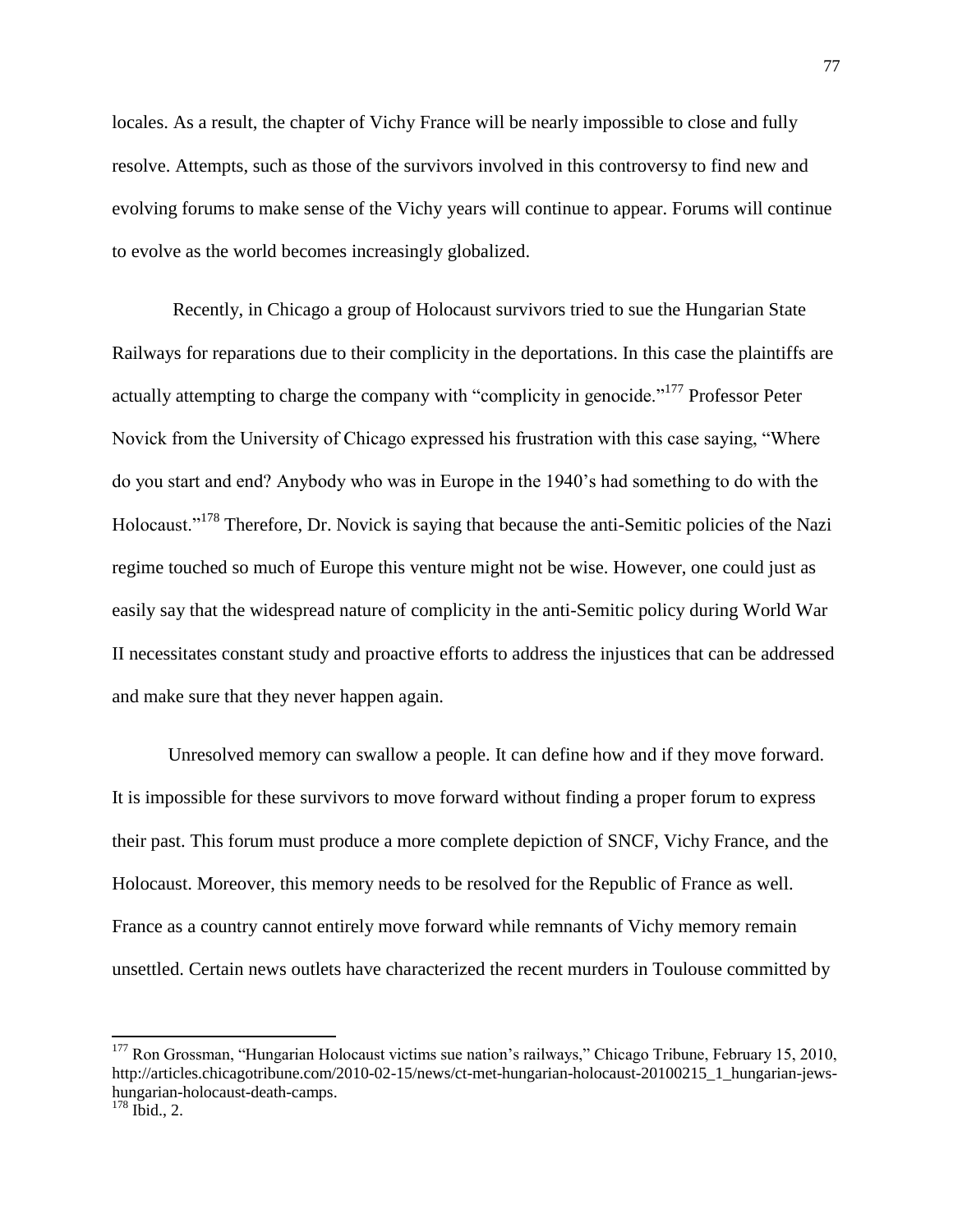locales. As a result, the chapter of Vichy France will be nearly impossible to close and fully resolve. Attempts, such as those of the survivors involved in this controversy to find new and evolving forums to make sense of the Vichy years will continue to appear. Forums will continue to evolve as the world becomes increasingly globalized.

Recently, in Chicago a group of Holocaust survivors tried to sue the Hungarian State Railways for reparations due to their complicity in the deportations. In this case the plaintiffs are actually attempting to charge the company with "complicity in genocide."[177] Professor Peter Novick from the University of Chicago expressed his frustration with this case saying, "Where do you start and end? Anybody who was in Europe in the 1940's had something to do with the Holocaust."[178] Therefore, Dr. Novick is saying that because the anti-Semitic policies of the Nazi regime touched so much of Europe this venture might not be wise. However, one could just as easily say that the widespread nature of complicity in the anti-Semitic policy during World War II necessitates constant study and proactive efforts to address the injustices that can be addressed and make sure that they never happen again.

Unresolved memory can swallow a people. It can define how and if they move forward. It is impossible for these survivors to move forward without finding a proper forum to express their past. This forum must produce a more complete depiction of SNCF, Vichy France, and the Holocaust. Moreover, this memory needs to be resolved for the Republic of France as well. France as a country cannot entirely move forward while remnants of Vichy memory remain unsettled. Certain news outlets have characterized the recent murders in Toulouse committed by

---

[177] Ron Grossman, "Hungarian Holocaust victims sue nation's railways," Chicago Tribune, February 15, 2010, http://articles.chicagotribune.com/2010-02-15/news/ct-met-hungarian-holocaust-20100215_1_hungarian-jews-hungarian-holocaust-death-camps.

[178] Ibid., 2.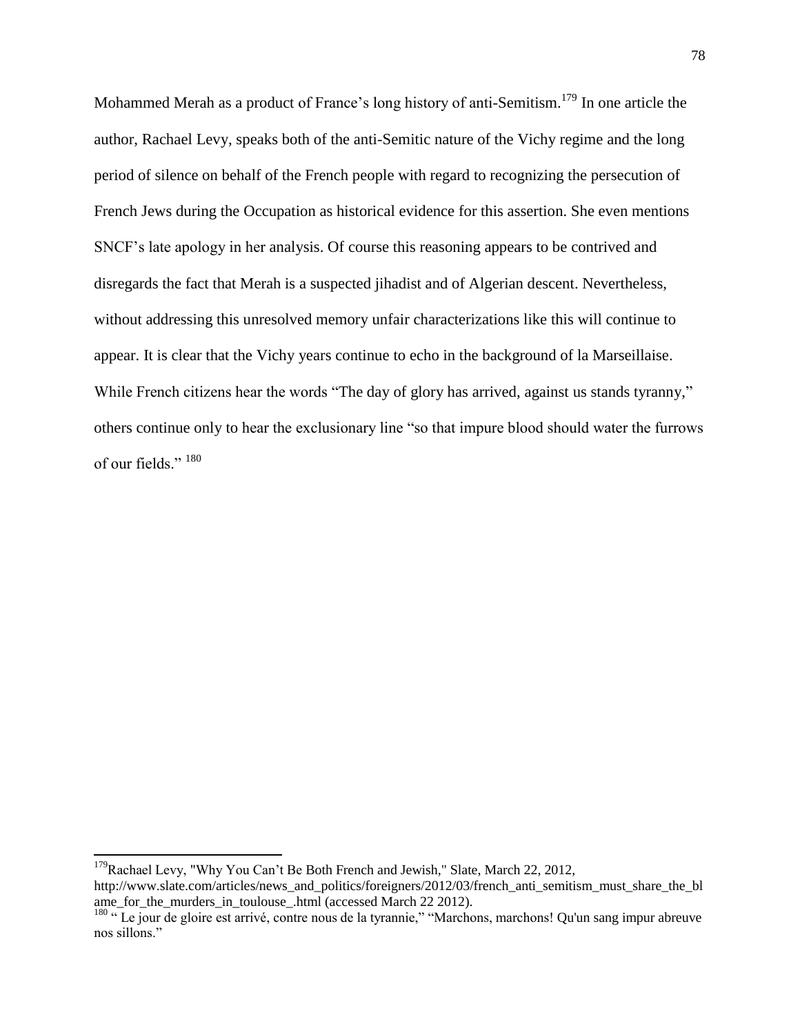Mohammed Merah as a product of France's long history of anti-Semitism.[179] In one article the author, Rachael Levy, speaks both of the anti-Semitic nature of the Vichy regime and the long period of silence on behalf of the French people with regard to recognizing the persecution of French Jews during the Occupation as historical evidence for this assertion. She even mentions SNCF's late apology in her analysis. Of course this reasoning appears to be contrived and disregards the fact that Merah is a suspected jihadist and of Algerian descent. Nevertheless, without addressing this unresolved memory unfair characterizations like this will continue to appear. It is clear that the Vichy years continue to echo in the background of la Marseillaise. While French citizens hear the words "The day of glory has arrived, against us stands tyranny," others continue only to hear the exclusionary line "so that impure blood should water the furrows of our fields." [180]

---

[179] Rachael Levy, "Why You Can't Be Both French and Jewish," Slate, March 22, 2012, http://www.slate.com/articles/news_and_politics/foreigners/2012/03/french_anti_semitism_must_share_the_blame_for_the_murders_in_toulouse_.html (accessed March 22 2012).

[180] " Le jour de gloire est arrivé, contre nous de la tyrannie," "Marchons, marchons! Qu'un sang impur abreuve nos sillons."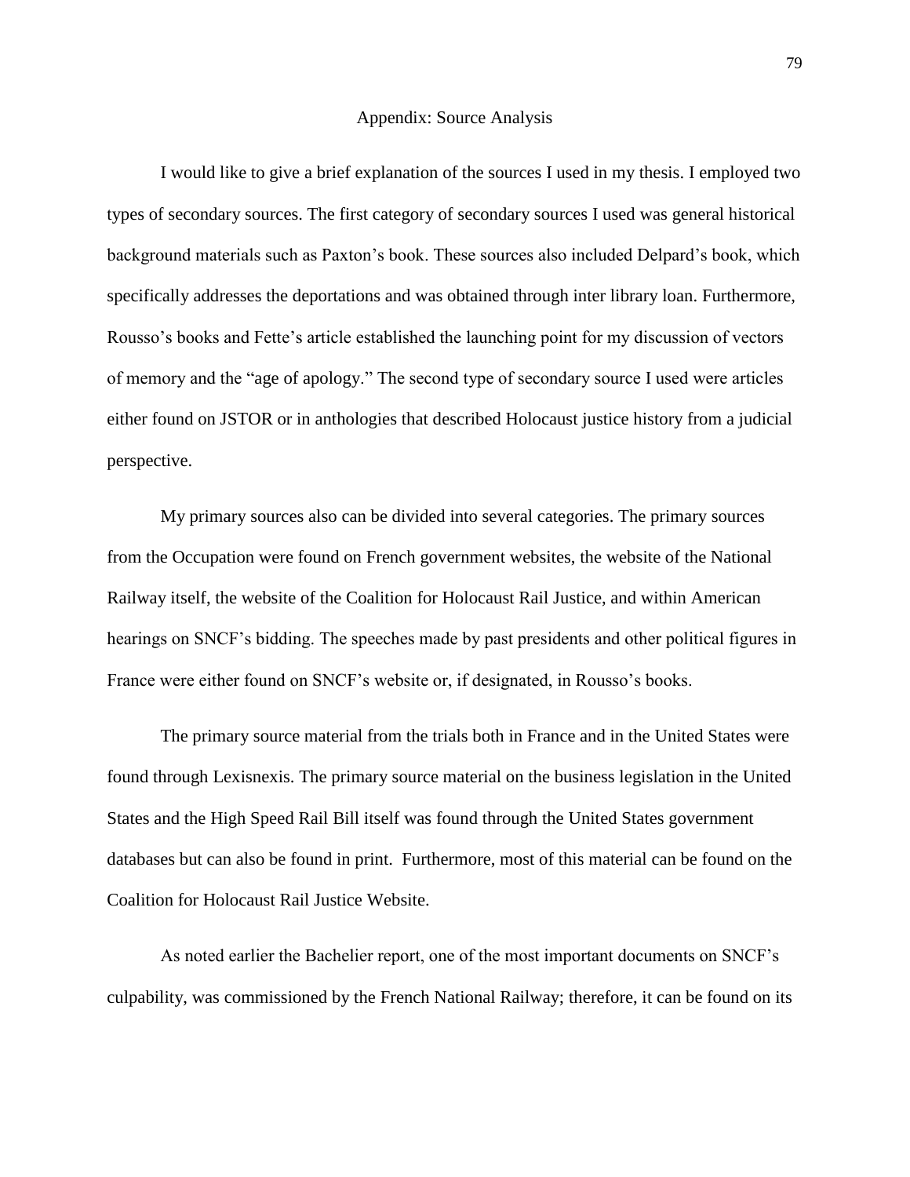# Appendix: Source Analysis

I would like to give a brief explanation of the sources I used in my thesis. I employed two types of secondary sources. The first category of secondary sources I used was general historical background materials such as Paxton's book. These sources also included Delpard's book, which specifically addresses the deportations and was obtained through inter library loan. Furthermore, Rousso's books and Fette's article established the launching point for my discussion of vectors of memory and the "age of apology." The second type of secondary source I used were articles either found on JSTOR or in anthologies that described Holocaust justice history from a judicial perspective.

My primary sources also can be divided into several categories. The primary sources from the Occupation were found on French government websites, the website of the National Railway itself, the website of the Coalition for Holocaust Rail Justice, and within American hearings on SNCF's bidding. The speeches made by past presidents and other political figures in France were either found on SNCF's website or, if designated, in Rousso's books.

The primary source material from the trials both in France and in the United States were found through Lexisnexis. The primary source material on the business legislation in the United States and the High Speed Rail Bill itself was found through the United States government databases but can also be found in print. Furthermore, most of this material can be found on the Coalition for Holocaust Rail Justice Website.

As noted earlier the Bachelier report, one of the most important documents on SNCF's culpability, was commissioned by the French National Railway; therefore, it can be found on its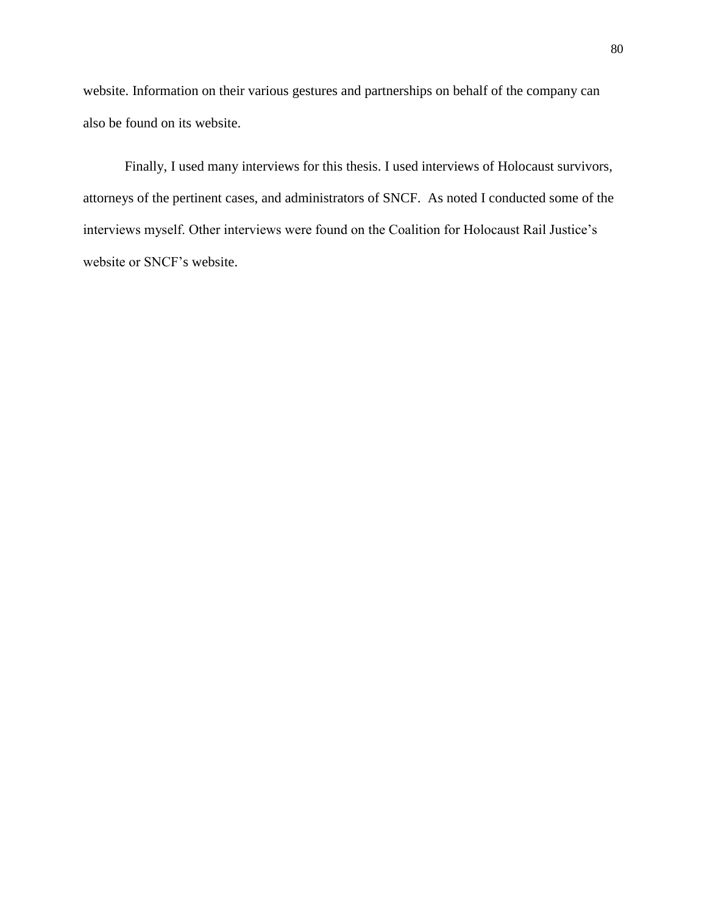website. Information on their various gestures and partnerships on behalf of the company can also be found on its website.

Finally, I used many interviews for this thesis. I used interviews of Holocaust survivors, attorneys of the pertinent cases, and administrators of SNCF. As noted I conducted some of the interviews myself. Other interviews were found on the Coalition for Holocaust Rail Justice's website or SNCF's website.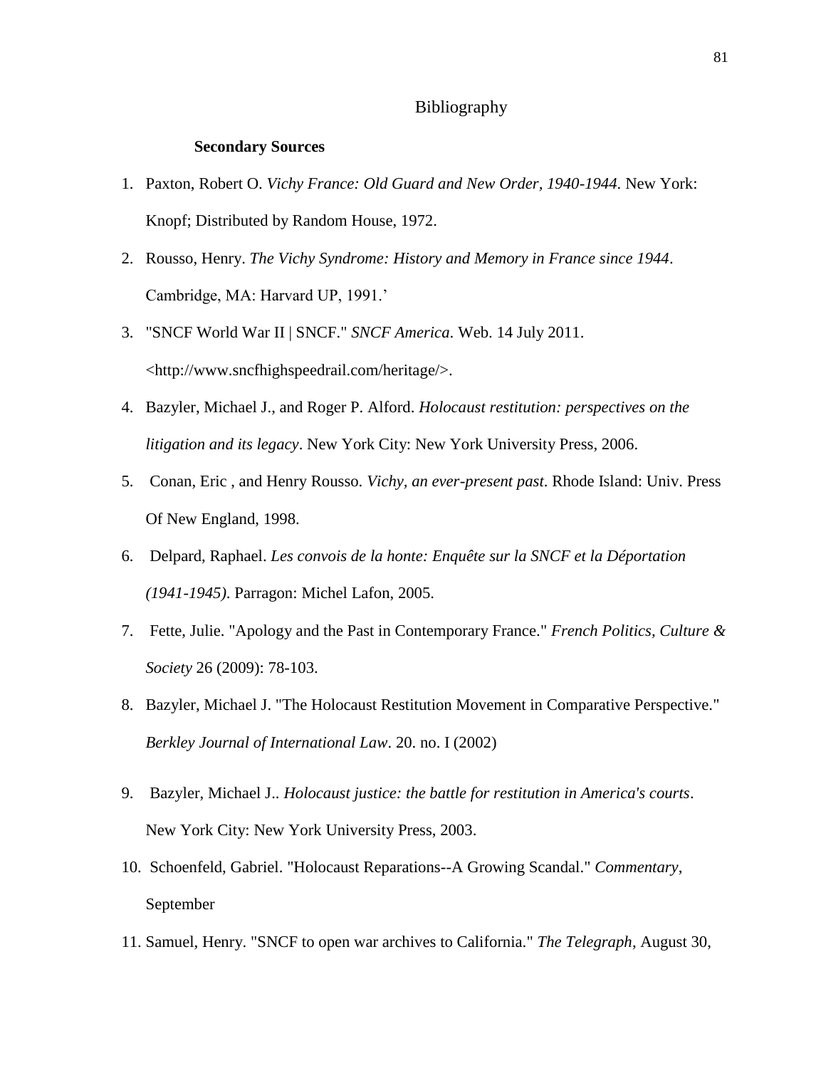## Bibliography

### Secondary Sources

1. Paxton, Robert O. *Vichy France: Old Guard and New Order, 1940-1944*. New York: Knopf; Distributed by Random House, 1972.
2. Rousso, Henry. *The Vichy Syndrome: History and Memory in France since 1944*. Cambridge, MA: Harvard UP, 1991.'
3. "SNCF World War II | SNCF." *SNCF America*. Web. 14 July 2011. <http://www.sncfhighspeedrail.com/heritage/>.
4. Bazyler, Michael J., and Roger P. Alford. *Holocaust restitution: perspectives on the litigation and its legacy*. New York City: New York University Press, 2006.
5. Conan, Eric , and Henry Rousso. *Vichy, an ever-present past*. Rhode Island: Univ. Press Of New England, 1998.
6. Delpard, Raphael. *Les convois de la honte: Enquête sur la SNCF et la Déportation (1941-1945)*. Parragon: Michel Lafon, 2005.
7. Fette, Julie. "Apology and the Past in Contemporary France." *French Politics, Culture & Society* 26 (2009): 78-103.
8. Bazyler, Michael J. "The Holocaust Restitution Movement in Comparative Perspective." *Berkley Journal of International Law*. 20. no. I (2002)
9. Bazyler, Michael J.. *Holocaust justice: the battle for restitution in America's courts*. New York City: New York University Press, 2003.
10. Schoenfeld, Gabriel. "Holocaust Reparations--A Growing Scandal." *Commentary*, September
11. Samuel, Henry. "SNCF to open war archives to California." *The Telegraph*, August 30,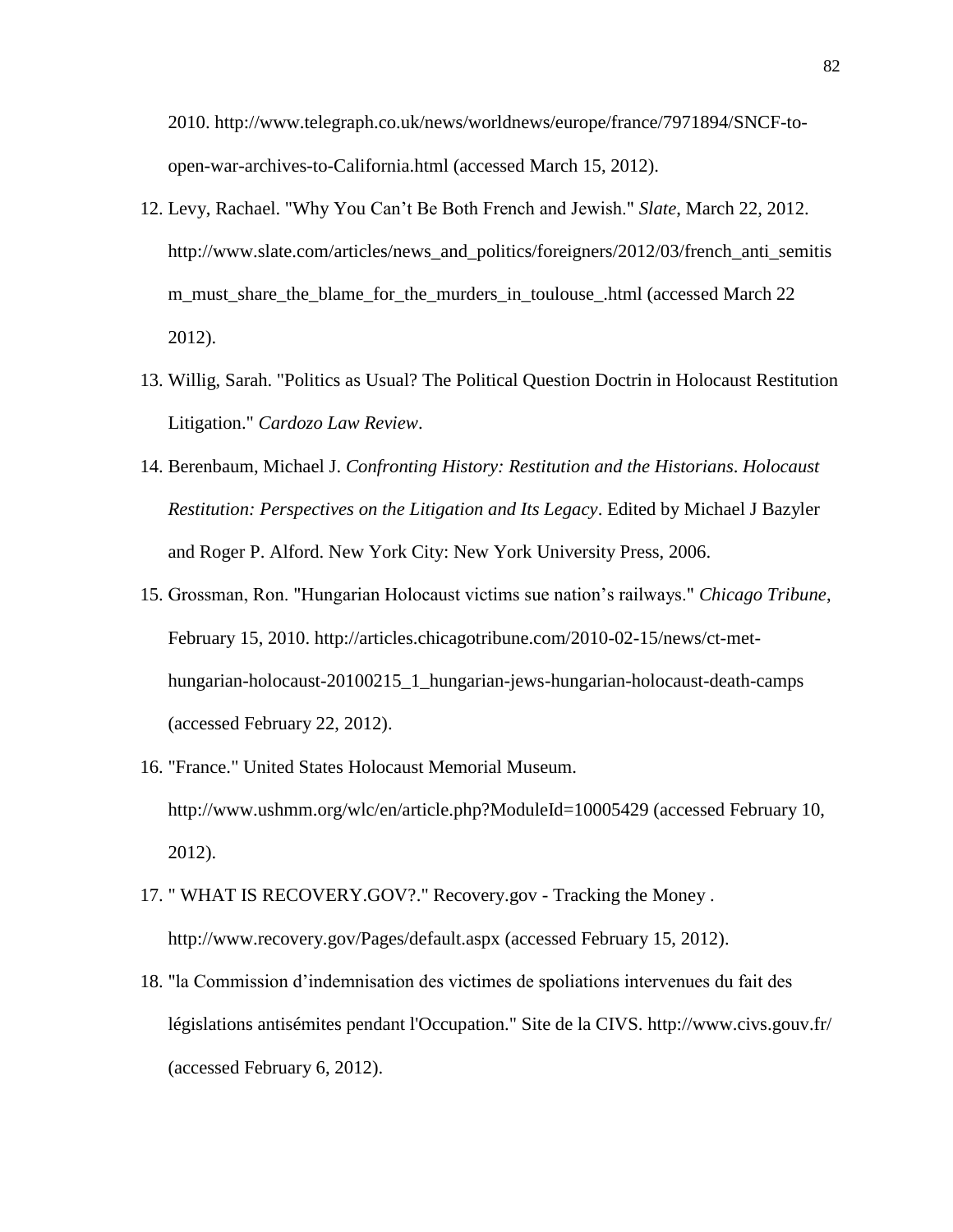2010. http://www.telegraph.co.uk/news/worldnews/europe/france/7971894/SNCF-to-open-war-archives-to-California.html (accessed March 15, 2012).

12. Levy, Rachael. "Why You Can’t Be Both French and Jewish." *Slate*, March 22, 2012. http://www.slate.com/articles/news_and_politics/foreigners/2012/03/french_anti_semitism_must_share_the_blame_for_the_murders_in_toulouse_.html (accessed March 22 2012).
13. Willig, Sarah. "Politics as Usual? The Political Question Doctrin in Holocaust Restitution Litigation." *Cardozo Law Review*.
14. Berenbaum, Michael J. *Confronting History: Restitution and the Historians*. *Holocaust Restitution: Perspectives on the Litigation and Its Legacy*. Edited by Michael J Bazyler and Roger P. Alford. New York City: New York University Press, 2006.
15. Grossman, Ron. "Hungarian Holocaust victims sue nation’s railways." *Chicago Tribune*, February 15, 2010. http://articles.chicagotribune.com/2010-02-15/news/ct-met-hungarian-holocaust-20100215_1_hungarian-jews-hungarian-holocaust-death-camps (accessed February 22, 2012).
16. "France." United States Holocaust Memorial Museum. http://www.ushmm.org/wlc/en/article.php?ModuleId=10005429 (accessed February 10, 2012).
17. " WHAT IS RECOVERY.GOV?." Recovery.gov - Tracking the Money . http://www.recovery.gov/Pages/default.aspx (accessed February 15, 2012).
18. "la Commission d’indemnisation des victimes de spoliations intervenues du fait des législations antisémites pendant l'Occupation." Site de la CIVS. http://www.civs.gouv.fr/ (accessed February 6, 2012).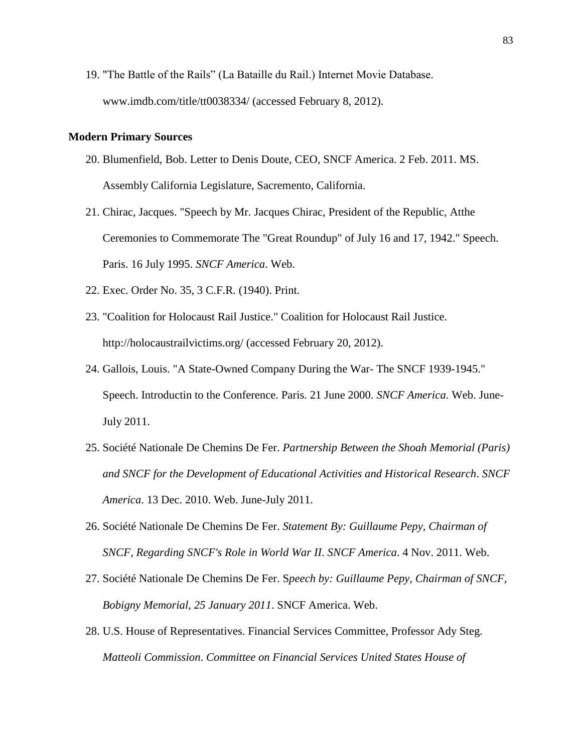19. "The Battle of the Rails" (La Bataille du Rail.) Internet Movie Database. www.imdb.com/title/tt0038334/ (accessed February 8, 2012).

**Modern Primary Sources**

20. Blumenfield, Bob. Letter to Denis Doute, CEO, SNCF America. 2 Feb. 2011. MS. Assembly California Legislature, Sacremento, California.
21. Chirac, Jacques. "Speech by Mr. Jacques Chirac, President of the Republic, Atthe Ceremonies to Commemorate The "Great Roundup" of July 16 and 17, 1942." Speech. Paris. 16 July 1995. *SNCF America*. Web.
22. Exec. Order No. 35, 3 C.F.R. (1940). Print.
23. "Coalition for Holocaust Rail Justice." Coalition for Holocaust Rail Justice. http://holocaustrailvictims.org/ (accessed February 20, 2012).
24. Gallois, Louis. "A State-Owned Company During the War- The SNCF 1939-1945." Speech. Introductin to the Conference. Paris. 21 June 2000. *SNCF America*. Web. June-July 2011.
25. Société Nationale De Chemins De Fer. *Partnership Between the Shoah Memorial (Paris) and SNCF for the Development of Educational Activities and Historical Research*. *SNCF America*. 13 Dec. 2010. Web. June-July 2011.
26. Société Nationale De Chemins De Fer. *Statement By: Guillaume Pepy, Chairman of SNCF, Regarding SNCF's Role in World War II*. *SNCF America*. 4 Nov. 2011. Web.
27. Société Nationale De Chemins De Fer. S*peech by: Guillaume Pepy, Chairman of SNCF, Bobigny Memorial, 25 January 2011*. SNCF America. Web.
28. U.S. House of Representatives. Financial Services Committee, Professor Ady Steg. *Matteoli Commission*. *Committee on Financial Services United States House of*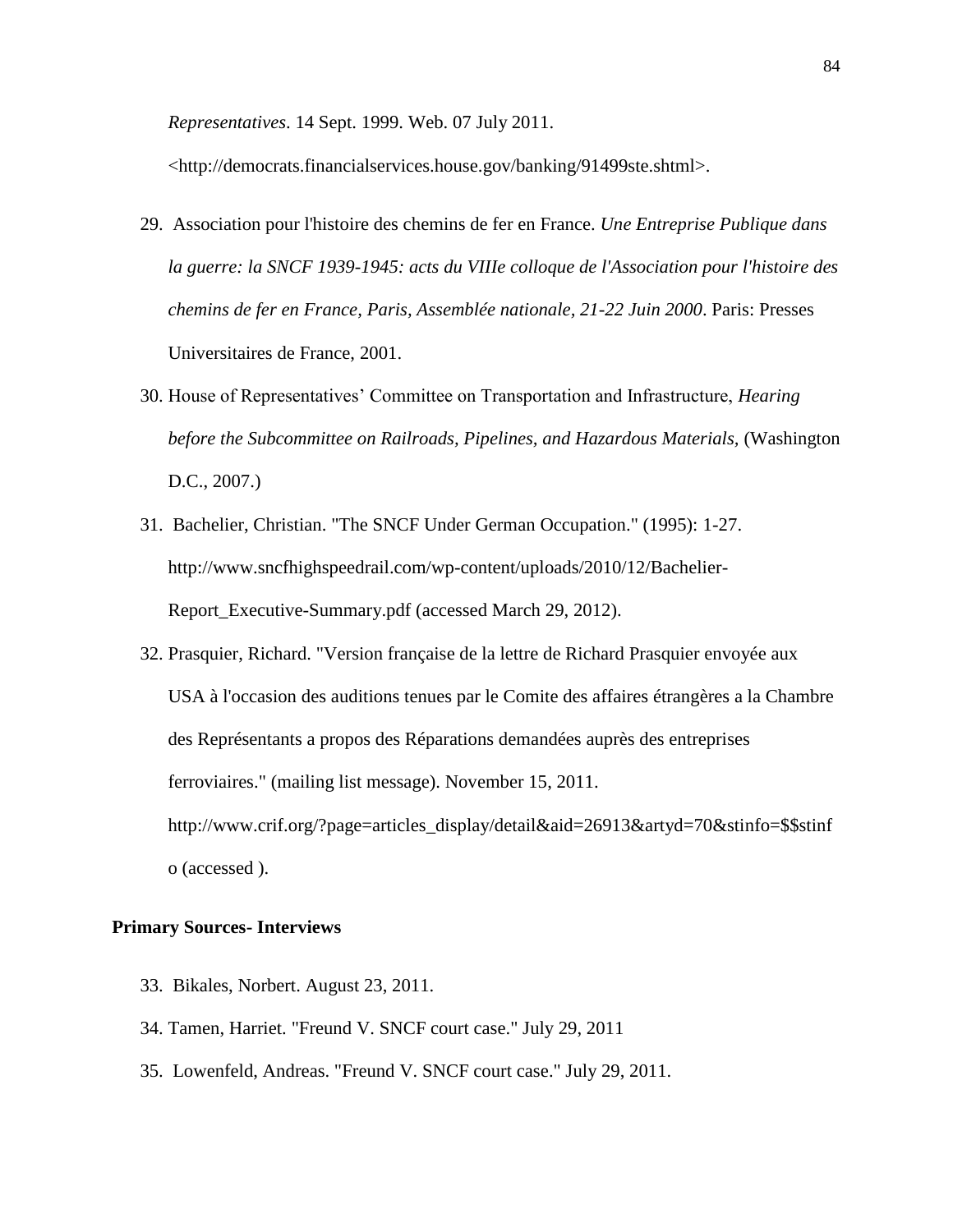*Representatives*. 14 Sept. 1999. Web. 07 July 2011. <http://democrats.financialservices.house.gov/banking/91499ste.shtml>.

29. Association pour l'histoire des chemins de fer en France. *Une Entreprise Publique dans la guerre: la SNCF 1939-1945: acts du VIIIe colloque de l'Association pour l'histoire des chemins de fer en France, Paris, Assemblée nationale, 21-22 Juin 2000*. Paris: Presses Universitaires de France, 2001.

30. House of Representatives' Committee on Transportation and Infrastructure, *Hearing before the Subcommittee on Railroads, Pipelines, and Hazardous Materials*, (Washington D.C., 2007.)

31. Bachelier, Christian. "The SNCF Under German Occupation." (1995): 1-27. http://www.sncfhighspeedrail.com/wp-content/uploads/2010/12/Bachelier-Report_Executive-Summary.pdf (accessed March 29, 2012).

32. Prasquier, Richard. "Version française de la lettre de Richard Prasquier envoyée aux USA à l'occasion des auditions tenues par le Comite des affaires étrangères a la Chambre des Représentants a propos des Réparations demandées auprès des entreprises ferroviaires." (mailing list message). November 15, 2011. http://www.crif.org/?page=articles_display/detail&aid=26913&artyd=70&stinfo=$$stinfo (accessed ).

**Primary Sources- Interviews**

33. Bikales, Norbert. August 23, 2011.

34. Tamen, Harriet. "Freund V. SNCF court case." July 29, 2011

35. Lowenfeld, Andreas. "Freund V. SNCF court case." July 29, 2011.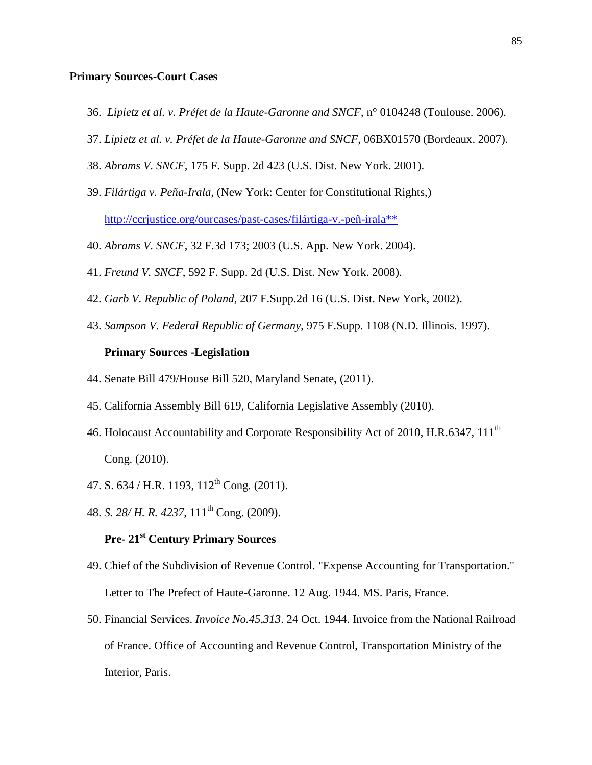## Primary Sources-Court Cases

36. *Lipietz et al. v. Préfet de la Haute-Garonne and SNCF*, n° 0104248 (Toulouse. 2006).
37. *Lipietz et al. v. Préfet de la Haute-Garonne and SNCF*, 06BX01570 (Bordeaux. 2007).
38. *Abrams V. SNCF*, 175 F. Supp. 2d 423 (U.S. Dist. New York. 2001).
39. *Filártiga v. Peña-Irala*, (New York: Center for Constitutional Rights,) http://ccrjustice.org/ourcases/past-cases/filártiga-v.-peñ-irala**
40. *Abrams V. SNCF*, 32 F.3d 173; 2003 (U.S. App. New York. 2004).
41. *Freund V. SNCF*, 592 F. Supp. 2d (U.S. Dist. New York. 2008).
42. *Garb V. Republic of Poland*, 207 F.Supp.2d 16 (U.S. Dist. New York, 2002).
43. *Sampson V. Federal Republic of Germany*, 975 F.Supp. 1108 (N.D. Illinois. 1997).

### Primary Sources -Legislation

44. Senate Bill 479/House Bill 520, Maryland Senate, (2011).
45. California Assembly Bill 619, California Legislative Assembly (2010).
46. Holocaust Accountability and Corporate Responsibility Act of 2010, H.R.6347, 111th Cong. (2010).
47. S. 634 / H.R. 1193, 112th Cong. (2011).
48. *S. 28/ H. R. 4237*, 111th Cong. (2009).

### Pre- 21st Century Primary Sources

49. Chief of the Subdivision of Revenue Control. "Expense Accounting for Transportation." Letter to The Prefect of Haute-Garonne. 12 Aug. 1944. MS. Paris, France.
50. Financial Services. *Invoice No.45,313*. 24 Oct. 1944. Invoice from the National Railroad of France. Office of Accounting and Revenue Control, Transportation Ministry of the Interior, Paris.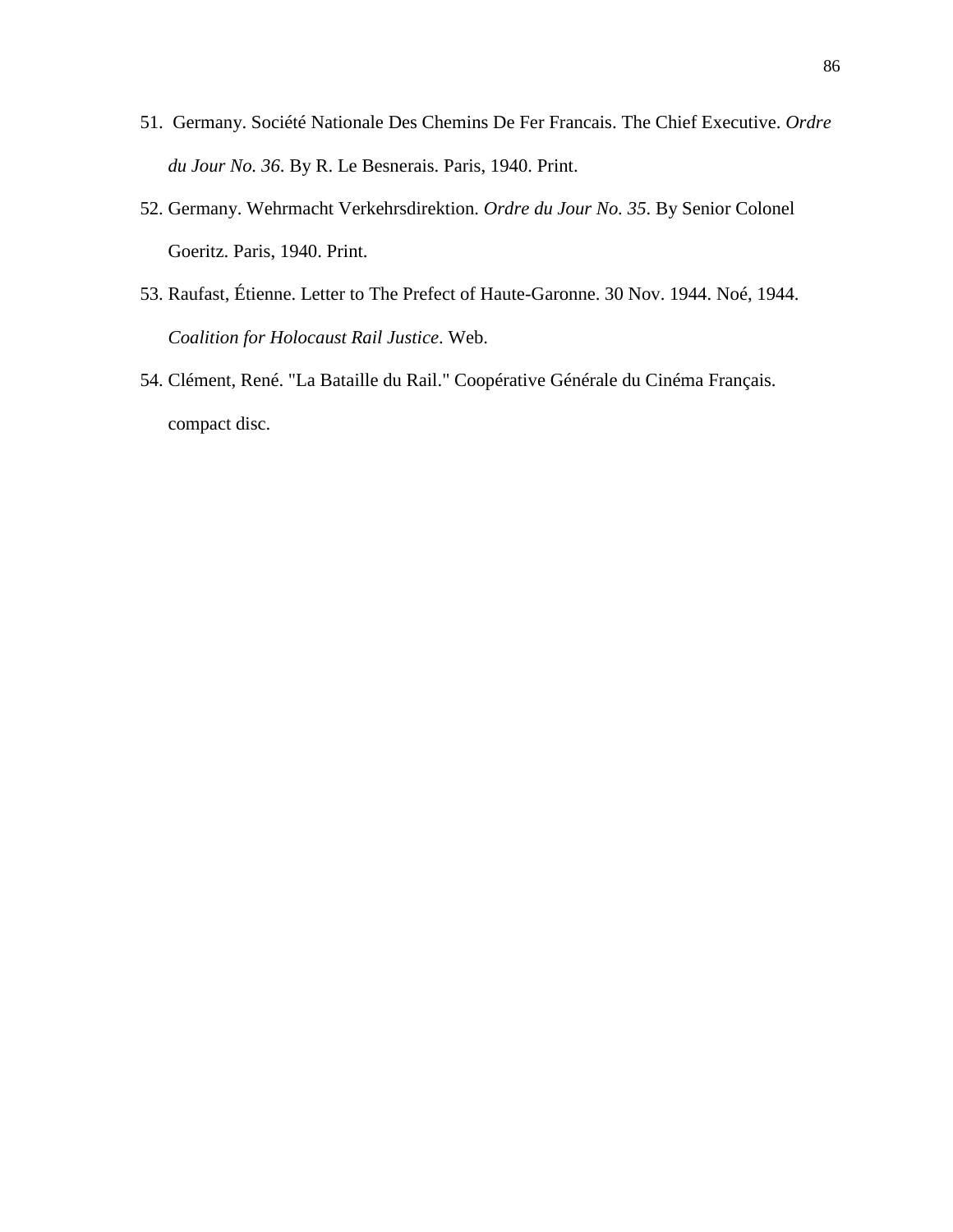51. Germany. Société Nationale Des Chemins De Fer Francais. The Chief Executive. *Ordre du Jour No. 36*. By R. Le Besnerais. Paris, 1940. Print.

52. Germany. Wehrmacht Verkehrsdirektion. *Ordre du Jour No. 35*. By Senior Colonel Goeritz. Paris, 1940. Print.

53. Raufast, Étienne. Letter to The Prefect of Haute-Garonne. 30 Nov. 1944. Noé, 1944. *Coalition for Holocaust Rail Justice*. Web.

54. Clément, René. "La Bataille du Rail." Coopérative Générale du Cinéma Français. compact disc.